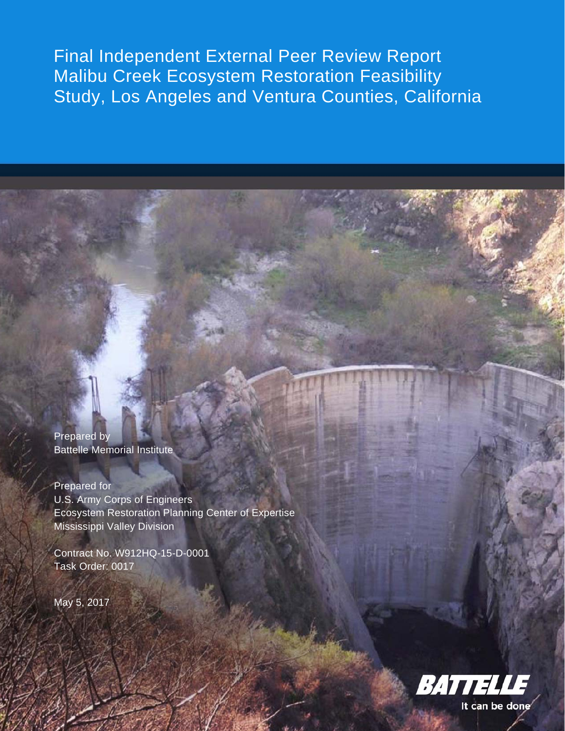# Final Independent External Peer Review Report Malibu Creek Ecosystem Restoration Feasibility Study, Los Angeles and Ventura Counties, California

Prepared by
Battelle Memorial Institute

Prepared for
U.S. Army Corps of Engineers
Ecosystem Restoration Planning Center of Expertise
Mississippi Valley Division

Contract No. W912HQ-15-D-0001
Task Order: 0017

May 5, 2017

BATTELLE
It can be done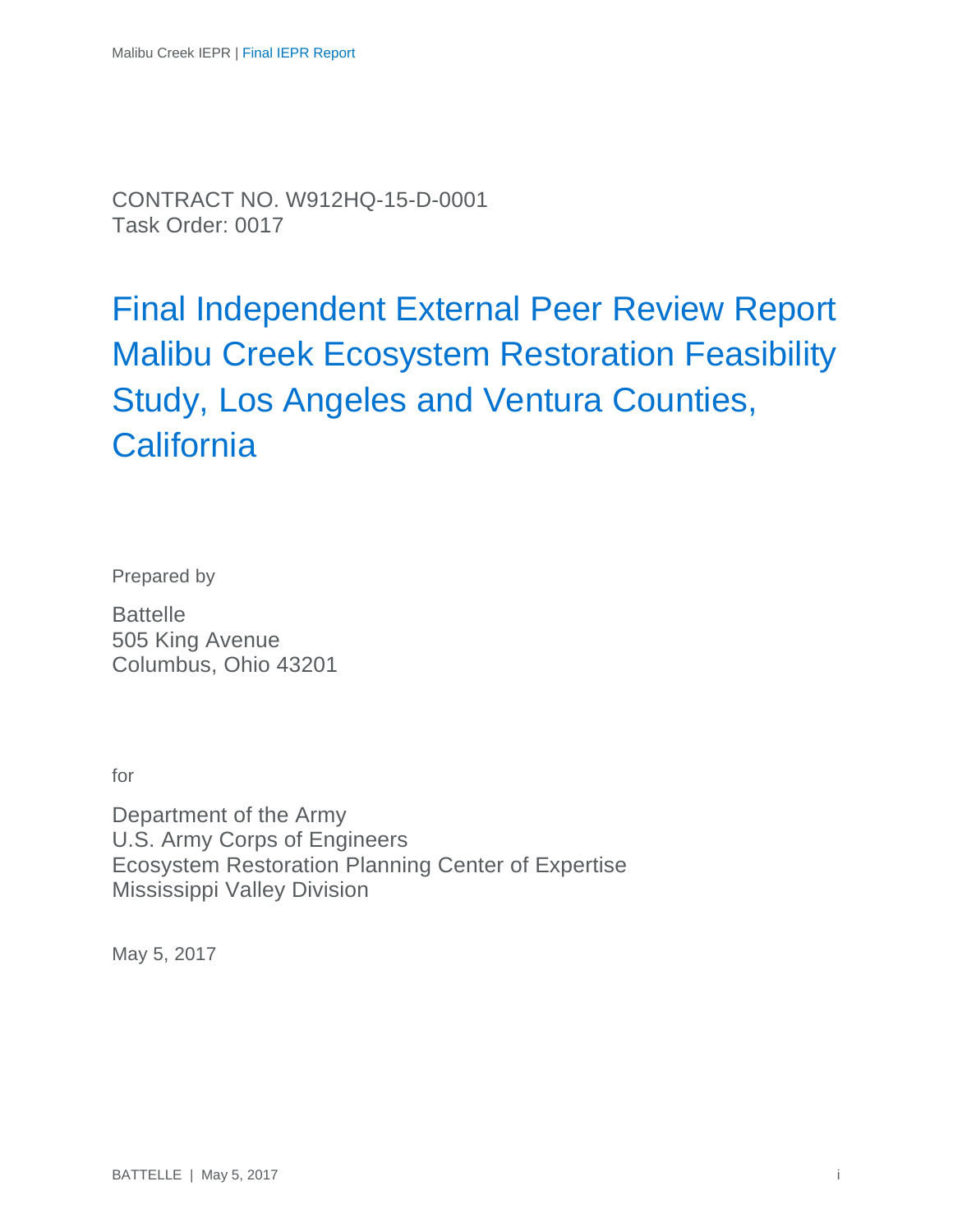CONTRACT NO. W912HQ-15-D-0001
Task Order: 0017

# Final Independent External Peer Review Report Malibu Creek Ecosystem Restoration Feasibility Study, Los Angeles and Ventura Counties, California

Prepared by

Battelle
505 King Avenue
Columbus, Ohio 43201

for

Department of the Army
U.S. Army Corps of Engineers
Ecosystem Restoration Planning Center of Expertise
Mississippi Valley Division

May 5, 2017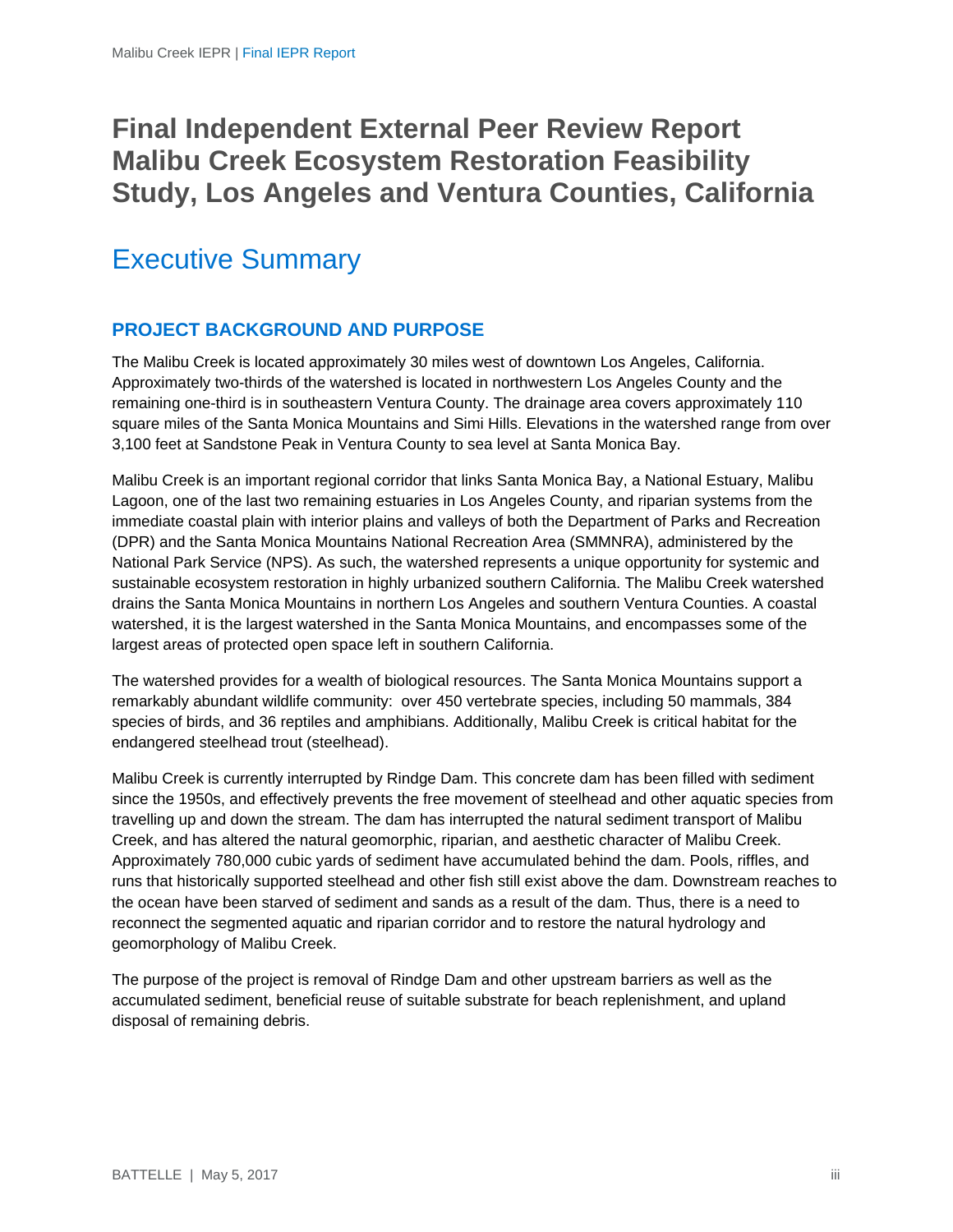# Final Independent External Peer Review Report Malibu Creek Ecosystem Restoration Feasibility Study, Los Angeles and Ventura Counties, California

## Executive Summary

### PROJECT BACKGROUND AND PURPOSE

The Malibu Creek is located approximately 30 miles west of downtown Los Angeles, California. Approximately two-thirds of the watershed is located in northwestern Los Angeles County and the remaining one-third is in southeastern Ventura County. The drainage area covers approximately 110 square miles of the Santa Monica Mountains and Simi Hills. Elevations in the watershed range from over 3,100 feet at Sandstone Peak in Ventura County to sea level at Santa Monica Bay.

Malibu Creek is an important regional corridor that links Santa Monica Bay, a National Estuary, Malibu Lagoon, one of the last two remaining estuaries in Los Angeles County, and riparian systems from the immediate coastal plain with interior plains and valleys of both the Department of Parks and Recreation (DPR) and the Santa Monica Mountains National Recreation Area (SMMNRA), administered by the National Park Service (NPS). As such, the watershed represents a unique opportunity for systemic and sustainable ecosystem restoration in highly urbanized southern California. The Malibu Creek watershed drains the Santa Monica Mountains in northern Los Angeles and southern Ventura Counties. A coastal watershed, it is the largest watershed in the Santa Monica Mountains, and encompasses some of the largest areas of protected open space left in southern California.

The watershed provides for a wealth of biological resources. The Santa Monica Mountains support a remarkably abundant wildlife community: over 450 vertebrate species, including 50 mammals, 384 species of birds, and 36 reptiles and amphibians. Additionally, Malibu Creek is critical habitat for the endangered steelhead trout (steelhead).

Malibu Creek is currently interrupted by Rindge Dam. This concrete dam has been filled with sediment since the 1950s, and effectively prevents the free movement of steelhead and other aquatic species from travelling up and down the stream. The dam has interrupted the natural sediment transport of Malibu Creek, and has altered the natural geomorphic, riparian, and aesthetic character of Malibu Creek. Approximately 780,000 cubic yards of sediment have accumulated behind the dam. Pools, riffles, and runs that historically supported steelhead and other fish still exist above the dam. Downstream reaches to the ocean have been starved of sediment and sands as a result of the dam. Thus, there is a need to reconnect the segmented aquatic and riparian corridor and to restore the natural hydrology and geomorphology of Malibu Creek.

The purpose of the project is removal of Rindge Dam and other upstream barriers as well as the accumulated sediment, beneficial reuse of suitable substrate for beach replenishment, and upland disposal of remaining debris.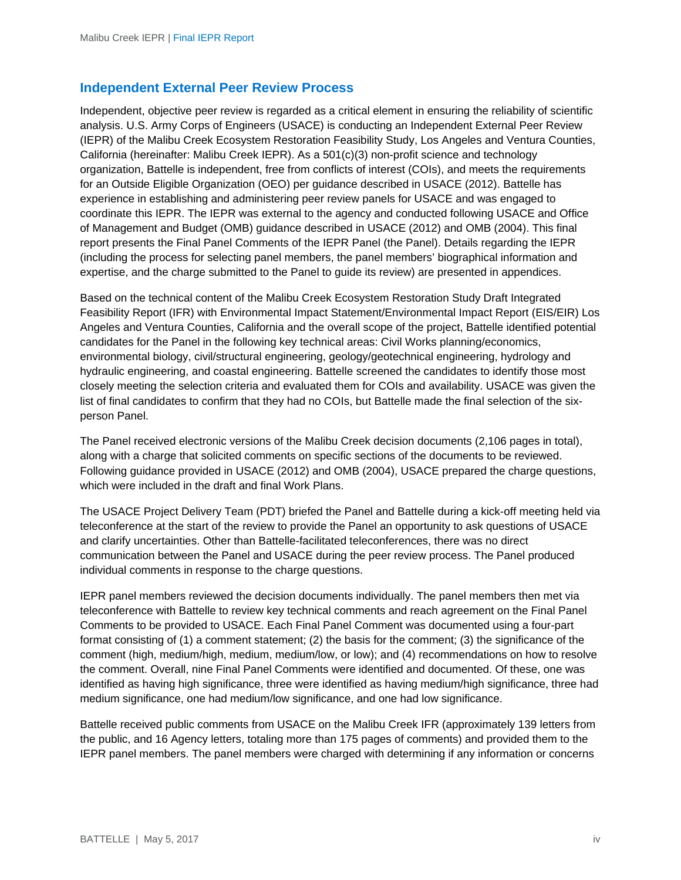## Independent External Peer Review Process

Independent, objective peer review is regarded as a critical element in ensuring the reliability of scientific analysis. U.S. Army Corps of Engineers (USACE) is conducting an Independent External Peer Review (IEPR) of the Malibu Creek Ecosystem Restoration Feasibility Study, Los Angeles and Ventura Counties, California (hereinafter: Malibu Creek IEPR). As a 501(c)(3) non-profit science and technology organization, Battelle is independent, free from conflicts of interest (COIs), and meets the requirements for an Outside Eligible Organization (OEO) per guidance described in USACE (2012). Battelle has experience in establishing and administering peer review panels for USACE and was engaged to coordinate this IEPR. The IEPR was external to the agency and conducted following USACE and Office of Management and Budget (OMB) guidance described in USACE (2012) and OMB (2004). This final report presents the Final Panel Comments of the IEPR Panel (the Panel). Details regarding the IEPR (including the process for selecting panel members, the panel members' biographical information and expertise, and the charge submitted to the Panel to guide its review) are presented in appendices.

Based on the technical content of the Malibu Creek Ecosystem Restoration Study Draft Integrated Feasibility Report (IFR) with Environmental Impact Statement/Environmental Impact Report (EIS/EIR) Los Angeles and Ventura Counties, California and the overall scope of the project, Battelle identified potential candidates for the Panel in the following key technical areas: Civil Works planning/economics, environmental biology, civil/structural engineering, geology/geotechnical engineering, hydrology and hydraulic engineering, and coastal engineering. Battelle screened the candidates to identify those most closely meeting the selection criteria and evaluated them for COIs and availability. USACE was given the list of final candidates to confirm that they had no COIs, but Battelle made the final selection of the six-person Panel.

The Panel received electronic versions of the Malibu Creek decision documents (2,106 pages in total), along with a charge that solicited comments on specific sections of the documents to be reviewed. Following guidance provided in USACE (2012) and OMB (2004), USACE prepared the charge questions, which were included in the draft and final Work Plans.

The USACE Project Delivery Team (PDT) briefed the Panel and Battelle during a kick-off meeting held via teleconference at the start of the review to provide the Panel an opportunity to ask questions of USACE and clarify uncertainties. Other than Battelle-facilitated teleconferences, there was no direct communication between the Panel and USACE during the peer review process. The Panel produced individual comments in response to the charge questions.

IEPR panel members reviewed the decision documents individually. The panel members then met via teleconference with Battelle to review key technical comments and reach agreement on the Final Panel Comments to be provided to USACE. Each Final Panel Comment was documented using a four-part format consisting of (1) a comment statement; (2) the basis for the comment; (3) the significance of the comment (high, medium/high, medium, medium/low, or low); and (4) recommendations on how to resolve the comment. Overall, nine Final Panel Comments were identified and documented. Of these, one was identified as having high significance, three were identified as having medium/high significance, three had medium significance, one had medium/low significance, and one had low significance.

Battelle received public comments from USACE on the Malibu Creek IFR (approximately 139 letters from the public, and 16 Agency letters, totaling more than 175 pages of comments) and provided them to the IEPR panel members. The panel members were charged with determining if any information or concerns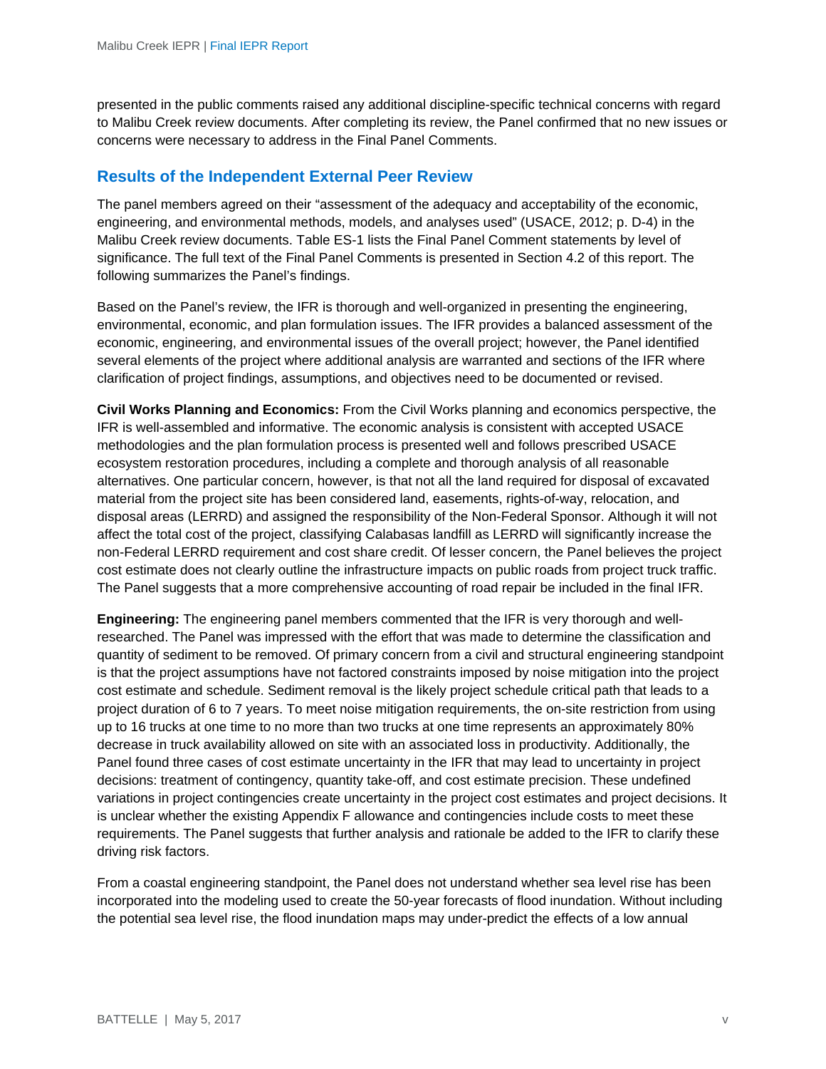presented in the public comments raised any additional discipline-specific technical concerns with regard to Malibu Creek review documents. After completing its review, the Panel confirmed that no new issues or concerns were necessary to address in the Final Panel Comments.

## Results of the Independent External Peer Review

The panel members agreed on their "assessment of the adequacy and acceptability of the economic, engineering, and environmental methods, models, and analyses used" (USACE, 2012; p. D-4) in the Malibu Creek review documents. Table ES-1 lists the Final Panel Comment statements by level of significance. The full text of the Final Panel Comments is presented in Section 4.2 of this report. The following summarizes the Panel's findings.

Based on the Panel's review, the IFR is thorough and well-organized in presenting the engineering, environmental, economic, and plan formulation issues. The IFR provides a balanced assessment of the economic, engineering, and environmental issues of the overall project; however, the Panel identified several elements of the project where additional analysis are warranted and sections of the IFR where clarification of project findings, assumptions, and objectives need to be documented or revised.

**Civil Works Planning and Economics:** From the Civil Works planning and economics perspective, the IFR is well-assembled and informative. The economic analysis is consistent with accepted USACE methodologies and the plan formulation process is presented well and follows prescribed USACE ecosystem restoration procedures, including a complete and thorough analysis of all reasonable alternatives. One particular concern, however, is that not all the land required for disposal of excavated material from the project site has been considered land, easements, rights-of-way, relocation, and disposal areas (LERRD) and assigned the responsibility of the Non-Federal Sponsor. Although it will not affect the total cost of the project, classifying Calabasas landfill as LERRD will significantly increase the non-Federal LERRD requirement and cost share credit. Of lesser concern, the Panel believes the project cost estimate does not clearly outline the infrastructure impacts on public roads from project truck traffic. The Panel suggests that a more comprehensive accounting of road repair be included in the final IFR.

**Engineering:** The engineering panel members commented that the IFR is very thorough and well-researched. The Panel was impressed with the effort that was made to determine the classification and quantity of sediment to be removed. Of primary concern from a civil and structural engineering standpoint is that the project assumptions have not factored constraints imposed by noise mitigation into the project cost estimate and schedule. Sediment removal is the likely project schedule critical path that leads to a project duration of 6 to 7 years. To meet noise mitigation requirements, the on-site restriction from using up to 16 trucks at one time to no more than two trucks at one time represents an approximately 80% decrease in truck availability allowed on site with an associated loss in productivity. Additionally, the Panel found three cases of cost estimate uncertainty in the IFR that may lead to uncertainty in project decisions: treatment of contingency, quantity take-off, and cost estimate precision. These undefined variations in project contingencies create uncertainty in the project cost estimates and project decisions. It is unclear whether the existing Appendix F allowance and contingencies include costs to meet these requirements. The Panel suggests that further analysis and rationale be added to the IFR to clarify these driving risk factors.

From a coastal engineering standpoint, the Panel does not understand whether sea level rise has been incorporated into the modeling used to create the 50-year forecasts of flood inundation. Without including the potential sea level rise, the flood inundation maps may under-predict the effects of a low annual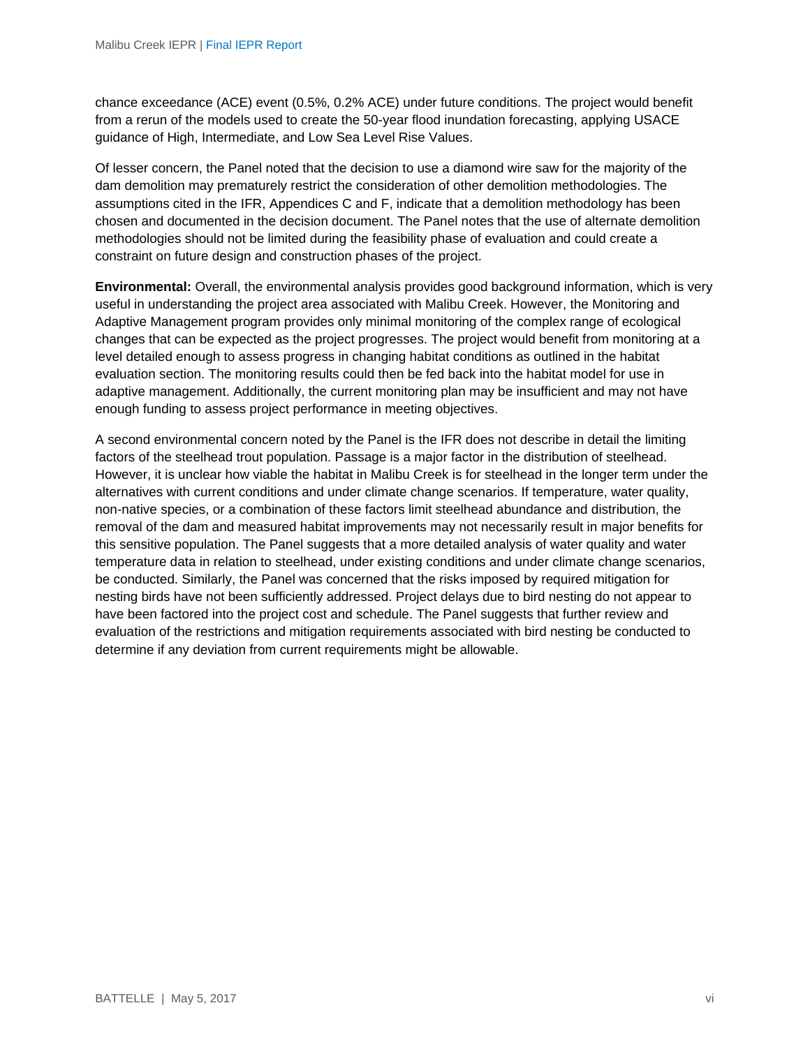chance exceedance (ACE) event (0.5%, 0.2% ACE) under future conditions. The project would benefit from a rerun of the models used to create the 50-year flood inundation forecasting, applying USACE guidance of High, Intermediate, and Low Sea Level Rise Values.

Of lesser concern, the Panel noted that the decision to use a diamond wire saw for the majority of the dam demolition may prematurely restrict the consideration of other demolition methodologies. The assumptions cited in the IFR, Appendices C and F, indicate that a demolition methodology has been chosen and documented in the decision document. The Panel notes that the use of alternate demolition methodologies should not be limited during the feasibility phase of evaluation and could create a constraint on future design and construction phases of the project.

**Environmental:** Overall, the environmental analysis provides good background information, which is very useful in understanding the project area associated with Malibu Creek. However, the Monitoring and Adaptive Management program provides only minimal monitoring of the complex range of ecological changes that can be expected as the project progresses. The project would benefit from monitoring at a level detailed enough to assess progress in changing habitat conditions as outlined in the habitat evaluation section. The monitoring results could then be fed back into the habitat model for use in adaptive management. Additionally, the current monitoring plan may be insufficient and may not have enough funding to assess project performance in meeting objectives.

A second environmental concern noted by the Panel is the IFR does not describe in detail the limiting factors of the steelhead trout population. Passage is a major factor in the distribution of steelhead. However, it is unclear how viable the habitat in Malibu Creek is for steelhead in the longer term under the alternatives with current conditions and under climate change scenarios. If temperature, water quality, non-native species, or a combination of these factors limit steelhead abundance and distribution, the removal of the dam and measured habitat improvements may not necessarily result in major benefits for this sensitive population. The Panel suggests that a more detailed analysis of water quality and water temperature data in relation to steelhead, under existing conditions and under climate change scenarios, be conducted. Similarly, the Panel was concerned that the risks imposed by required mitigation for nesting birds have not been sufficiently addressed. Project delays due to bird nesting do not appear to have been factored into the project cost and schedule. The Panel suggests that further review and evaluation of the restrictions and mitigation requirements associated with bird nesting be conducted to determine if any deviation from current requirements might be allowable.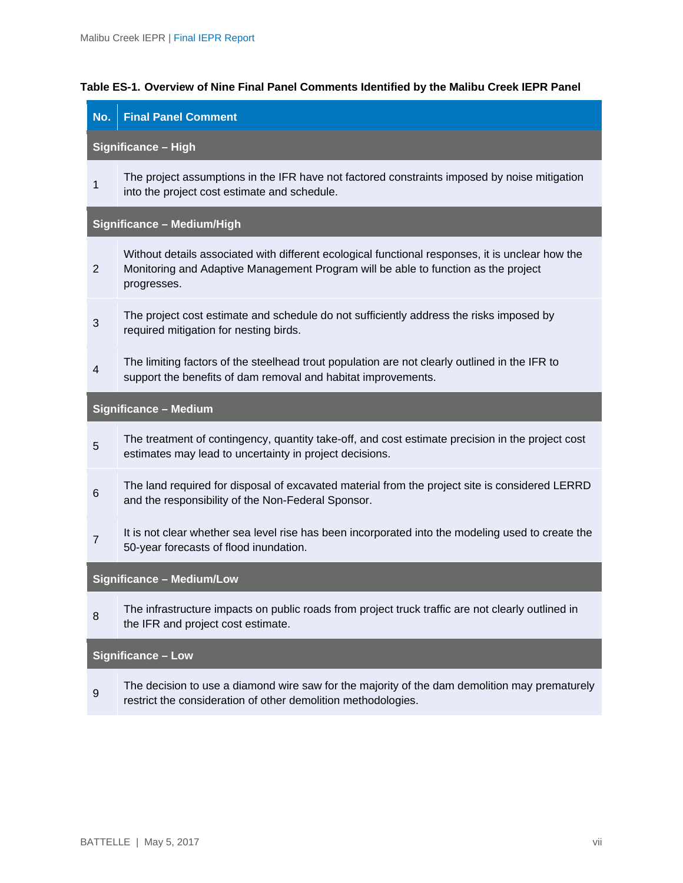**Table ES-1. Overview of Nine Final Panel Comments Identified by the Malibu Creek IEPR Panel**

| No. | Final Panel Comment |
| --- | --- |
| **Significance – High** | |
| 1 | The project assumptions in the IFR have not factored constraints imposed by noise mitigation into the project cost estimate and schedule. |
| **Significance – Medium/High** | |
| 2 | Without details associated with different ecological functional responses, it is unclear how the Monitoring and Adaptive Management Program will be able to function as the project progresses. |
| 3 | The project cost estimate and schedule do not sufficiently address the risks imposed by required mitigation for nesting birds. |
| 4 | The limiting factors of the steelhead trout population are not clearly outlined in the IFR to support the benefits of dam removal and habitat improvements. |
| **Significance – Medium** | |
| 5 | The treatment of contingency, quantity take-off, and cost estimate precision in the project cost estimates may lead to uncertainty in project decisions. |
| 6 | The land required for disposal of excavated material from the project site is considered LERRD and the responsibility of the Non-Federal Sponsor. |
| 7 | It is not clear whether sea level rise has been incorporated into the modeling used to create the 50-year forecasts of flood inundation. |
| **Significance – Medium/Low** | |
| 8 | The infrastructure impacts on public roads from project truck traffic are not clearly outlined in the IFR and project cost estimate. |
| **Significance – Low** | |
| 9 | The decision to use a diamond wire saw for the majority of the dam demolition may prematurely restrict the consideration of other demolition methodologies. |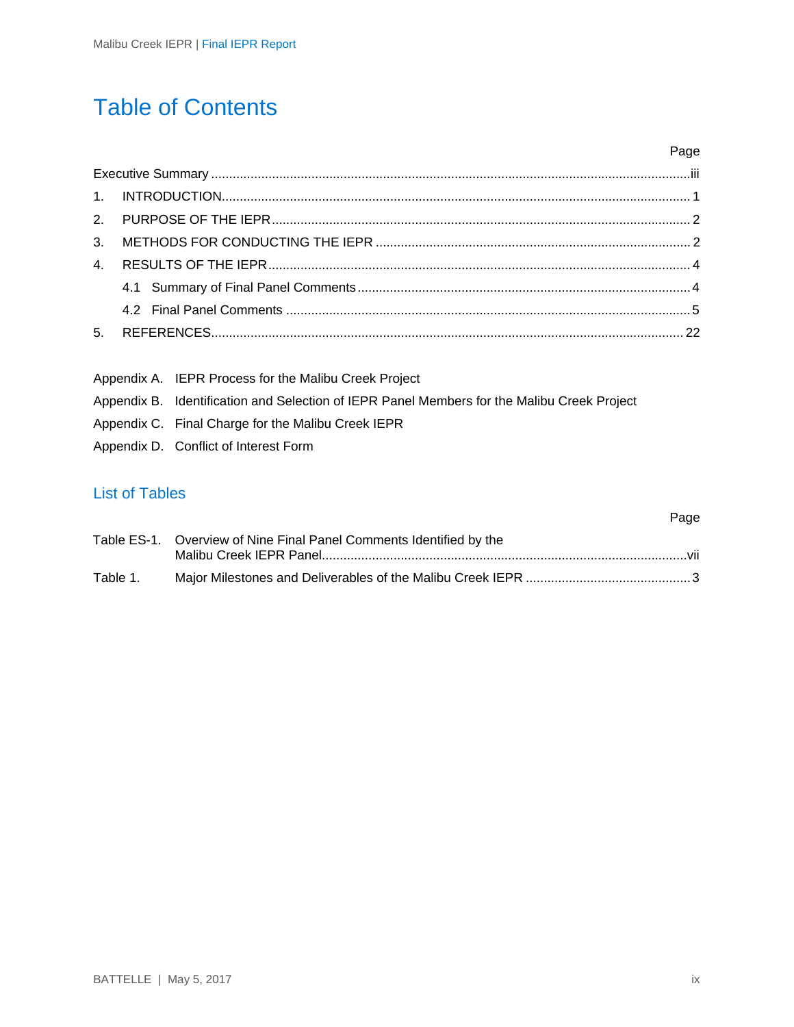# Table of Contents

| | Page |
|---|---|
| Executive Summary | iii |
| 1. INTRODUCTION | 1 |
| 2. PURPOSE OF THE IEPR | 2 |
| 3. METHODS FOR CONDUCTING THE IEPR | 2 |
| 4. RESULTS OF THE IEPR | 4 |
| 4.1 Summary of Final Panel Comments | 4 |
| 4.2 Final Panel Comments | 5 |
| 5. REFERENCES | 22 |

Appendix A. IEPR Process for the Malibu Creek Project

Appendix B. Identification and Selection of IEPR Panel Members for the Malibu Creek Project

Appendix C. Final Charge for the Malibu Creek IEPR

Appendix D. Conflict of Interest Form

## List of Tables

| | | Page |
|---|---|---|
| Table ES-1. | Overview of Nine Final Panel Comments Identified by the Malibu Creek IEPR Panel | vii |
| Table 1. | Major Milestones and Deliverables of the Malibu Creek IEPR | 3 |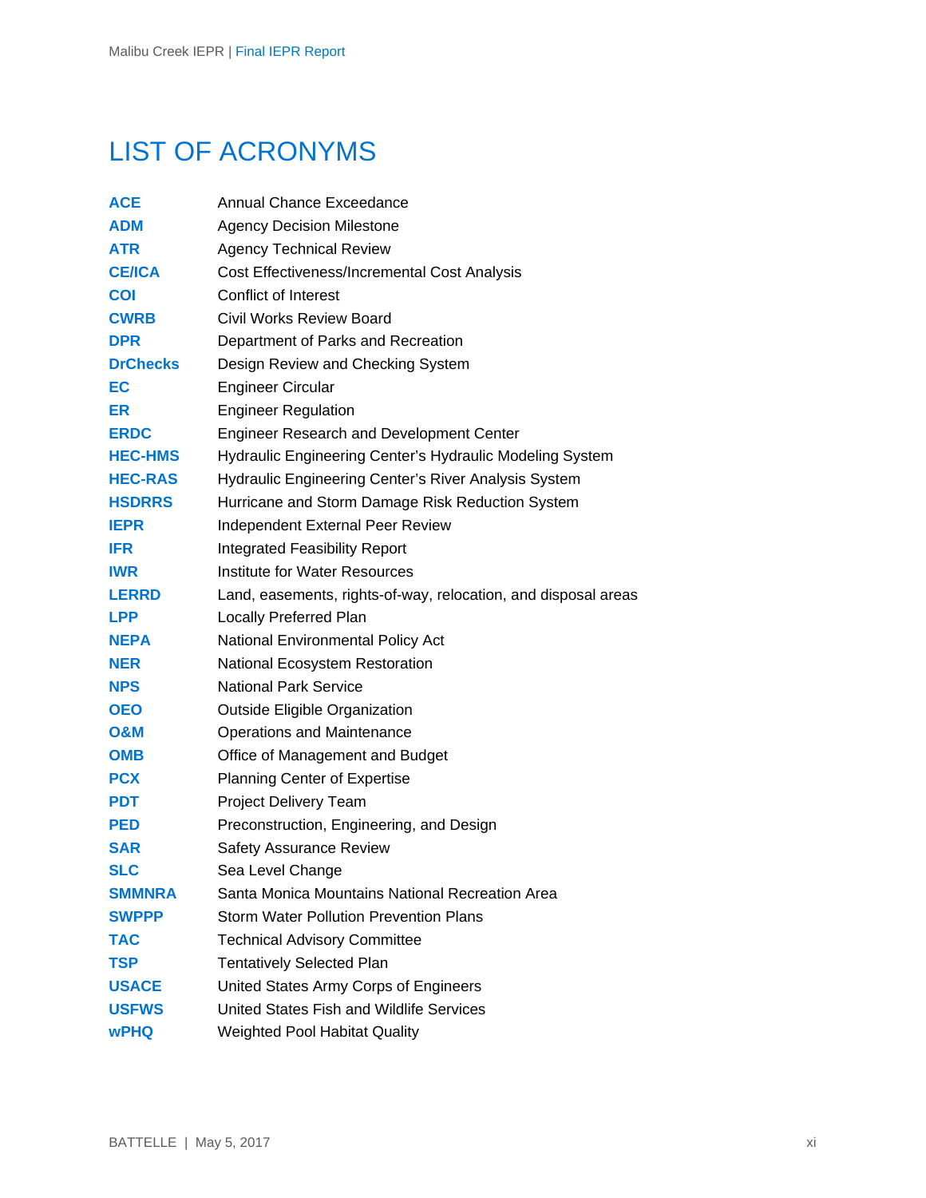# LIST OF ACRONYMS

| | |
|---|---|
| **ACE** | Annual Chance Exceedance |
| **ADM** | Agency Decision Milestone |
| **ATR** | Agency Technical Review |
| **CE/ICA** | Cost Effectiveness/Incremental Cost Analysis |
| **COI** | Conflict of Interest |
| **CWRB** | Civil Works Review Board |
| **DPR** | Department of Parks and Recreation |
| **DrChecks** | Design Review and Checking System |
| **EC** | Engineer Circular |
| **ER** | Engineer Regulation |
| **ERDC** | Engineer Research and Development Center |
| **HEC-HMS** | Hydraulic Engineering Center's Hydraulic Modeling System |
| **HEC-RAS** | Hydraulic Engineering Center's River Analysis System |
| **HSDRRS** | Hurricane and Storm Damage Risk Reduction System |
| **IEPR** | Independent External Peer Review |
| **IFR** | Integrated Feasibility Report |
| **IWR** | Institute for Water Resources |
| **LERRD** | Land, easements, rights-of-way, relocation, and disposal areas |
| **LPP** | Locally Preferred Plan |
| **NEPA** | National Environmental Policy Act |
| **NER** | National Ecosystem Restoration |
| **NPS** | National Park Service |
| **OEO** | Outside Eligible Organization |
| **O&M** | Operations and Maintenance |
| **OMB** | Office of Management and Budget |
| **PCX** | Planning Center of Expertise |
| **PDT** | Project Delivery Team |
| **PED** | Preconstruction, Engineering, and Design |
| **SAR** | Safety Assurance Review |
| **SLC** | Sea Level Change |
| **SMMNRA** | Santa Monica Mountains National Recreation Area |
| **SWPPP** | Storm Water Pollution Prevention Plans |
| **TAC** | Technical Advisory Committee |
| **TSP** | Tentatively Selected Plan |
| **USACE** | United States Army Corps of Engineers |
| **USFWS** | United States Fish and Wildlife Services |
| **wPHQ** | Weighted Pool Habitat Quality |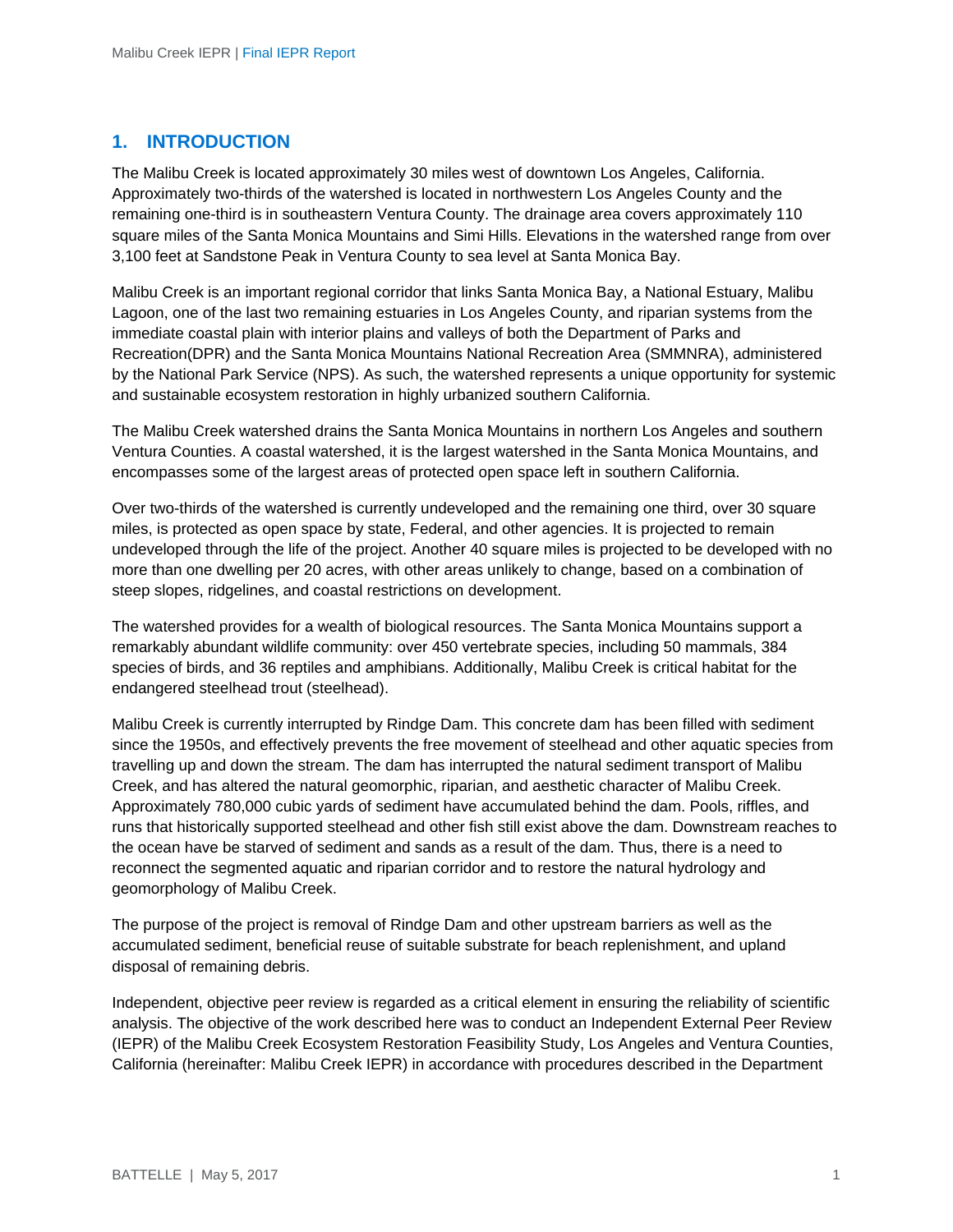# 1. INTRODUCTION

The Malibu Creek is located approximately 30 miles west of downtown Los Angeles, California. Approximately two-thirds of the watershed is located in northwestern Los Angeles County and the remaining one-third is in southeastern Ventura County. The drainage area covers approximately 110 square miles of the Santa Monica Mountains and Simi Hills. Elevations in the watershed range from over 3,100 feet at Sandstone Peak in Ventura County to sea level at Santa Monica Bay.

Malibu Creek is an important regional corridor that links Santa Monica Bay, a National Estuary, Malibu Lagoon, one of the last two remaining estuaries in Los Angeles County, and riparian systems from the immediate coastal plain with interior plains and valleys of both the Department of Parks and Recreation(DPR) and the Santa Monica Mountains National Recreation Area (SMMNRA), administered by the National Park Service (NPS). As such, the watershed represents a unique opportunity for systemic and sustainable ecosystem restoration in highly urbanized southern California.

The Malibu Creek watershed drains the Santa Monica Mountains in northern Los Angeles and southern Ventura Counties. A coastal watershed, it is the largest watershed in the Santa Monica Mountains, and encompasses some of the largest areas of protected open space left in southern California.

Over two-thirds of the watershed is currently undeveloped and the remaining one third, over 30 square miles, is protected as open space by state, Federal, and other agencies. It is projected to remain undeveloped through the life of the project. Another 40 square miles is projected to be developed with no more than one dwelling per 20 acres, with other areas unlikely to change, based on a combination of steep slopes, ridgelines, and coastal restrictions on development.

The watershed provides for a wealth of biological resources. The Santa Monica Mountains support a remarkably abundant wildlife community: over 450 vertebrate species, including 50 mammals, 384 species of birds, and 36 reptiles and amphibians. Additionally, Malibu Creek is critical habitat for the endangered steelhead trout (steelhead).

Malibu Creek is currently interrupted by Rindge Dam. This concrete dam has been filled with sediment since the 1950s, and effectively prevents the free movement of steelhead and other aquatic species from travelling up and down the stream. The dam has interrupted the natural sediment transport of Malibu Creek, and has altered the natural geomorphic, riparian, and aesthetic character of Malibu Creek. Approximately 780,000 cubic yards of sediment have accumulated behind the dam. Pools, riffles, and runs that historically supported steelhead and other fish still exist above the dam. Downstream reaches to the ocean have be starved of sediment and sands as a result of the dam. Thus, there is a need to reconnect the segmented aquatic and riparian corridor and to restore the natural hydrology and geomorphology of Malibu Creek.

The purpose of the project is removal of Rindge Dam and other upstream barriers as well as the accumulated sediment, beneficial reuse of suitable substrate for beach replenishment, and upland disposal of remaining debris.

Independent, objective peer review is regarded as a critical element in ensuring the reliability of scientific analysis. The objective of the work described here was to conduct an Independent External Peer Review (IEPR) of the Malibu Creek Ecosystem Restoration Feasibility Study, Los Angeles and Ventura Counties, California (hereinafter: Malibu Creek IEPR) in accordance with procedures described in the Department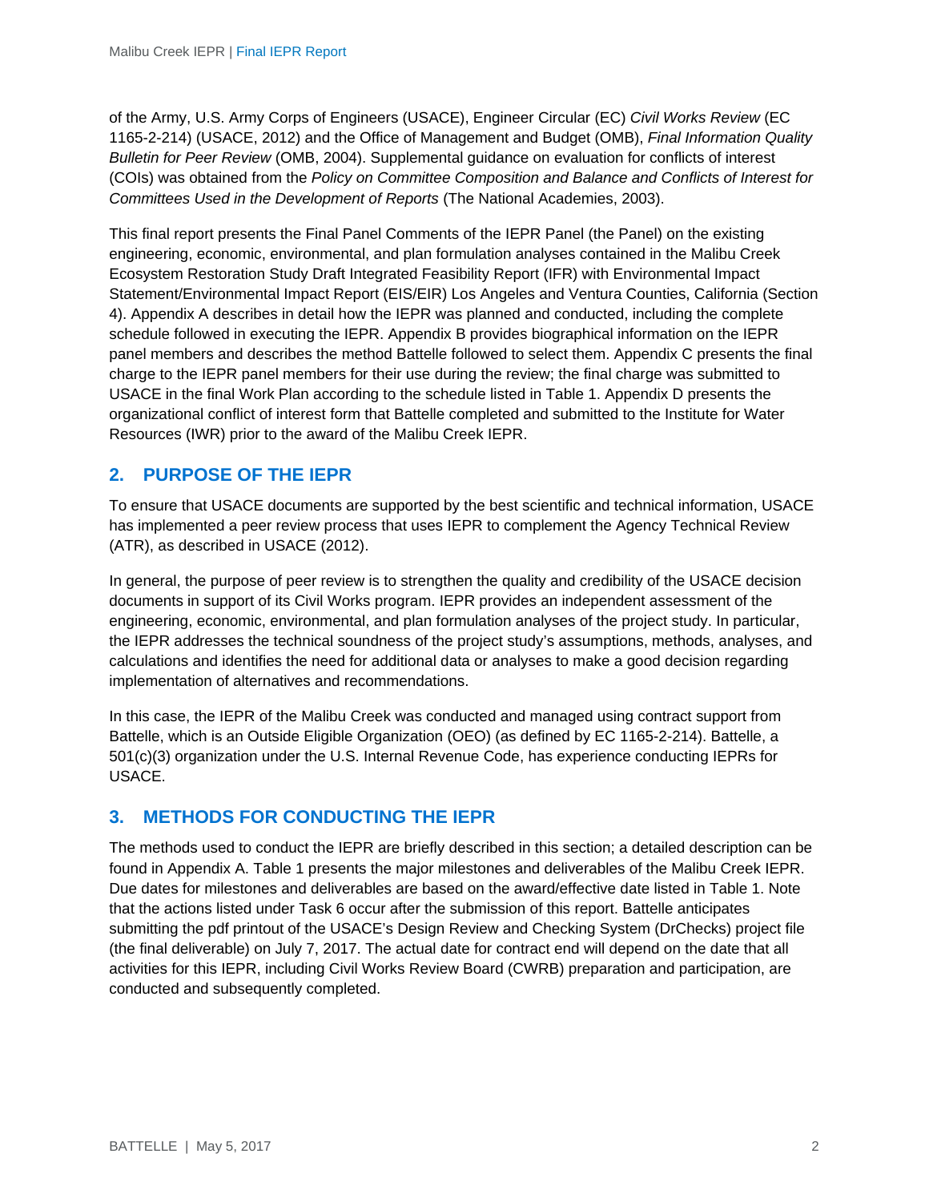of the Army, U.S. Army Corps of Engineers (USACE), Engineer Circular (EC) *Civil Works Review* (EC 1165-2-214) (USACE, 2012) and the Office of Management and Budget (OMB), *Final Information Quality Bulletin for Peer Review* (OMB, 2004). Supplemental guidance on evaluation for conflicts of interest (COIs) was obtained from the *Policy on Committee Composition and Balance and Conflicts of Interest for Committees Used in the Development of Reports* (The National Academies, 2003).

This final report presents the Final Panel Comments of the IEPR Panel (the Panel) on the existing engineering, economic, environmental, and plan formulation analyses contained in the Malibu Creek Ecosystem Restoration Study Draft Integrated Feasibility Report (IFR) with Environmental Impact Statement/Environmental Impact Report (EIS/EIR) Los Angeles and Ventura Counties, California (Section 4). Appendix A describes in detail how the IEPR was planned and conducted, including the complete schedule followed in executing the IEPR. Appendix B provides biographical information on the IEPR panel members and describes the method Battelle followed to select them. Appendix C presents the final charge to the IEPR panel members for their use during the review; the final charge was submitted to USACE in the final Work Plan according to the schedule listed in Table 1. Appendix D presents the organizational conflict of interest form that Battelle completed and submitted to the Institute for Water Resources (IWR) prior to the award of the Malibu Creek IEPR.

## 2. PURPOSE OF THE IEPR

To ensure that USACE documents are supported by the best scientific and technical information, USACE has implemented a peer review process that uses IEPR to complement the Agency Technical Review (ATR), as described in USACE (2012).

In general, the purpose of peer review is to strengthen the quality and credibility of the USACE decision documents in support of its Civil Works program. IEPR provides an independent assessment of the engineering, economic, environmental, and plan formulation analyses of the project study. In particular, the IEPR addresses the technical soundness of the project study's assumptions, methods, analyses, and calculations and identifies the need for additional data or analyses to make a good decision regarding implementation of alternatives and recommendations.

In this case, the IEPR of the Malibu Creek was conducted and managed using contract support from Battelle, which is an Outside Eligible Organization (OEO) (as defined by EC 1165-2-214). Battelle, a 501(c)(3) organization under the U.S. Internal Revenue Code, has experience conducting IEPRs for USACE.

## 3. METHODS FOR CONDUCTING THE IEPR

The methods used to conduct the IEPR are briefly described in this section; a detailed description can be found in Appendix A. Table 1 presents the major milestones and deliverables of the Malibu Creek IEPR. Due dates for milestones and deliverables are based on the award/effective date listed in Table 1. Note that the actions listed under Task 6 occur after the submission of this report. Battelle anticipates submitting the pdf printout of the USACE's Design Review and Checking System (DrChecks) project file (the final deliverable) on July 7, 2017. The actual date for contract end will depend on the date that all activities for this IEPR, including Civil Works Review Board (CWRB) preparation and participation, are conducted and subsequently completed.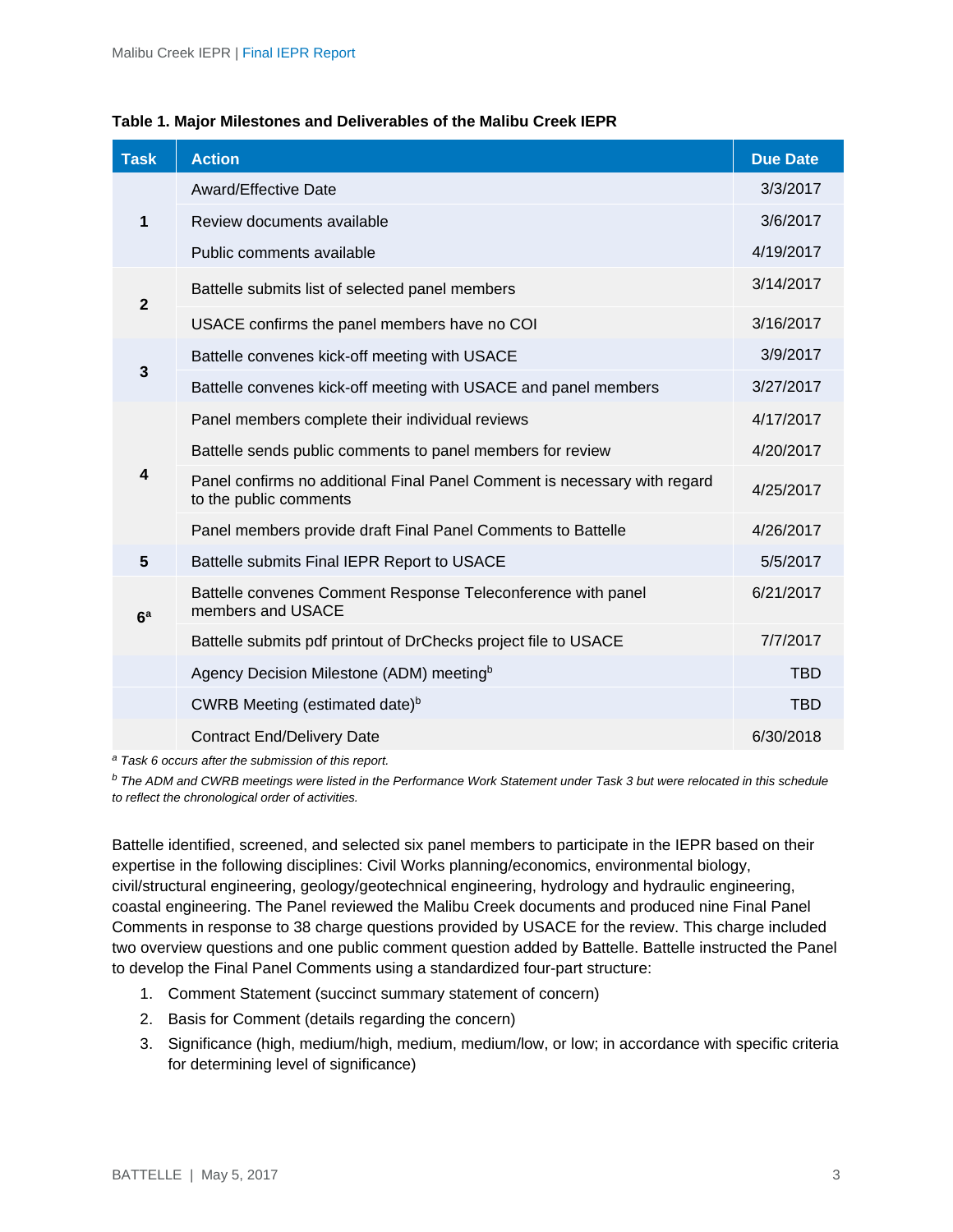**Table 1. Major Milestones and Deliverables of the Malibu Creek IEPR**

| Task | Action | Due Date |
|---|---|---|
| 1 | Award/Effective Date | 3/3/2017 |
| | Review documents available | 3/6/2017 |
| | Public comments available | 4/19/2017 |
| 2 | Battelle submits list of selected panel members | 3/14/2017 |
| | USACE confirms the panel members have no COI | 3/16/2017 |
| 3 | Battelle convenes kick-off meeting with USACE | 3/9/2017 |
| | Battelle convenes kick-off meeting with USACE and panel members | 3/27/2017 |
| 4 | Panel members complete their individual reviews | 4/17/2017 |
| | Battelle sends public comments to panel members for review | 4/20/2017 |
| | Panel confirms no additional Final Panel Comment is necessary with regard to the public comments | 4/25/2017 |
| | Panel members provide draft Final Panel Comments to Battelle | 4/26/2017 |
| 5 | Battelle submits Final IEPR Report to USACE | 5/5/2017 |
| 6[a] | Battelle convenes Comment Response Teleconference with panel members and USACE | 6/21/2017 |
| | Battelle submits pdf printout of DrChecks project file to USACE | 7/7/2017 |
| | Agency Decision Milestone (ADM) meeting[b] | TBD |
| | CWRB Meeting (estimated date)[b] | TBD |
| | Contract End/Delivery Date | 6/30/2018 |

[a] *Task 6 occurs after the submission of this report.*

[b] *The ADM and CWRB meetings were listed in the Performance Work Statement under Task 3 but were relocated in this schedule to reflect the chronological order of activities.*

Battelle identified, screened, and selected six panel members to participate in the IEPR based on their expertise in the following disciplines: Civil Works planning/economics, environmental biology, civil/structural engineering, geology/geotechnical engineering, hydrology and hydraulic engineering, coastal engineering. The Panel reviewed the Malibu Creek documents and produced nine Final Panel Comments in response to 38 charge questions provided by USACE for the review. This charge included two overview questions and one public comment question added by Battelle. Battelle instructed the Panel to develop the Final Panel Comments using a standardized four-part structure:

1. Comment Statement (succinct summary statement of concern)
2. Basis for Comment (details regarding the concern)
3. Significance (high, medium/high, medium, medium/low, or low; in accordance with specific criteria for determining level of significance)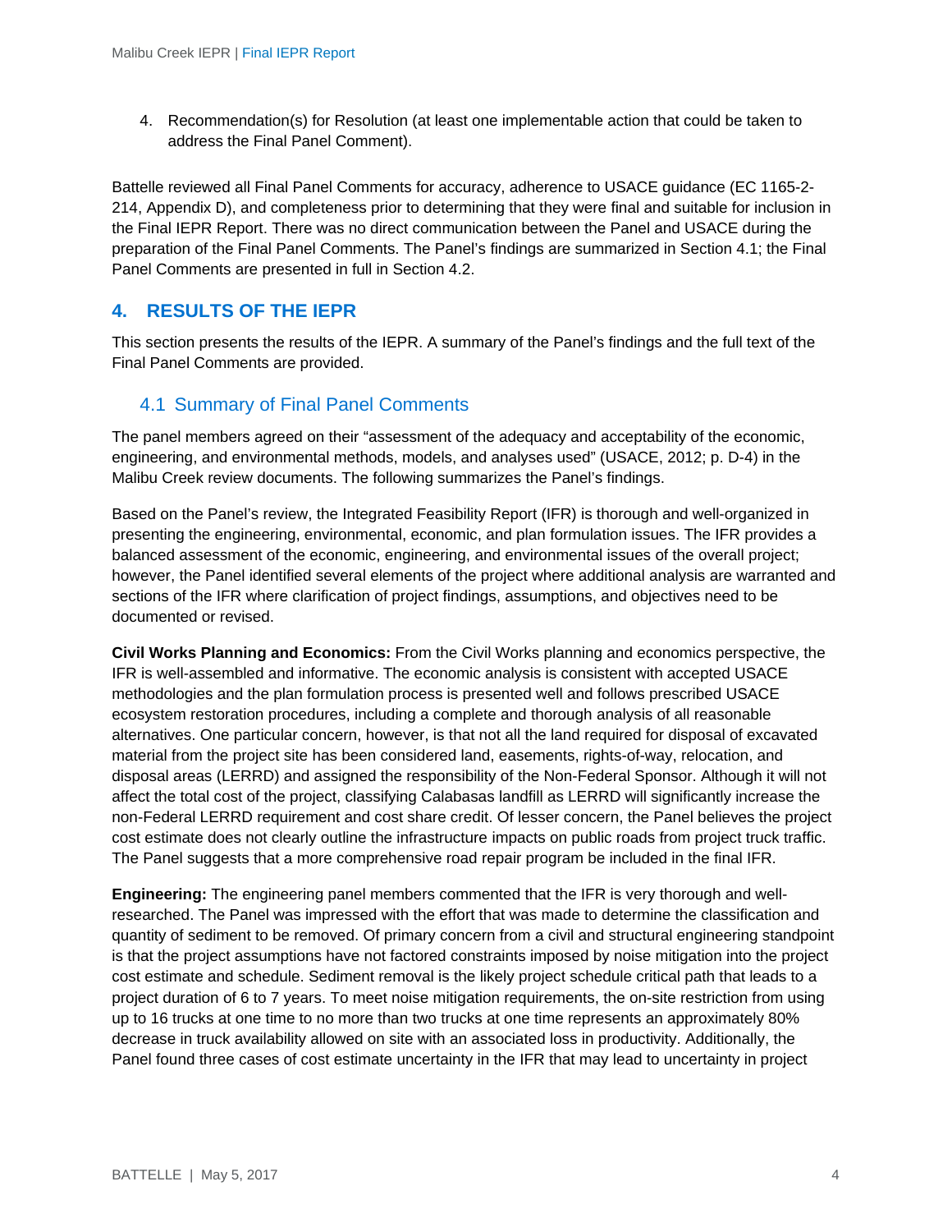4. Recommendation(s) for Resolution (at least one implementable action that could be taken to address the Final Panel Comment).

Battelle reviewed all Final Panel Comments for accuracy, adherence to USACE guidance (EC 1165-2-214, Appendix D), and completeness prior to determining that they were final and suitable for inclusion in the Final IEPR Report. There was no direct communication between the Panel and USACE during the preparation of the Final Panel Comments. The Panel's findings are summarized in Section 4.1; the Final Panel Comments are presented in full in Section 4.2.

# 4. RESULTS OF THE IEPR

This section presents the results of the IEPR. A summary of the Panel's findings and the full text of the Final Panel Comments are provided.

## 4.1 Summary of Final Panel Comments

The panel members agreed on their "assessment of the adequacy and acceptability of the economic, engineering, and environmental methods, models, and analyses used" (USACE, 2012; p. D-4) in the Malibu Creek review documents. The following summarizes the Panel's findings.

Based on the Panel's review, the Integrated Feasibility Report (IFR) is thorough and well-organized in presenting the engineering, environmental, economic, and plan formulation issues. The IFR provides a balanced assessment of the economic, engineering, and environmental issues of the overall project; however, the Panel identified several elements of the project where additional analysis are warranted and sections of the IFR where clarification of project findings, assumptions, and objectives need to be documented or revised.

**Civil Works Planning and Economics:** From the Civil Works planning and economics perspective, the IFR is well-assembled and informative. The economic analysis is consistent with accepted USACE methodologies and the plan formulation process is presented well and follows prescribed USACE ecosystem restoration procedures, including a complete and thorough analysis of all reasonable alternatives. One particular concern, however, is that not all the land required for disposal of excavated material from the project site has been considered land, easements, rights-of-way, relocation, and disposal areas (LERRD) and assigned the responsibility of the Non-Federal Sponsor. Although it will not affect the total cost of the project, classifying Calabasas landfill as LERRD will significantly increase the non-Federal LERRD requirement and cost share credit. Of lesser concern, the Panel believes the project cost estimate does not clearly outline the infrastructure impacts on public roads from project truck traffic. The Panel suggests that a more comprehensive road repair program be included in the final IFR.

**Engineering:** The engineering panel members commented that the IFR is very thorough and well-researched. The Panel was impressed with the effort that was made to determine the classification and quantity of sediment to be removed. Of primary concern from a civil and structural engineering standpoint is that the project assumptions have not factored constraints imposed by noise mitigation into the project cost estimate and schedule. Sediment removal is the likely project schedule critical path that leads to a project duration of 6 to 7 years. To meet noise mitigation requirements, the on-site restriction from using up to 16 trucks at one time to no more than two trucks at one time represents an approximately 80% decrease in truck availability allowed on site with an associated loss in productivity. Additionally, the Panel found three cases of cost estimate uncertainty in the IFR that may lead to uncertainty in project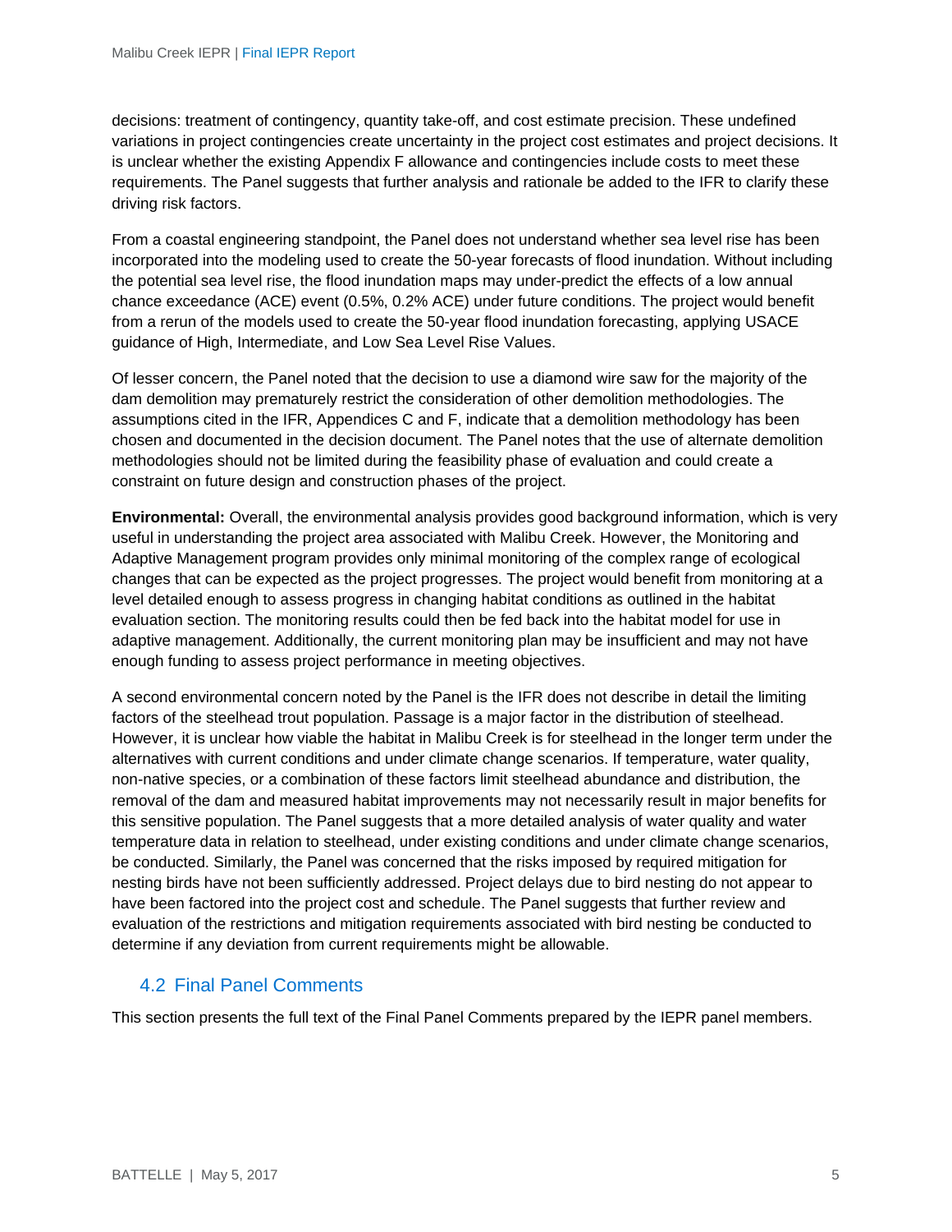decisions: treatment of contingency, quantity take-off, and cost estimate precision. These undefined variations in project contingencies create uncertainty in the project cost estimates and project decisions. It is unclear whether the existing Appendix F allowance and contingencies include costs to meet these requirements. The Panel suggests that further analysis and rationale be added to the IFR to clarify these driving risk factors.

From a coastal engineering standpoint, the Panel does not understand whether sea level rise has been incorporated into the modeling used to create the 50-year forecasts of flood inundation. Without including the potential sea level rise, the flood inundation maps may under-predict the effects of a low annual chance exceedance (ACE) event (0.5%, 0.2% ACE) under future conditions. The project would benefit from a rerun of the models used to create the 50-year flood inundation forecasting, applying USACE guidance of High, Intermediate, and Low Sea Level Rise Values.

Of lesser concern, the Panel noted that the decision to use a diamond wire saw for the majority of the dam demolition may prematurely restrict the consideration of other demolition methodologies. The assumptions cited in the IFR, Appendices C and F, indicate that a demolition methodology has been chosen and documented in the decision document. The Panel notes that the use of alternate demolition methodologies should not be limited during the feasibility phase of evaluation and could create a constraint on future design and construction phases of the project.

**Environmental:** Overall, the environmental analysis provides good background information, which is very useful in understanding the project area associated with Malibu Creek. However, the Monitoring and Adaptive Management program provides only minimal monitoring of the complex range of ecological changes that can be expected as the project progresses. The project would benefit from monitoring at a level detailed enough to assess progress in changing habitat conditions as outlined in the habitat evaluation section. The monitoring results could then be fed back into the habitat model for use in adaptive management. Additionally, the current monitoring plan may be insufficient and may not have enough funding to assess project performance in meeting objectives.

A second environmental concern noted by the Panel is the IFR does not describe in detail the limiting factors of the steelhead trout population. Passage is a major factor in the distribution of steelhead. However, it is unclear how viable the habitat in Malibu Creek is for steelhead in the longer term under the alternatives with current conditions and under climate change scenarios. If temperature, water quality, non-native species, or a combination of these factors limit steelhead abundance and distribution, the removal of the dam and measured habitat improvements may not necessarily result in major benefits for this sensitive population. The Panel suggests that a more detailed analysis of water quality and water temperature data in relation to steelhead, under existing conditions and under climate change scenarios, be conducted. Similarly, the Panel was concerned that the risks imposed by required mitigation for nesting birds have not been sufficiently addressed. Project delays due to bird nesting do not appear to have been factored into the project cost and schedule. The Panel suggests that further review and evaluation of the restrictions and mitigation requirements associated with bird nesting be conducted to determine if any deviation from current requirements might be allowable.

## 4.2 Final Panel Comments

This section presents the full text of the Final Panel Comments prepared by the IEPR panel members.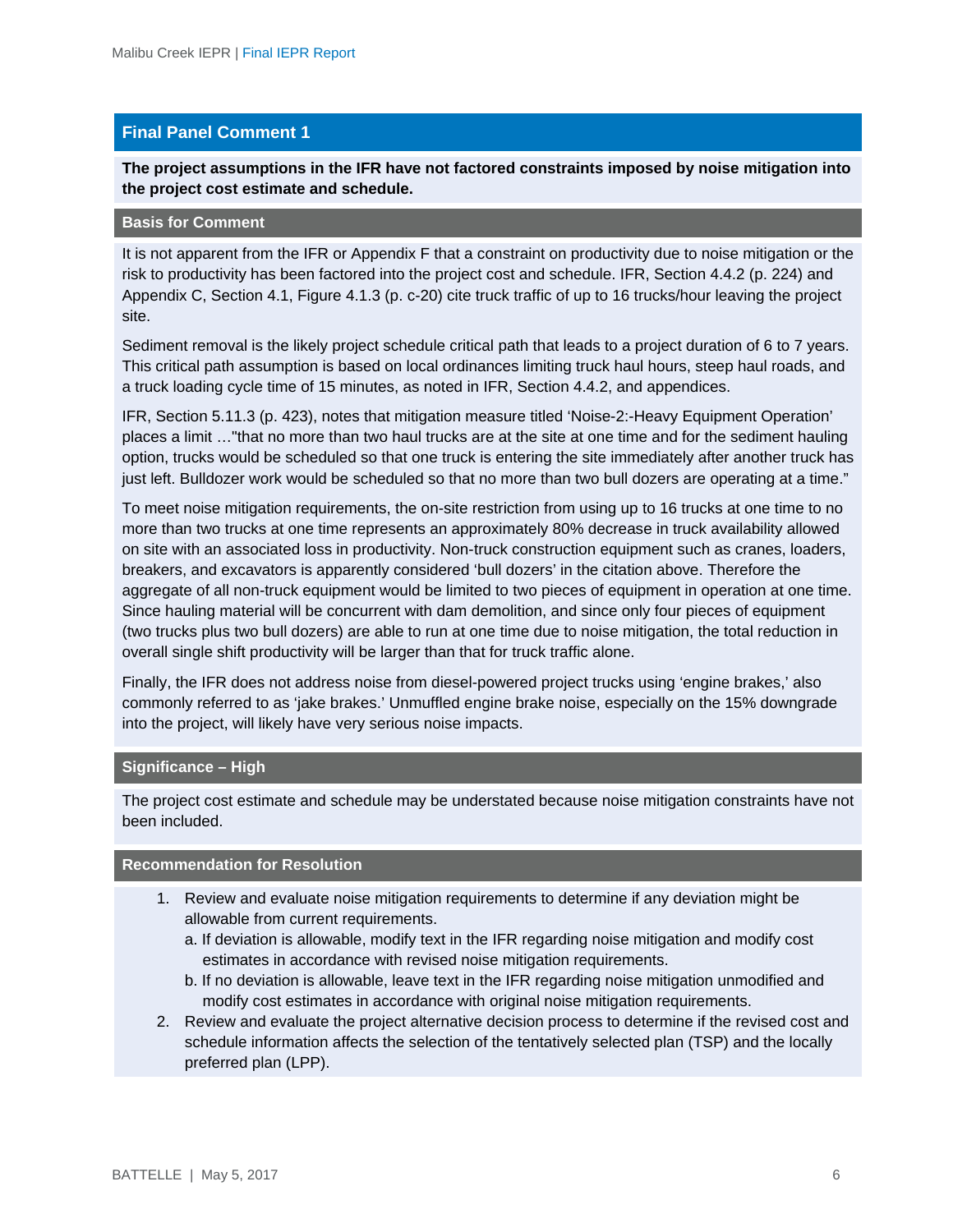## Final Panel Comment 1

**The project assumptions in the IFR have not factored constraints imposed by noise mitigation into the project cost estimate and schedule.**

### Basis for Comment

It is not apparent from the IFR or Appendix F that a constraint on productivity due to noise mitigation or the risk to productivity has been factored into the project cost and schedule. IFR, Section 4.4.2 (p. 224) and Appendix C, Section 4.1, Figure 4.1.3 (p. c-20) cite truck traffic of up to 16 trucks/hour leaving the project site.

Sediment removal is the likely project schedule critical path that leads to a project duration of 6 to 7 years. This critical path assumption is based on local ordinances limiting truck haul hours, steep haul roads, and a truck loading cycle time of 15 minutes, as noted in IFR, Section 4.4.2, and appendices.

IFR, Section 5.11.3 (p. 423), notes that mitigation measure titled 'Noise-2:-Heavy Equipment Operation' places a limit …"that no more than two haul trucks are at the site at one time and for the sediment hauling option, trucks would be scheduled so that one truck is entering the site immediately after another truck has just left. Bulldozer work would be scheduled so that no more than two bull dozers are operating at a time."

To meet noise mitigation requirements, the on-site restriction from using up to 16 trucks at one time to no more than two trucks at one time represents an approximately 80% decrease in truck availability allowed on site with an associated loss in productivity. Non-truck construction equipment such as cranes, loaders, breakers, and excavators is apparently considered 'bull dozers' in the citation above. Therefore the aggregate of all non-truck equipment would be limited to two pieces of equipment in operation at one time. Since hauling material will be concurrent with dam demolition, and since only four pieces of equipment (two trucks plus two bull dozers) are able to run at one time due to noise mitigation, the total reduction in overall single shift productivity will be larger than that for truck traffic alone.

Finally, the IFR does not address noise from diesel-powered project trucks using 'engine brakes,' also commonly referred to as 'jake brakes.' Unmuffled engine brake noise, especially on the 15% downgrade into the project, will likely have very serious noise impacts.

### Significance – High

The project cost estimate and schedule may be understated because noise mitigation constraints have not been included.

### Recommendation for Resolution

1. Review and evaluate noise mitigation requirements to determine if any deviation might be allowable from current requirements.
   a. If deviation is allowable, modify text in the IFR regarding noise mitigation and modify cost estimates in accordance with revised noise mitigation requirements.
   b. If no deviation is allowable, leave text in the IFR regarding noise mitigation unmodified and modify cost estimates in accordance with original noise mitigation requirements.
2. Review and evaluate the project alternative decision process to determine if the revised cost and schedule information affects the selection of the tentatively selected plan (TSP) and the locally preferred plan (LPP).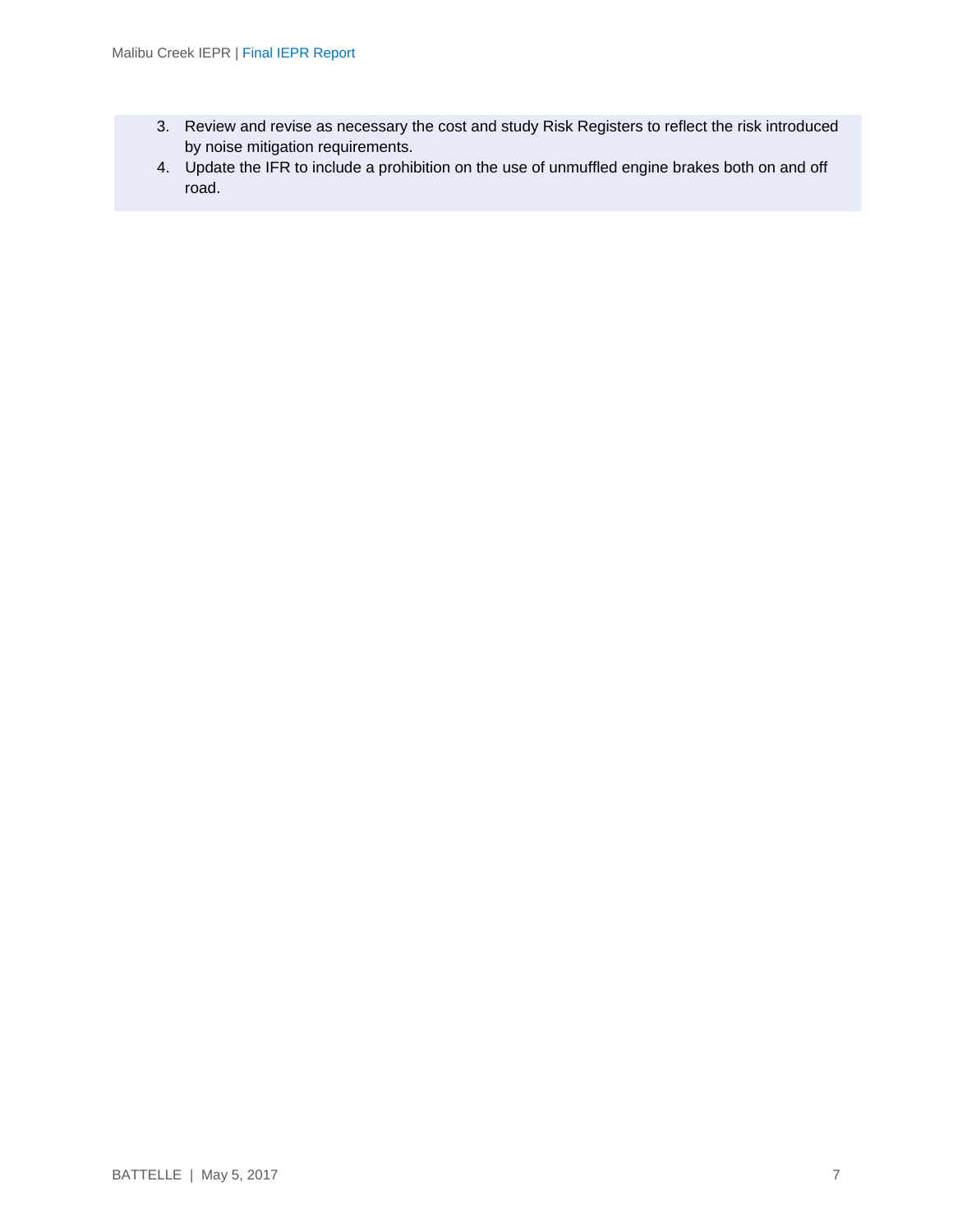3. Review and revise as necessary the cost and study Risk Registers to reflect the risk introduced by noise mitigation requirements.
4. Update the IFR to include a prohibition on the use of unmuffled engine brakes both on and off road.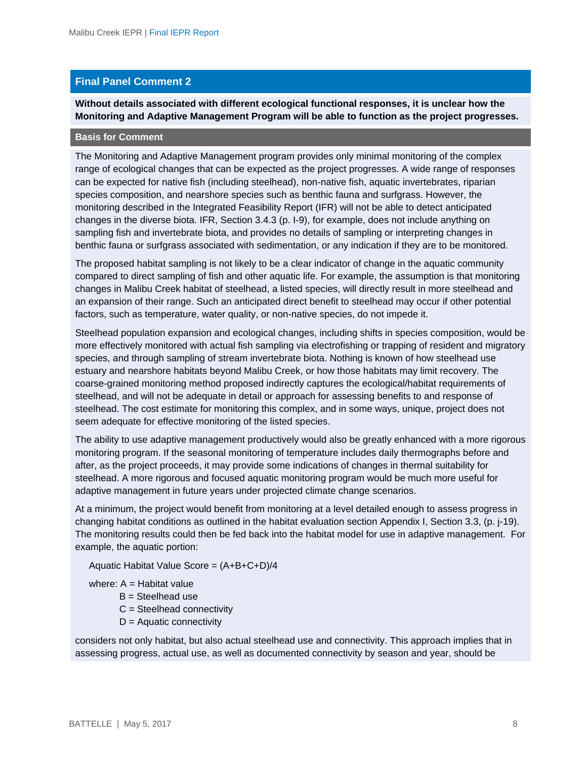## Final Panel Comment 2

**Without details associated with different ecological functional responses, it is unclear how the Monitoring and Adaptive Management Program will be able to function as the project progresses.**

### Basis for Comment

The Monitoring and Adaptive Management program provides only minimal monitoring of the complex range of ecological changes that can be expected as the project progresses. A wide range of responses can be expected for native fish (including steelhead), non-native fish, aquatic invertebrates, riparian species composition, and nearshore species such as benthic fauna and surfgrass. However, the monitoring described in the Integrated Feasibility Report (IFR) will not be able to detect anticipated changes in the diverse biota. IFR, Section 3.4.3 (p. I-9), for example, does not include anything on sampling fish and invertebrate biota, and provides no details of sampling or interpreting changes in benthic fauna or surfgrass associated with sedimentation, or any indication if they are to be monitored.

The proposed habitat sampling is not likely to be a clear indicator of change in the aquatic community compared to direct sampling of fish and other aquatic life. For example, the assumption is that monitoring changes in Malibu Creek habitat of steelhead, a listed species, will directly result in more steelhead and an expansion of their range. Such an anticipated direct benefit to steelhead may occur if other potential factors, such as temperature, water quality, or non-native species, do not impede it.

Steelhead population expansion and ecological changes, including shifts in species composition, would be more effectively monitored with actual fish sampling via electrofishing or trapping of resident and migratory species, and through sampling of stream invertebrate biota. Nothing is known of how steelhead use estuary and nearshore habitats beyond Malibu Creek, or how those habitats may limit recovery. The coarse-grained monitoring method proposed indirectly captures the ecological/habitat requirements of steelhead, and will not be adequate in detail or approach for assessing benefits to and response of steelhead. The cost estimate for monitoring this complex, and in some ways, unique, project does not seem adequate for effective monitoring of the listed species.

The ability to use adaptive management productively would also be greatly enhanced with a more rigorous monitoring program. If the seasonal monitoring of temperature includes daily thermographs before and after, as the project proceeds, it may provide some indications of changes in thermal suitability for steelhead. A more rigorous and focused aquatic monitoring program would be much more useful for adaptive management in future years under projected climate change scenarios.

At a minimum, the project would benefit from monitoring at a level detailed enough to assess progress in changing habitat conditions as outlined in the habitat evaluation section Appendix I, Section 3.3, (p. j-19). The monitoring results could then be fed back into the habitat model for use in adaptive management. For example, the aquatic portion:

Aquatic Habitat Value Score = (A+B+C+D)/4

where: A = Habitat value
B = Steelhead use
C = Steelhead connectivity
D = Aquatic connectivity

considers not only habitat, but also actual steelhead use and connectivity. This approach implies that in assessing progress, actual use, as well as documented connectivity by season and year, should be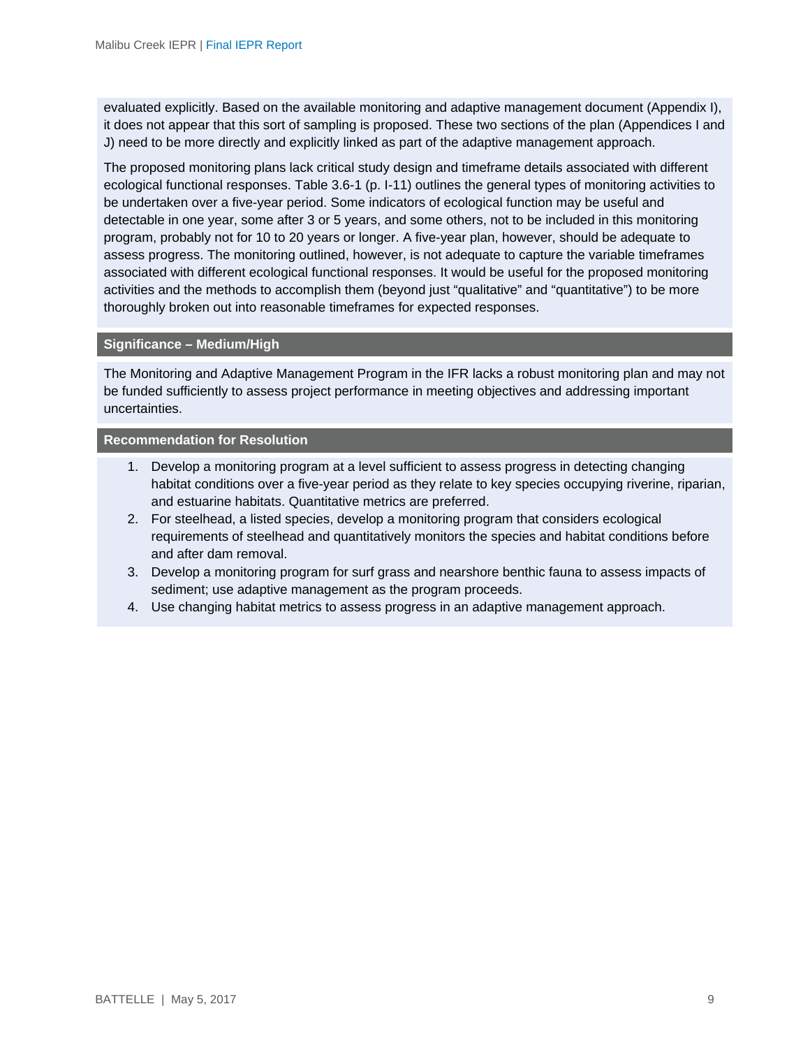evaluated explicitly. Based on the available monitoring and adaptive management document (Appendix I), it does not appear that this sort of sampling is proposed. These two sections of the plan (Appendices I and J) need to be more directly and explicitly linked as part of the adaptive management approach.

The proposed monitoring plans lack critical study design and timeframe details associated with different ecological functional responses. Table 3.6-1 (p. I-11) outlines the general types of monitoring activities to be undertaken over a five-year period. Some indicators of ecological function may be useful and detectable in one year, some after 3 or 5 years, and some others, not to be included in this monitoring program, probably not for 10 to 20 years or longer. A five-year plan, however, should be adequate to assess progress. The monitoring outlined, however, is not adequate to capture the variable timeframes associated with different ecological functional responses. It would be useful for the proposed monitoring activities and the methods to accomplish them (beyond just "qualitative" and "quantitative") to be more thoroughly broken out into reasonable timeframes for expected responses.

**Significance – Medium/High**

The Monitoring and Adaptive Management Program in the IFR lacks a robust monitoring plan and may not be funded sufficiently to assess project performance in meeting objectives and addressing important uncertainties.

**Recommendation for Resolution**

1. Develop a monitoring program at a level sufficient to assess progress in detecting changing habitat conditions over a five-year period as they relate to key species occupying riverine, riparian, and estuarine habitats. Quantitative metrics are preferred.
2. For steelhead, a listed species, develop a monitoring program that considers ecological requirements of steelhead and quantitatively monitors the species and habitat conditions before and after dam removal.
3. Develop a monitoring program for surf grass and nearshore benthic fauna to assess impacts of sediment; use adaptive management as the program proceeds.
4. Use changing habitat metrics to assess progress in an adaptive management approach.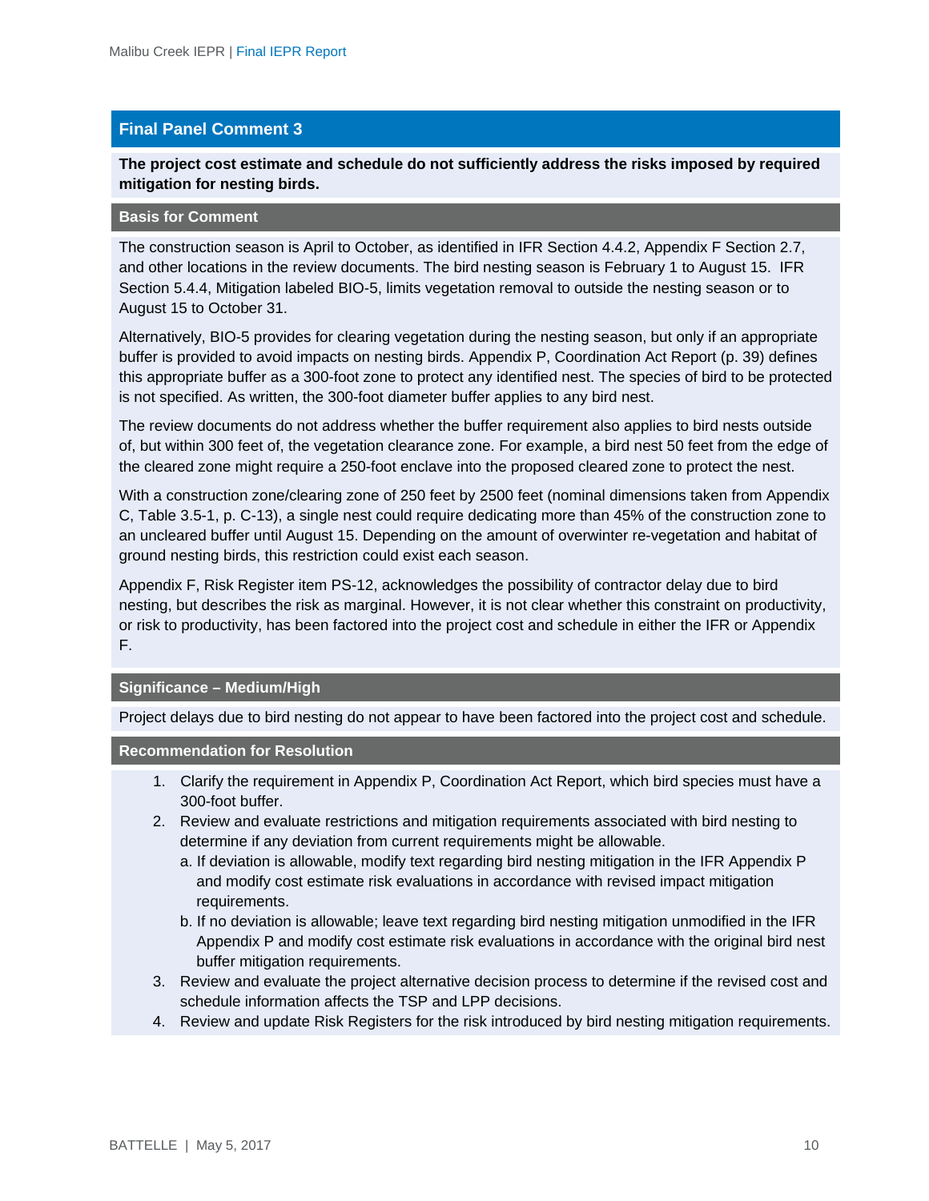## Final Panel Comment 3

**The project cost estimate and schedule do not sufficiently address the risks imposed by required mitigation for nesting birds.**

### Basis for Comment

The construction season is April to October, as identified in IFR Section 4.4.2, Appendix F Section 2.7, and other locations in the review documents. The bird nesting season is February 1 to August 15. IFR Section 5.4.4, Mitigation labeled BIO-5, limits vegetation removal to outside the nesting season or to August 15 to October 31.

Alternatively, BIO-5 provides for clearing vegetation during the nesting season, but only if an appropriate buffer is provided to avoid impacts on nesting birds. Appendix P, Coordination Act Report (p. 39) defines this appropriate buffer as a 300-foot zone to protect any identified nest. The species of bird to be protected is not specified. As written, the 300-foot diameter buffer applies to any bird nest.

The review documents do not address whether the buffer requirement also applies to bird nests outside of, but within 300 feet of, the vegetation clearance zone. For example, a bird nest 50 feet from the edge of the cleared zone might require a 250-foot enclave into the proposed cleared zone to protect the nest.

With a construction zone/clearing zone of 250 feet by 2500 feet (nominal dimensions taken from Appendix C, Table 3.5-1, p. C-13), a single nest could require dedicating more than 45% of the construction zone to an uncleared buffer until August 15. Depending on the amount of overwinter re-vegetation and habitat of ground nesting birds, this restriction could exist each season.

Appendix F, Risk Register item PS-12, acknowledges the possibility of contractor delay due to bird nesting, but describes the risk as marginal. However, it is not clear whether this constraint on productivity, or risk to productivity, has been factored into the project cost and schedule in either the IFR or Appendix F.

### Significance – Medium/High

Project delays due to bird nesting do not appear to have been factored into the project cost and schedule.

### Recommendation for Resolution

1. Clarify the requirement in Appendix P, Coordination Act Report, which bird species must have a 300-foot buffer.
2. Review and evaluate restrictions and mitigation requirements associated with bird nesting to determine if any deviation from current requirements might be allowable.
   a. If deviation is allowable, modify text regarding bird nesting mitigation in the IFR Appendix P and modify cost estimate risk evaluations in accordance with revised impact mitigation requirements.
   b. If no deviation is allowable; leave text regarding bird nesting mitigation unmodified in the IFR Appendix P and modify cost estimate risk evaluations in accordance with the original bird nest buffer mitigation requirements.
3. Review and evaluate the project alternative decision process to determine if the revised cost and schedule information affects the TSP and LPP decisions.
4. Review and update Risk Registers for the risk introduced by bird nesting mitigation requirements.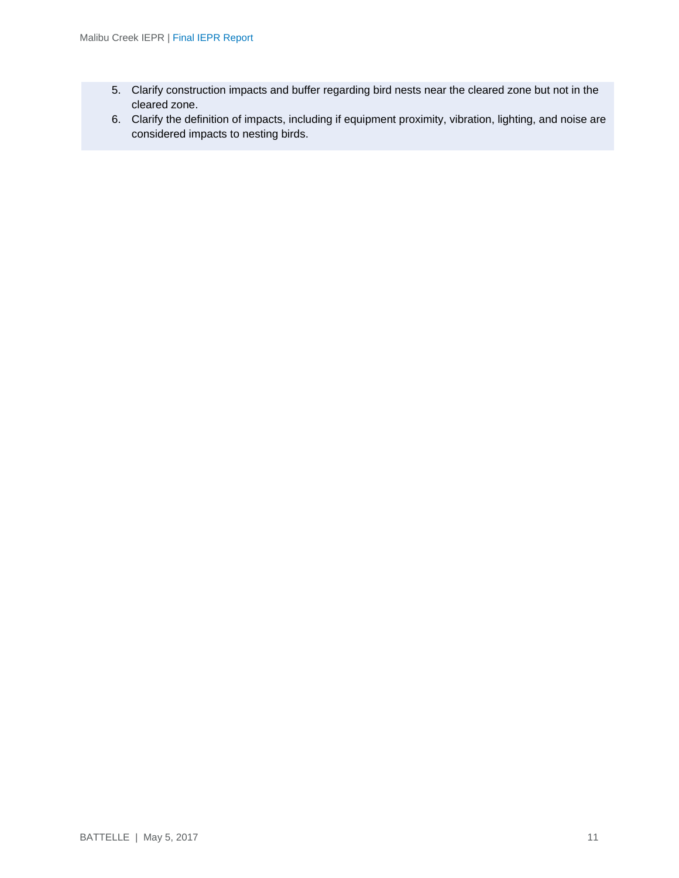5. Clarify construction impacts and buffer regarding bird nests near the cleared zone but not in the cleared zone.
6. Clarify the definition of impacts, including if equipment proximity, vibration, lighting, and noise are considered impacts to nesting birds.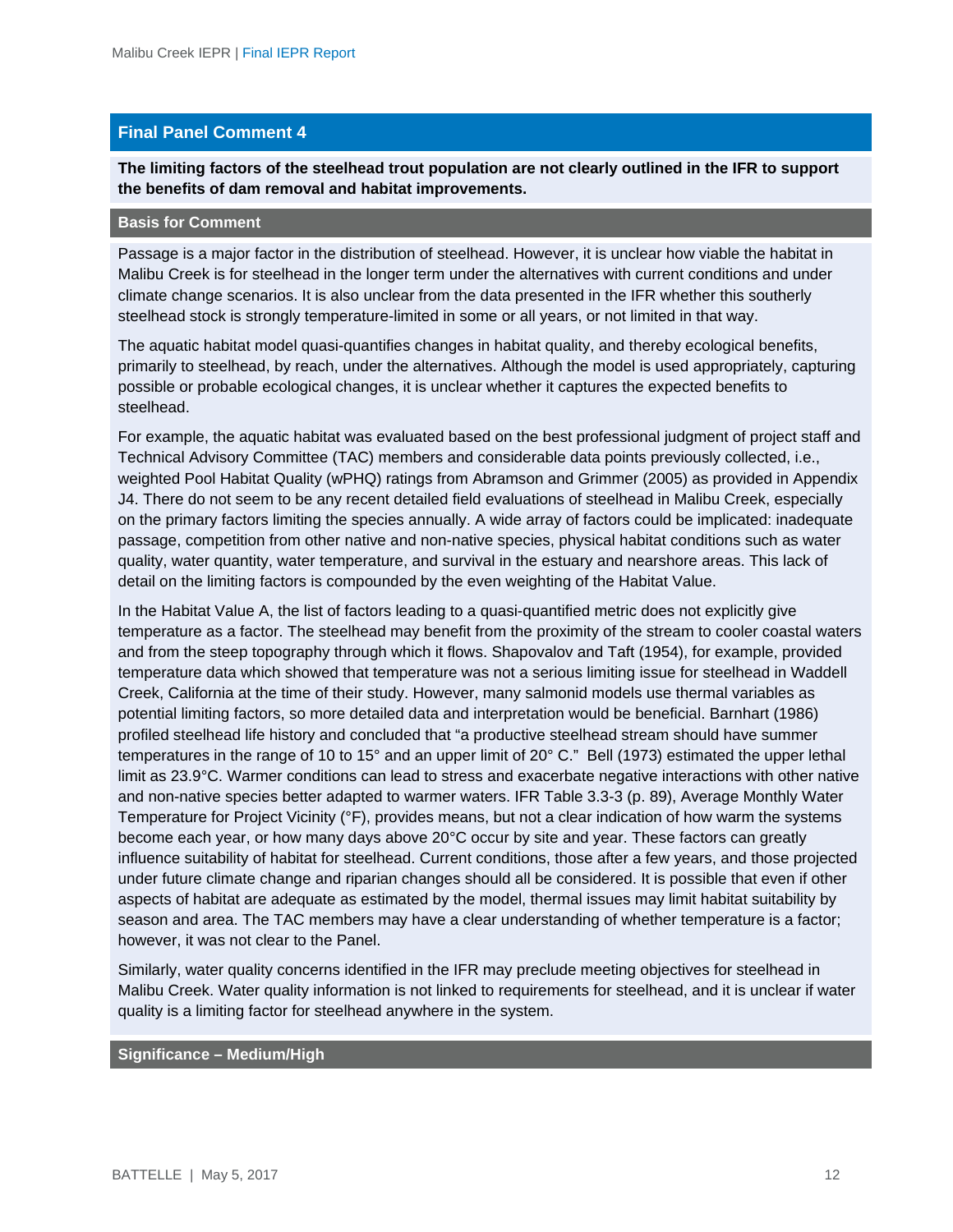## Final Panel Comment 4

**The limiting factors of the steelhead trout population are not clearly outlined in the IFR to support the benefits of dam removal and habitat improvements.**

### Basis for Comment

Passage is a major factor in the distribution of steelhead. However, it is unclear how viable the habitat in Malibu Creek is for steelhead in the longer term under the alternatives with current conditions and under climate change scenarios. It is also unclear from the data presented in the IFR whether this southerly steelhead stock is strongly temperature-limited in some or all years, or not limited in that way.

The aquatic habitat model quasi-quantifies changes in habitat quality, and thereby ecological benefits, primarily to steelhead, by reach, under the alternatives. Although the model is used appropriately, capturing possible or probable ecological changes, it is unclear whether it captures the expected benefits to steelhead.

For example, the aquatic habitat was evaluated based on the best professional judgment of project staff and Technical Advisory Committee (TAC) members and considerable data points previously collected, i.e., weighted Pool Habitat Quality (wPHQ) ratings from Abramson and Grimmer (2005) as provided in Appendix J4. There do not seem to be any recent detailed field evaluations of steelhead in Malibu Creek, especially on the primary factors limiting the species annually. A wide array of factors could be implicated: inadequate passage, competition from other native and non-native species, physical habitat conditions such as water quality, water quantity, water temperature, and survival in the estuary and nearshore areas. This lack of detail on the limiting factors is compounded by the even weighting of the Habitat Value.

In the Habitat Value A, the list of factors leading to a quasi-quantified metric does not explicitly give temperature as a factor. The steelhead may benefit from the proximity of the stream to cooler coastal waters and from the steep topography through which it flows. Shapovalov and Taft (1954), for example, provided temperature data which showed that temperature was not a serious limiting issue for steelhead in Waddell Creek, California at the time of their study. However, many salmonid models use thermal variables as potential limiting factors, so more detailed data and interpretation would be beneficial. Barnhart (1986) profiled steelhead life history and concluded that "a productive steelhead stream should have summer temperatures in the range of 10 to 15° and an upper limit of 20° C." Bell (1973) estimated the upper lethal limit as 23.9°C. Warmer conditions can lead to stress and exacerbate negative interactions with other native and non-native species better adapted to warmer waters. IFR Table 3.3-3 (p. 89), Average Monthly Water Temperature for Project Vicinity (°F), provides means, but not a clear indication of how warm the systems become each year, or how many days above 20°C occur by site and year. These factors can greatly influence suitability of habitat for steelhead. Current conditions, those after a few years, and those projected under future climate change and riparian changes should all be considered. It is possible that even if other aspects of habitat are adequate as estimated by the model, thermal issues may limit habitat suitability by season and area. The TAC members may have a clear understanding of whether temperature is a factor; however, it was not clear to the Panel.

Similarly, water quality concerns identified in the IFR may preclude meeting objectives for steelhead in Malibu Creek. Water quality information is not linked to requirements for steelhead, and it is unclear if water quality is a limiting factor for steelhead anywhere in the system.

### Significance – Medium/High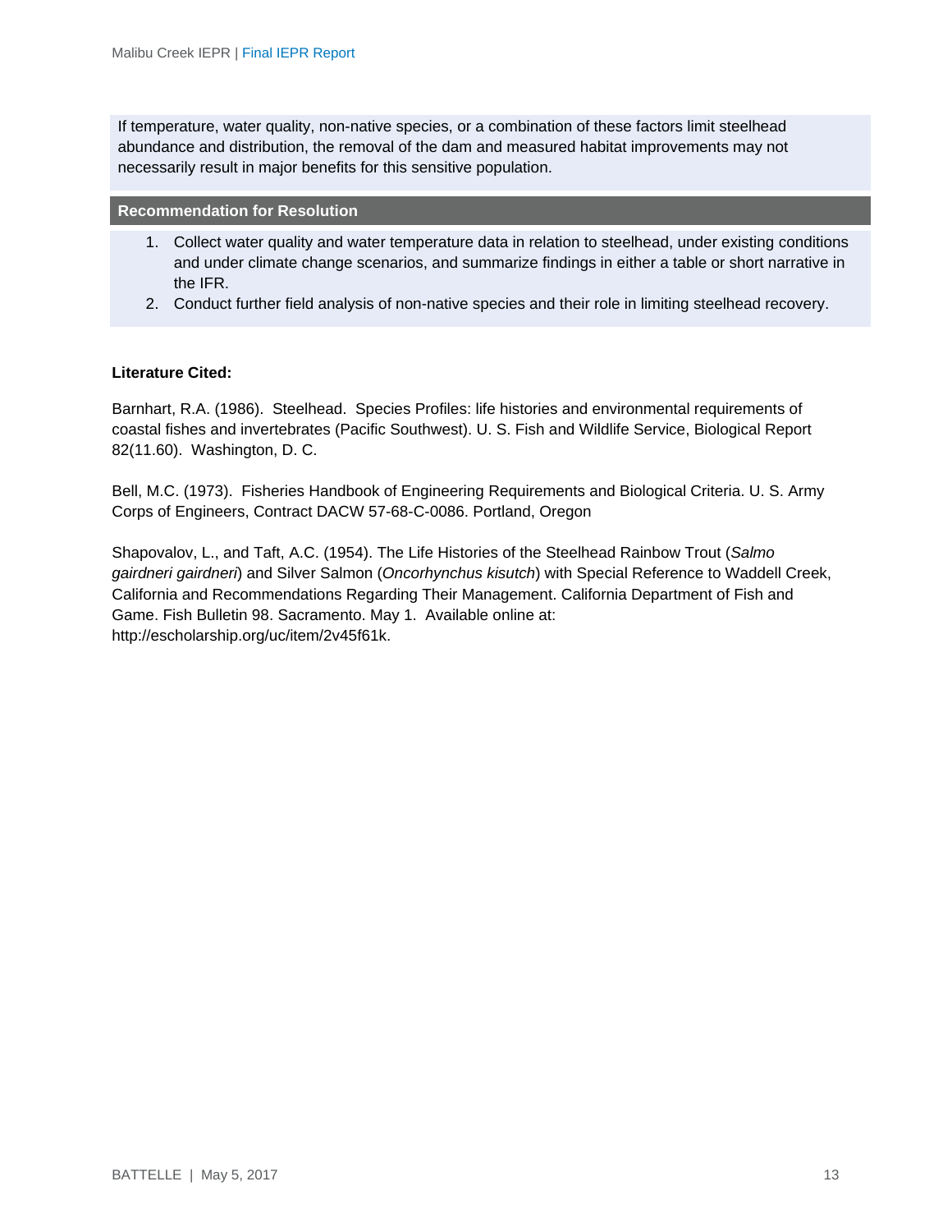If temperature, water quality, non-native species, or a combination of these factors limit steelhead abundance and distribution, the removal of the dam and measured habitat improvements may not necessarily result in major benefits for this sensitive population.

**Recommendation for Resolution**

1. Collect water quality and water temperature data in relation to steelhead, under existing conditions and under climate change scenarios, and summarize findings in either a table or short narrative in the IFR.
2. Conduct further field analysis of non-native species and their role in limiting steelhead recovery.

**Literature Cited:**

Barnhart, R.A. (1986). Steelhead. Species Profiles: life histories and environmental requirements of coastal fishes and invertebrates (Pacific Southwest). U. S. Fish and Wildlife Service, Biological Report 82(11.60). Washington, D. C.

Bell, M.C. (1973). Fisheries Handbook of Engineering Requirements and Biological Criteria. U. S. Army Corps of Engineers, Contract DACW 57-68-C-0086. Portland, Oregon

Shapovalov, L., and Taft, A.C. (1954). The Life Histories of the Steelhead Rainbow Trout (*Salmo gairdneri gairdneri*) and Silver Salmon (*Oncorhynchus kisutch*) with Special Reference to Waddell Creek, California and Recommendations Regarding Their Management. California Department of Fish and Game. Fish Bulletin 98. Sacramento. May 1. Available online at: http://escholarship.org/uc/item/2v45f61k.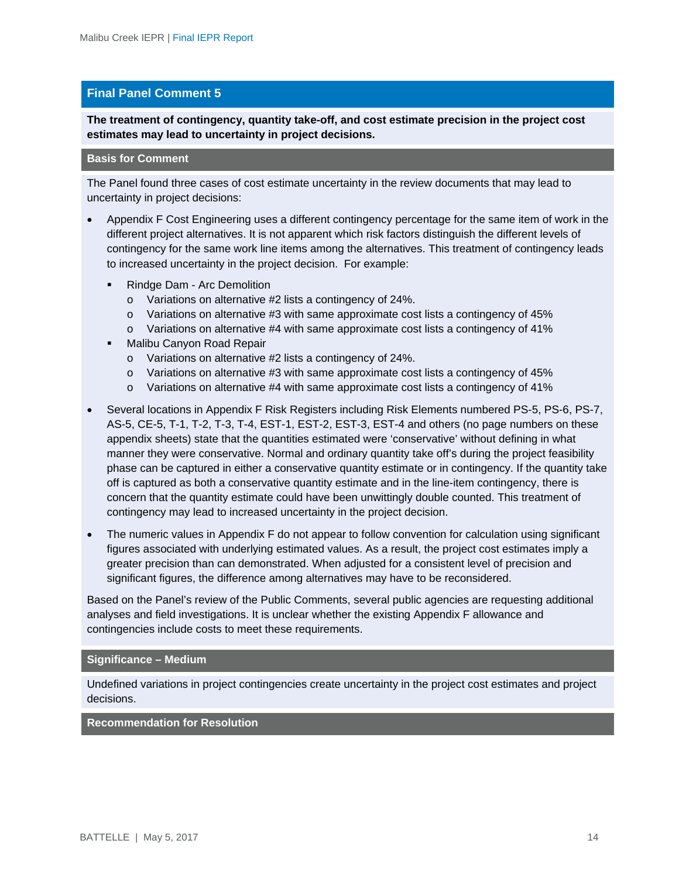## Final Panel Comment 5

**The treatment of contingency, quantity take-off, and cost estimate precision in the project cost estimates may lead to uncertainty in project decisions.**

### Basis for Comment

The Panel found three cases of cost estimate uncertainty in the review documents that may lead to uncertainty in project decisions:

- Appendix F Cost Engineering uses a different contingency percentage for the same item of work in the different project alternatives. It is not apparent which risk factors distinguish the different levels of contingency for the same work line items among the alternatives. This treatment of contingency leads to increased uncertainty in the project decision. For example:
  - Rindge Dam - Arc Demolition
    - Variations on alternative #2 lists a contingency of 24%.
    - Variations on alternative #3 with same approximate cost lists a contingency of 45%
    - Variations on alternative #4 with same approximate cost lists a contingency of 41%
  - Malibu Canyon Road Repair
    - Variations on alternative #2 lists a contingency of 24%.
    - Variations on alternative #3 with same approximate cost lists a contingency of 45%
    - Variations on alternative #4 with same approximate cost lists a contingency of 41%
- Several locations in Appendix F Risk Registers including Risk Elements numbered PS-5, PS-6, PS-7, AS-5, CE-5, T-1, T-2, T-3, T-4, EST-1, EST-2, EST-3, EST-4 and others (no page numbers on these appendix sheets) state that the quantities estimated were 'conservative' without defining in what manner they were conservative. Normal and ordinary quantity take off's during the project feasibility phase can be captured in either a conservative quantity estimate or in contingency. If the quantity take off is captured as both a conservative quantity estimate and in the line-item contingency, there is concern that the quantity estimate could have been unwittingly double counted. This treatment of contingency may lead to increased uncertainty in the project decision.
- The numeric values in Appendix F do not appear to follow convention for calculation using significant figures associated with underlying estimated values. As a result, the project cost estimates imply a greater precision than can demonstrated. When adjusted for a consistent level of precision and significant figures, the difference among alternatives may have to be reconsidered.

Based on the Panel's review of the Public Comments, several public agencies are requesting additional analyses and field investigations. It is unclear whether the existing Appendix F allowance and contingencies include costs to meet these requirements.

### Significance – Medium

Undefined variations in project contingencies create uncertainty in the project cost estimates and project decisions.

### Recommendation for Resolution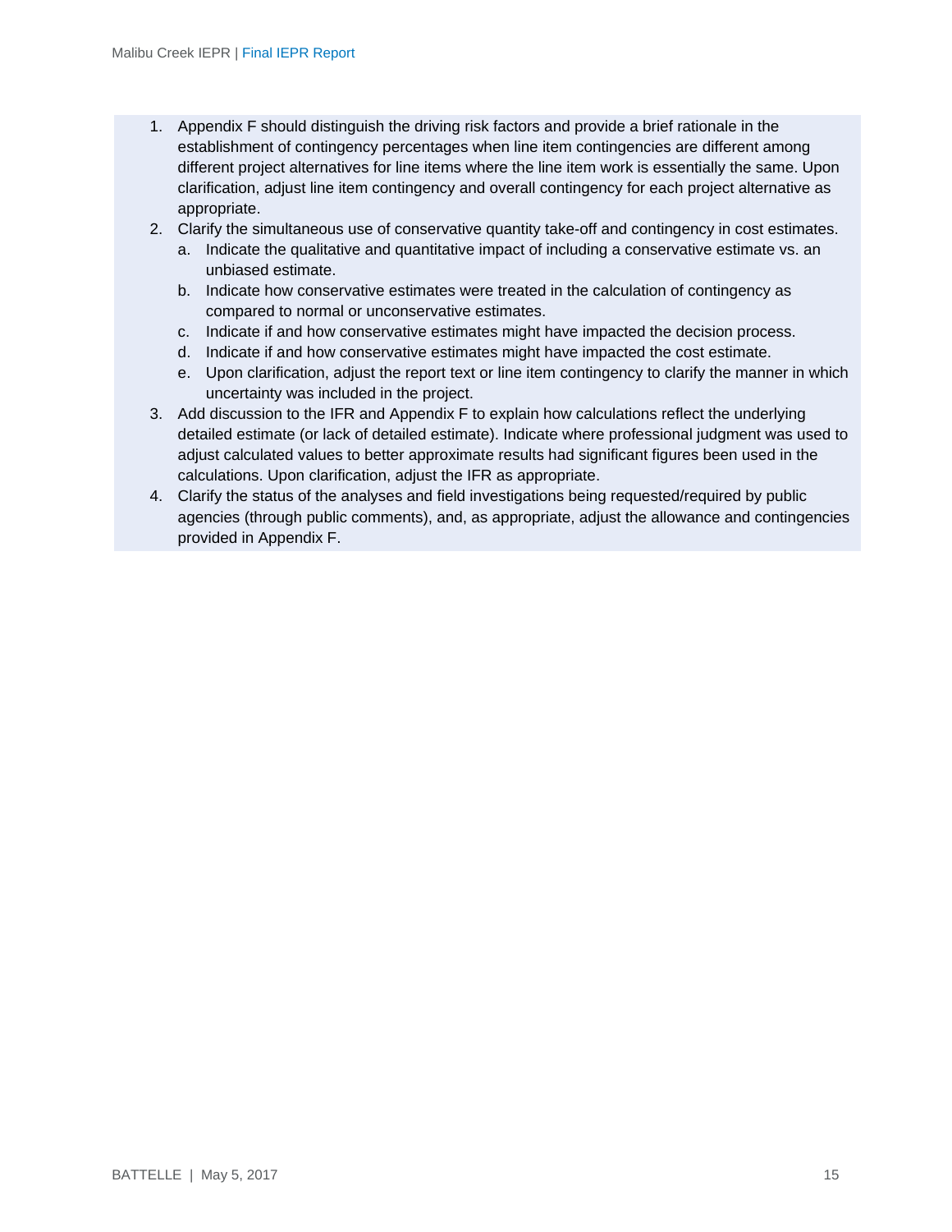1. Appendix F should distinguish the driving risk factors and provide a brief rationale in the establishment of contingency percentages when line item contingencies are different among different project alternatives for line items where the line item work is essentially the same. Upon clarification, adjust line item contingency and overall contingency for each project alternative as appropriate.
2. Clarify the simultaneous use of conservative quantity take-off and contingency in cost estimates.
   a. Indicate the qualitative and quantitative impact of including a conservative estimate vs. an unbiased estimate.
   b. Indicate how conservative estimates were treated in the calculation of contingency as compared to normal or unconservative estimates.
   c. Indicate if and how conservative estimates might have impacted the decision process.
   d. Indicate if and how conservative estimates might have impacted the cost estimate.
   e. Upon clarification, adjust the report text or line item contingency to clarify the manner in which uncertainty was included in the project.
3. Add discussion to the IFR and Appendix F to explain how calculations reflect the underlying detailed estimate (or lack of detailed estimate). Indicate where professional judgment was used to adjust calculated values to better approximate results had significant figures been used in the calculations. Upon clarification, adjust the IFR as appropriate.
4. Clarify the status of the analyses and field investigations being requested/required by public agencies (through public comments), and, as appropriate, adjust the allowance and contingencies provided in Appendix F.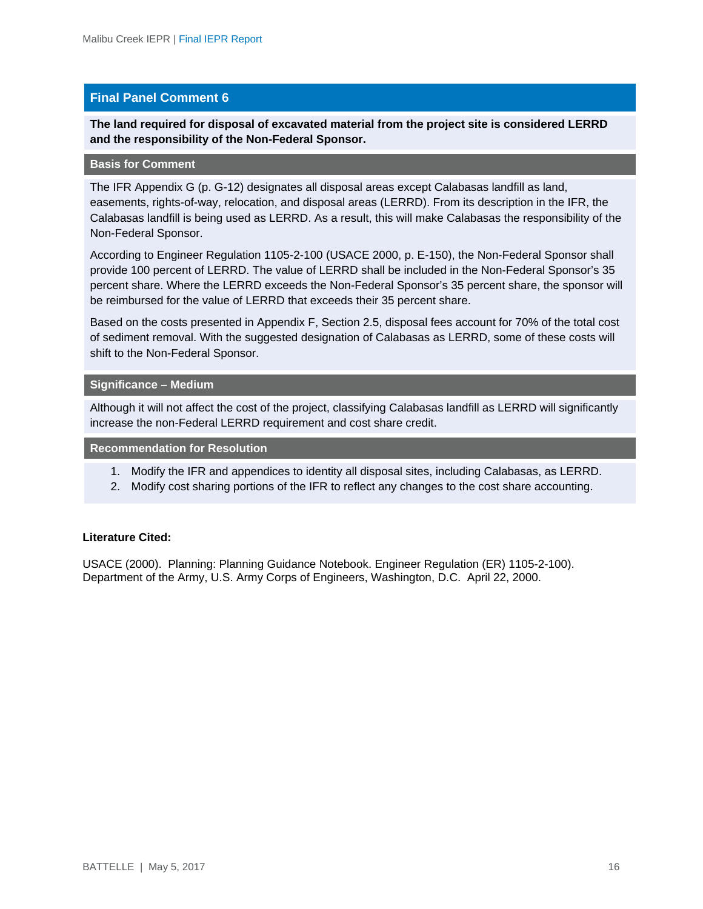## Final Panel Comment 6

**The land required for disposal of excavated material from the project site is considered LERRD and the responsibility of the Non-Federal Sponsor.**

### Basis for Comment

The IFR Appendix G (p. G-12) designates all disposal areas except Calabasas landfill as land, easements, rights-of-way, relocation, and disposal areas (LERRD). From its description in the IFR, the Calabasas landfill is being used as LERRD. As a result, this will make Calabasas the responsibility of the Non-Federal Sponsor.

According to Engineer Regulation 1105-2-100 (USACE 2000, p. E-150), the Non-Federal Sponsor shall provide 100 percent of LERRD. The value of LERRD shall be included in the Non-Federal Sponsor's 35 percent share. Where the LERRD exceeds the Non-Federal Sponsor's 35 percent share, the sponsor will be reimbursed for the value of LERRD that exceeds their 35 percent share.

Based on the costs presented in Appendix F, Section 2.5, disposal fees account for 70% of the total cost of sediment removal. With the suggested designation of Calabasas as LERRD, some of these costs will shift to the Non-Federal Sponsor.

### Significance – Medium

Although it will not affect the cost of the project, classifying Calabasas landfill as LERRD will significantly increase the non-Federal LERRD requirement and cost share credit.

### Recommendation for Resolution

1. Modify the IFR and appendices to identity all disposal sites, including Calabasas, as LERRD.
2. Modify cost sharing portions of the IFR to reflect any changes to the cost share accounting.

**Literature Cited:**

USACE (2000). Planning: Planning Guidance Notebook. Engineer Regulation (ER) 1105-2-100). Department of the Army, U.S. Army Corps of Engineers, Washington, D.C. April 22, 2000.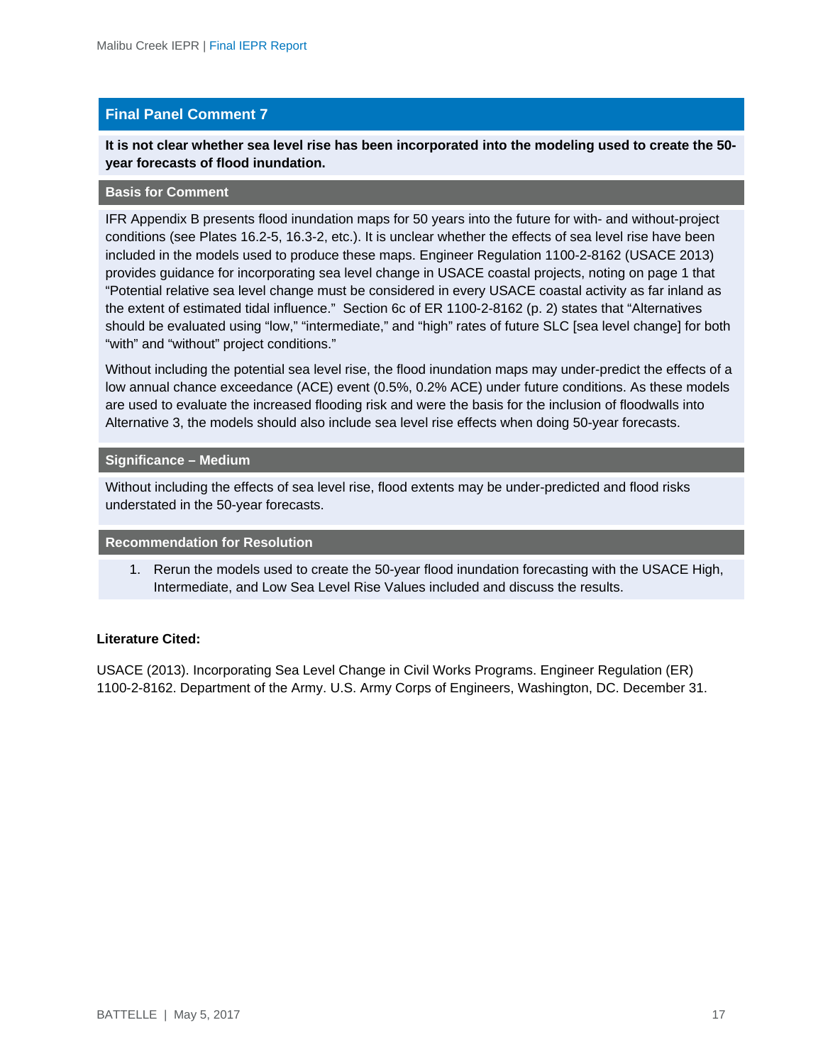## Final Panel Comment 7

**It is not clear whether sea level rise has been incorporated into the modeling used to create the 50-year forecasts of flood inundation.**

### Basis for Comment

IFR Appendix B presents flood inundation maps for 50 years into the future for with- and without-project conditions (see Plates 16.2-5, 16.3-2, etc.). It is unclear whether the effects of sea level rise have been included in the models used to produce these maps. Engineer Regulation 1100-2-8162 (USACE 2013) provides guidance for incorporating sea level change in USACE coastal projects, noting on page 1 that "Potential relative sea level change must be considered in every USACE coastal activity as far inland as the extent of estimated tidal influence." Section 6c of ER 1100-2-8162 (p. 2) states that "Alternatives should be evaluated using "low," "intermediate," and "high" rates of future SLC [sea level change] for both "with" and "without" project conditions."

Without including the potential sea level rise, the flood inundation maps may under-predict the effects of a low annual chance exceedance (ACE) event (0.5%, 0.2% ACE) under future conditions. As these models are used to evaluate the increased flooding risk and were the basis for the inclusion of floodwalls into Alternative 3, the models should also include sea level rise effects when doing 50-year forecasts.

### Significance – Medium

Without including the effects of sea level rise, flood extents may be under-predicted and flood risks understated in the 50-year forecasts.

### Recommendation for Resolution

1. Rerun the models used to create the 50-year flood inundation forecasting with the USACE High, Intermediate, and Low Sea Level Rise Values included and discuss the results.

**Literature Cited:**

USACE (2013). Incorporating Sea Level Change in Civil Works Programs. Engineer Regulation (ER) 1100-2-8162. Department of the Army. U.S. Army Corps of Engineers, Washington, DC. December 31.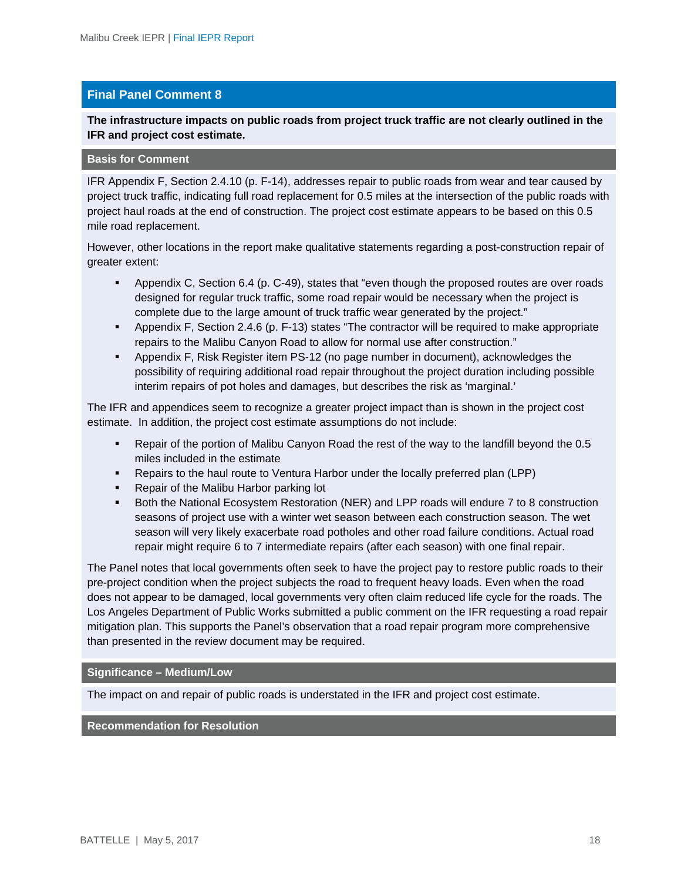## Final Panel Comment 8

**The infrastructure impacts on public roads from project truck traffic are not clearly outlined in the IFR and project cost estimate.**

### Basis for Comment

IFR Appendix F, Section 2.4.10 (p. F-14), addresses repair to public roads from wear and tear caused by project truck traffic, indicating full road replacement for 0.5 miles at the intersection of the public roads with project haul roads at the end of construction. The project cost estimate appears to be based on this 0.5 mile road replacement.

However, other locations in the report make qualitative statements regarding a post-construction repair of greater extent:

- Appendix C, Section 6.4 (p. C-49), states that "even though the proposed routes are over roads designed for regular truck traffic, some road repair would be necessary when the project is complete due to the large amount of truck traffic wear generated by the project."
- Appendix F, Section 2.4.6 (p. F-13) states "The contractor will be required to make appropriate repairs to the Malibu Canyon Road to allow for normal use after construction."
- Appendix F, Risk Register item PS-12 (no page number in document), acknowledges the possibility of requiring additional road repair throughout the project duration including possible interim repairs of pot holes and damages, but describes the risk as 'marginal.'

The IFR and appendices seem to recognize a greater project impact than is shown in the project cost estimate. In addition, the project cost estimate assumptions do not include:

- Repair of the portion of Malibu Canyon Road the rest of the way to the landfill beyond the 0.5 miles included in the estimate
- Repairs to the haul route to Ventura Harbor under the locally preferred plan (LPP)
- Repair of the Malibu Harbor parking lot
- Both the National Ecosystem Restoration (NER) and LPP roads will endure 7 to 8 construction seasons of project use with a winter wet season between each construction season. The wet season will very likely exacerbate road potholes and other road failure conditions. Actual road repair might require 6 to 7 intermediate repairs (after each season) with one final repair.

The Panel notes that local governments often seek to have the project pay to restore public roads to their pre-project condition when the project subjects the road to frequent heavy loads. Even when the road does not appear to be damaged, local governments very often claim reduced life cycle for the roads. The Los Angeles Department of Public Works submitted a public comment on the IFR requesting a road repair mitigation plan. This supports the Panel's observation that a road repair program more comprehensive than presented in the review document may be required.

### Significance – Medium/Low

The impact on and repair of public roads is understated in the IFR and project cost estimate.

### Recommendation for Resolution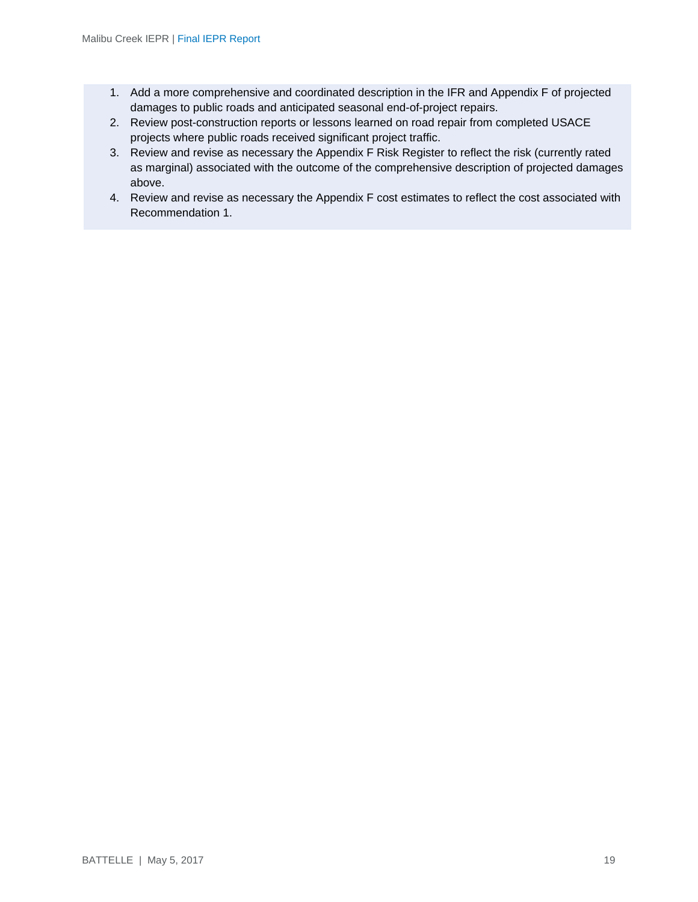1. Add a more comprehensive and coordinated description in the IFR and Appendix F of projected damages to public roads and anticipated seasonal end-of-project repairs.
2. Review post-construction reports or lessons learned on road repair from completed USACE projects where public roads received significant project traffic.
3. Review and revise as necessary the Appendix F Risk Register to reflect the risk (currently rated as marginal) associated with the outcome of the comprehensive description of projected damages above.
4. Review and revise as necessary the Appendix F cost estimates to reflect the cost associated with Recommendation 1.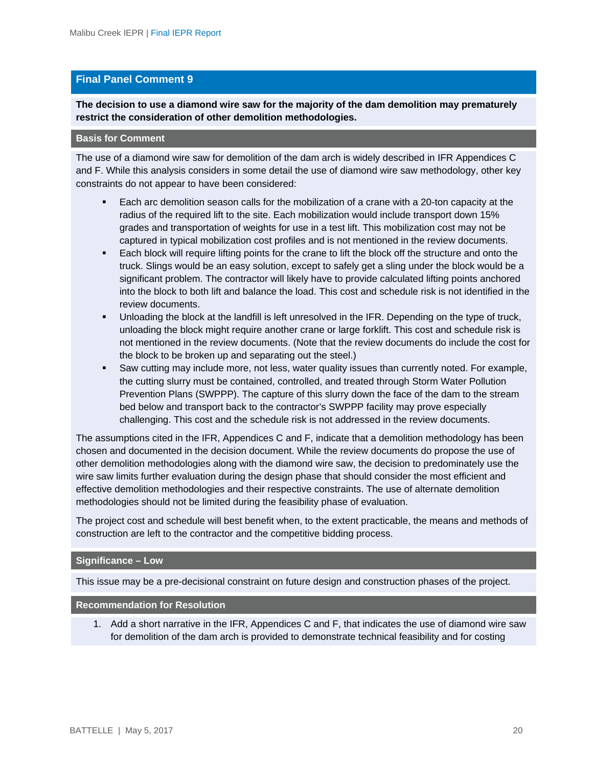## Final Panel Comment 9

**The decision to use a diamond wire saw for the majority of the dam demolition may prematurely restrict the consideration of other demolition methodologies.**

### Basis for Comment

The use of a diamond wire saw for demolition of the dam arch is widely described in IFR Appendices C and F. While this analysis considers in some detail the use of diamond wire saw methodology, other key constraints do not appear to have been considered:

- Each arc demolition season calls for the mobilization of a crane with a 20-ton capacity at the radius of the required lift to the site. Each mobilization would include transport down 15% grades and transportation of weights for use in a test lift. This mobilization cost may not be captured in typical mobilization cost profiles and is not mentioned in the review documents.
- Each block will require lifting points for the crane to lift the block off the structure and onto the truck. Slings would be an easy solution, except to safely get a sling under the block would be a significant problem. The contractor will likely have to provide calculated lifting points anchored into the block to both lift and balance the load. This cost and schedule risk is not identified in the review documents.
- Unloading the block at the landfill is left unresolved in the IFR. Depending on the type of truck, unloading the block might require another crane or large forklift. This cost and schedule risk is not mentioned in the review documents. (Note that the review documents do include the cost for the block to be broken up and separating out the steel.)
- Saw cutting may include more, not less, water quality issues than currently noted. For example, the cutting slurry must be contained, controlled, and treated through Storm Water Pollution Prevention Plans (SWPPP). The capture of this slurry down the face of the dam to the stream bed below and transport back to the contractor's SWPPP facility may prove especially challenging. This cost and the schedule risk is not addressed in the review documents.

The assumptions cited in the IFR, Appendices C and F, indicate that a demolition methodology has been chosen and documented in the decision document. While the review documents do propose the use of other demolition methodologies along with the diamond wire saw, the decision to predominately use the wire saw limits further evaluation during the design phase that should consider the most efficient and effective demolition methodologies and their respective constraints. The use of alternate demolition methodologies should not be limited during the feasibility phase of evaluation.

The project cost and schedule will best benefit when, to the extent practicable, the means and methods of construction are left to the contractor and the competitive bidding process.

### Significance – Low

This issue may be a pre-decisional constraint on future design and construction phases of the project.

### Recommendation for Resolution

1. Add a short narrative in the IFR, Appendices C and F, that indicates the use of diamond wire saw for demolition of the dam arch is provided to demonstrate technical feasibility and for costing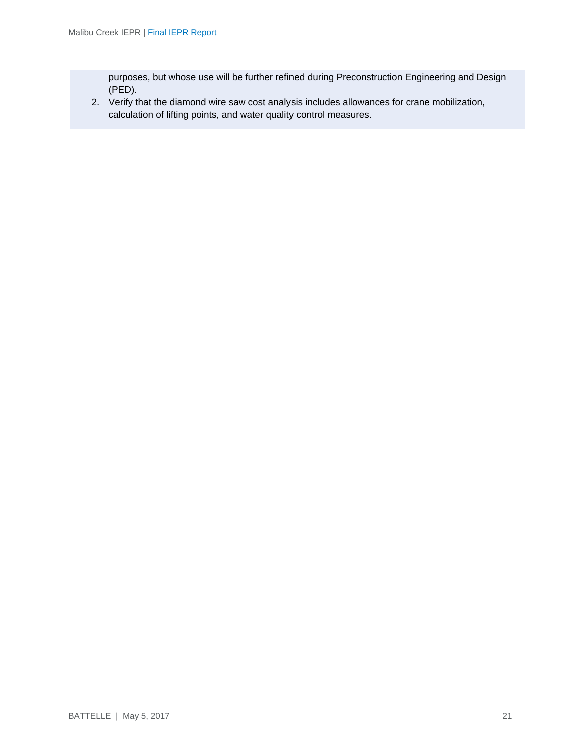purposes, but whose use will be further refined during Preconstruction Engineering and Design (PED).

2. Verify that the diamond wire saw cost analysis includes allowances for crane mobilization, calculation of lifting points, and water quality control measures.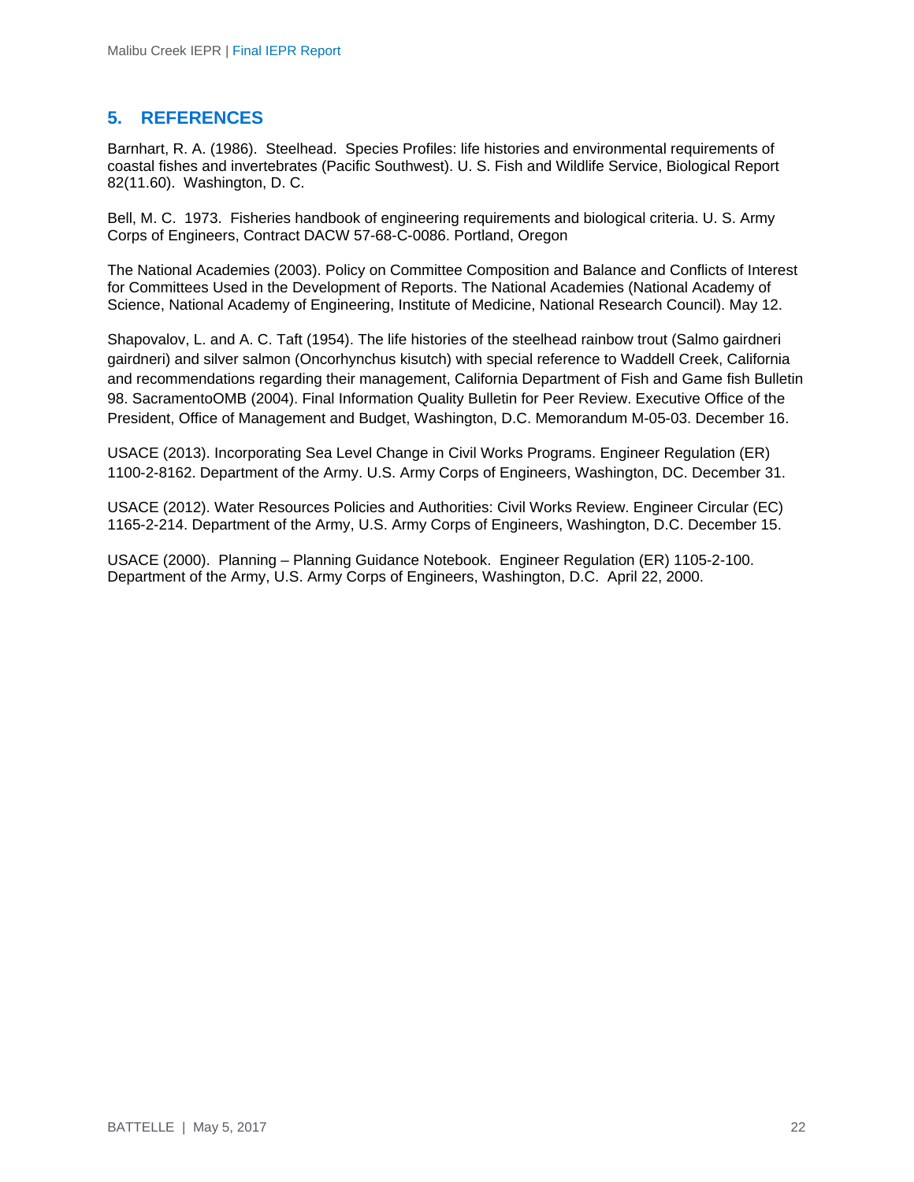## 5. REFERENCES

Barnhart, R. A. (1986). Steelhead. Species Profiles: life histories and environmental requirements of coastal fishes and invertebrates (Pacific Southwest). U. S. Fish and Wildlife Service, Biological Report 82(11.60). Washington, D. C.

Bell, M. C. 1973. Fisheries handbook of engineering requirements and biological criteria. U. S. Army Corps of Engineers, Contract DACW 57-68-C-0086. Portland, Oregon

The National Academies (2003). Policy on Committee Composition and Balance and Conflicts of Interest for Committees Used in the Development of Reports. The National Academies (National Academy of Science, National Academy of Engineering, Institute of Medicine, National Research Council). May 12.

Shapovalov, L. and A. C. Taft (1954). The life histories of the steelhead rainbow trout (Salmo gairdneri gairdneri) and silver salmon (Oncorhynchus kisutch) with special reference to Waddell Creek, California and recommendations regarding their management, California Department of Fish and Game fish Bulletin 98. SacramentoOMB (2004). Final Information Quality Bulletin for Peer Review. Executive Office of the President, Office of Management and Budget, Washington, D.C. Memorandum M-05-03. December 16.

USACE (2013). Incorporating Sea Level Change in Civil Works Programs. Engineer Regulation (ER) 1100-2-8162. Department of the Army. U.S. Army Corps of Engineers, Washington, DC. December 31.

USACE (2012). Water Resources Policies and Authorities: Civil Works Review. Engineer Circular (EC) 1165-2-214. Department of the Army, U.S. Army Corps of Engineers, Washington, D.C. December 15.

USACE (2000). Planning – Planning Guidance Notebook. Engineer Regulation (ER) 1105-2-100. Department of the Army, U.S. Army Corps of Engineers, Washington, D.C. April 22, 2000.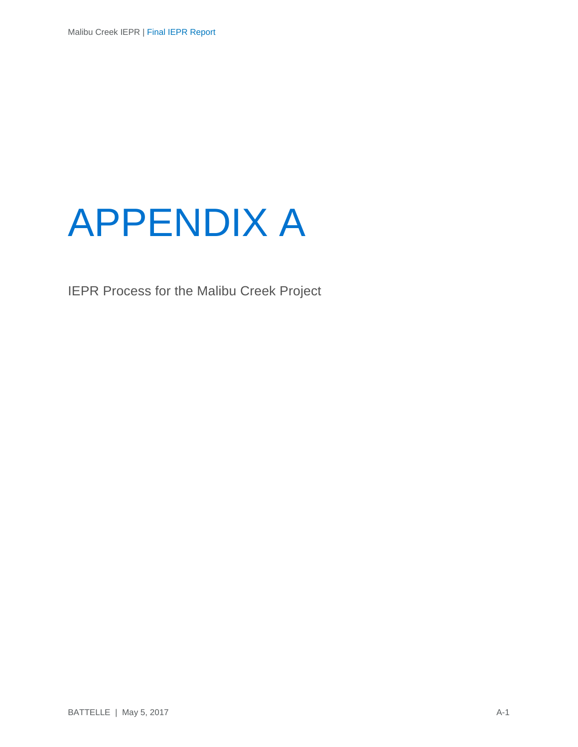# APPENDIX A

IEPR Process for the Malibu Creek Project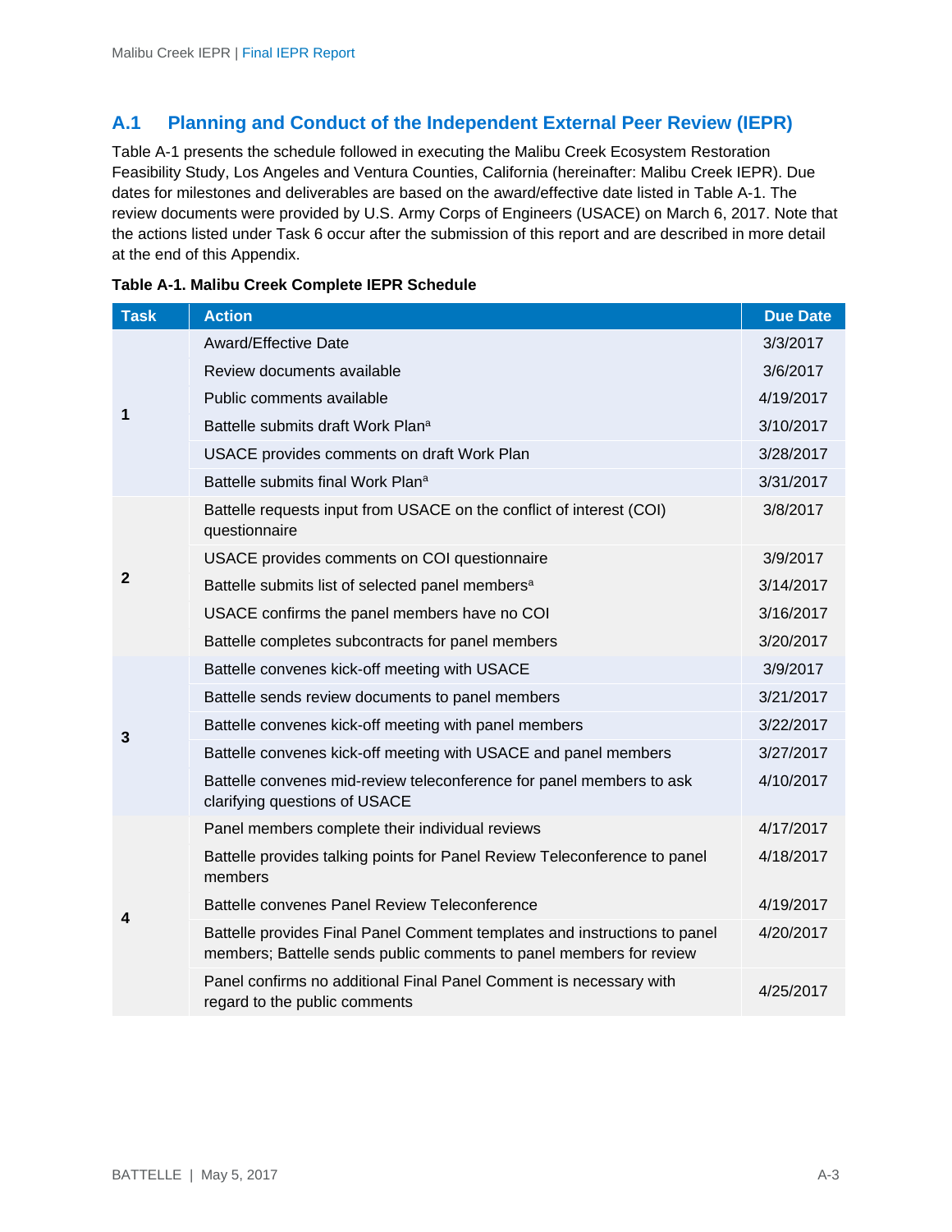## A.1 Planning and Conduct of the Independent External Peer Review (IEPR)

Table A-1 presents the schedule followed in executing the Malibu Creek Ecosystem Restoration Feasibility Study, Los Angeles and Ventura Counties, California (hereinafter: Malibu Creek IEPR). Due dates for milestones and deliverables are based on the award/effective date listed in Table A-1. The review documents were provided by U.S. Army Corps of Engineers (USACE) on March 6, 2017. Note that the actions listed under Task 6 occur after the submission of this report and are described in more detail at the end of this Appendix.

**Table A-1. Malibu Creek Complete IEPR Schedule**

| Task | Action | Due Date |
|---|---|---|
| 1 | Award/Effective Date | 3/3/2017 |
| | Review documents available | 3/6/2017 |
| | Public comments available | 4/19/2017 |
| | Battelle submits draft Work Plan[a] | 3/10/2017 |
| | USACE provides comments on draft Work Plan | 3/28/2017 |
| | Battelle submits final Work Plan[a] | 3/31/2017 |
| 2 | Battelle requests input from USACE on the conflict of interest (COI) questionnaire | 3/8/2017 |
| | USACE provides comments on COI questionnaire | 3/9/2017 |
| | Battelle submits list of selected panel members[a] | 3/14/2017 |
| | USACE confirms the panel members have no COI | 3/16/2017 |
| | Battelle completes subcontracts for panel members | 3/20/2017 |
| 3 | Battelle convenes kick-off meeting with USACE | 3/9/2017 |
| | Battelle sends review documents to panel members | 3/21/2017 |
| | Battelle convenes kick-off meeting with panel members | 3/22/2017 |
| | Battelle convenes kick-off meeting with USACE and panel members | 3/27/2017 |
| | Battelle convenes mid-review teleconference for panel members to ask clarifying questions of USACE | 4/10/2017 |
| 4 | Panel members complete their individual reviews | 4/17/2017 |
| | Battelle provides talking points for Panel Review Teleconference to panel members | 4/18/2017 |
| | Battelle convenes Panel Review Teleconference | 4/19/2017 |
| | Battelle provides Final Panel Comment templates and instructions to panel members; Battelle sends public comments to panel members for review | 4/20/2017 |
| | Panel confirms no additional Final Panel Comment is necessary with regard to the public comments | 4/25/2017 |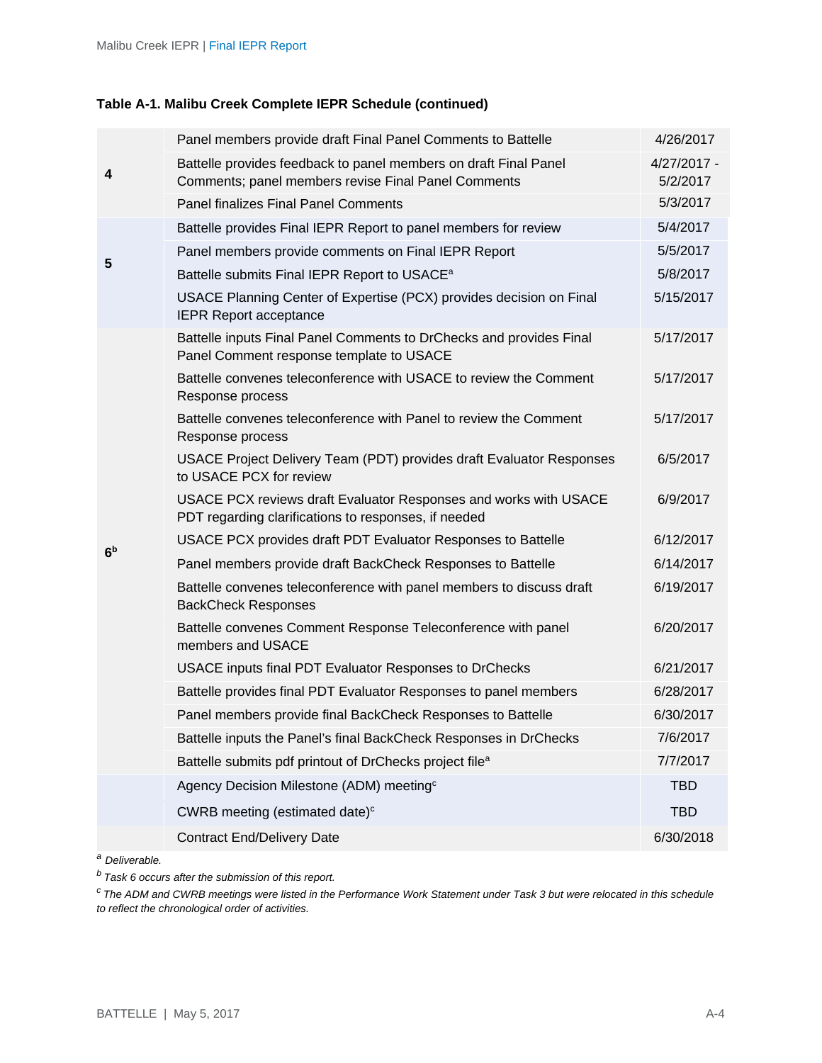**Table A-1. Malibu Creek Complete IEPR Schedule (continued)**

| | | |
|---|---|---|
| 4 | Panel members provide draft Final Panel Comments to Battelle | 4/26/2017 |
| | Battelle provides feedback to panel members on draft Final Panel Comments; panel members revise Final Panel Comments | 4/27/2017 - 5/2/2017 |
| | Panel finalizes Final Panel Comments | 5/3/2017 |
| 5 | Battelle provides Final IEPR Report to panel members for review | 5/4/2017 |
| | Panel members provide comments on Final IEPR Report | 5/5/2017 |
| | Battelle submits Final IEPR Report to USACE[a] | 5/8/2017 |
| | USACE Planning Center of Expertise (PCX) provides decision on Final IEPR Report acceptance | 5/15/2017 |
| 6[b] | Battelle inputs Final Panel Comments to DrChecks and provides Final Panel Comment response template to USACE | 5/17/2017 |
| | Battelle convenes teleconference with USACE to review the Comment Response process | 5/17/2017 |
| | Battelle convenes teleconference with Panel to review the Comment Response process | 5/17/2017 |
| | USACE Project Delivery Team (PDT) provides draft Evaluator Responses to USACE PCX for review | 6/5/2017 |
| | USACE PCX reviews draft Evaluator Responses and works with USACE PDT regarding clarifications to responses, if needed | 6/9/2017 |
| | USACE PCX provides draft PDT Evaluator Responses to Battelle | 6/12/2017 |
| | Panel members provide draft BackCheck Responses to Battelle | 6/14/2017 |
| | Battelle convenes teleconference with panel members to discuss draft BackCheck Responses | 6/19/2017 |
| | Battelle convenes Comment Response Teleconference with panel members and USACE | 6/20/2017 |
| | USACE inputs final PDT Evaluator Responses to DrChecks | 6/21/2017 |
| | Battelle provides final PDT Evaluator Responses to panel members | 6/28/2017 |
| | Panel members provide final BackCheck Responses to Battelle | 6/30/2017 |
| | Battelle inputs the Panel's final BackCheck Responses in DrChecks | 7/6/2017 |
| | Battelle submits pdf printout of DrChecks project file[a] | 7/7/2017 |
| | Agency Decision Milestone (ADM) meeting[c] | TBD |
| | CWRB meeting (estimated date)[c] | TBD |
| | Contract End/Delivery Date | 6/30/2018 |

[a] *Deliverable.*

[b] *Task 6 occurs after the submission of this report.*

[c] *The ADM and CWRB meetings were listed in the Performance Work Statement under Task 3 but were relocated in this schedule to reflect the chronological order of activities.*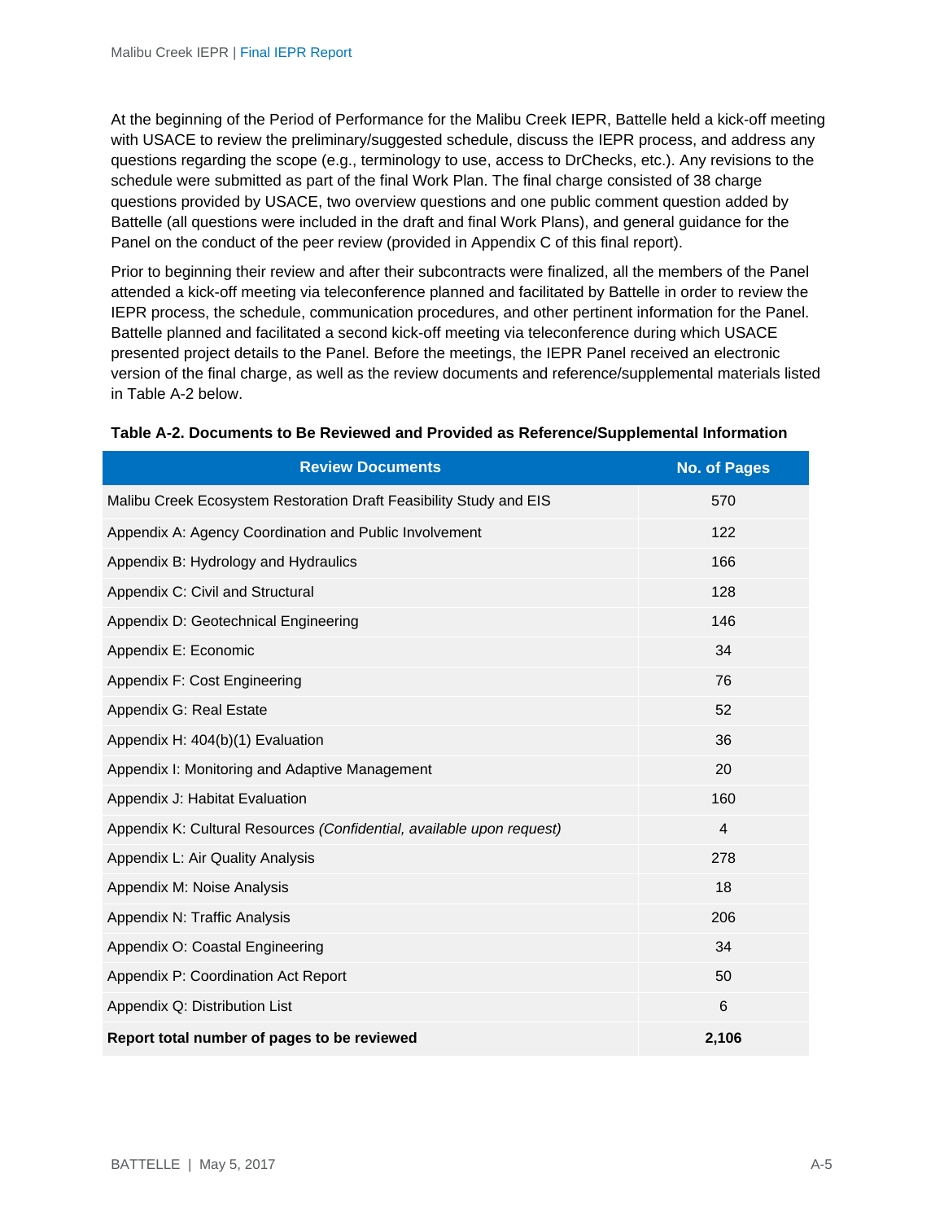At the beginning of the Period of Performance for the Malibu Creek IEPR, Battelle held a kick-off meeting with USACE to review the preliminary/suggested schedule, discuss the IEPR process, and address any questions regarding the scope (e.g., terminology to use, access to DrChecks, etc.). Any revisions to the schedule were submitted as part of the final Work Plan. The final charge consisted of 38 charge questions provided by USACE, two overview questions and one public comment question added by Battelle (all questions were included in the draft and final Work Plans), and general guidance for the Panel on the conduct of the peer review (provided in Appendix C of this final report).

Prior to beginning their review and after their subcontracts were finalized, all the members of the Panel attended a kick-off meeting via teleconference planned and facilitated by Battelle in order to review the IEPR process, the schedule, communication procedures, and other pertinent information for the Panel. Battelle planned and facilitated a second kick-off meeting via teleconference during which USACE presented project details to the Panel. Before the meetings, the IEPR Panel received an electronic version of the final charge, as well as the review documents and reference/supplemental materials listed in Table A-2 below.

**Table A-2. Documents to Be Reviewed and Provided as Reference/Supplemental Information**

| Review Documents | No. of Pages |
|---|---|
| Malibu Creek Ecosystem Restoration Draft Feasibility Study and EIS | 570 |
| Appendix A: Agency Coordination and Public Involvement | 122 |
| Appendix B: Hydrology and Hydraulics | 166 |
| Appendix C: Civil and Structural | 128 |
| Appendix D: Geotechnical Engineering | 146 |
| Appendix E: Economic | 34 |
| Appendix F: Cost Engineering | 76 |
| Appendix G: Real Estate | 52 |
| Appendix H: 404(b)(1) Evaluation | 36 |
| Appendix I: Monitoring and Adaptive Management | 20 |
| Appendix J: Habitat Evaluation | 160 |
| Appendix K: Cultural Resources *(Confidential, available upon request)* | 4 |
| Appendix L: Air Quality Analysis | 278 |
| Appendix M: Noise Analysis | 18 |
| Appendix N: Traffic Analysis | 206 |
| Appendix O: Coastal Engineering | 34 |
| Appendix P: Coordination Act Report | 50 |
| Appendix Q: Distribution List | 6 |
| **Report total number of pages to be reviewed** | **2,106** |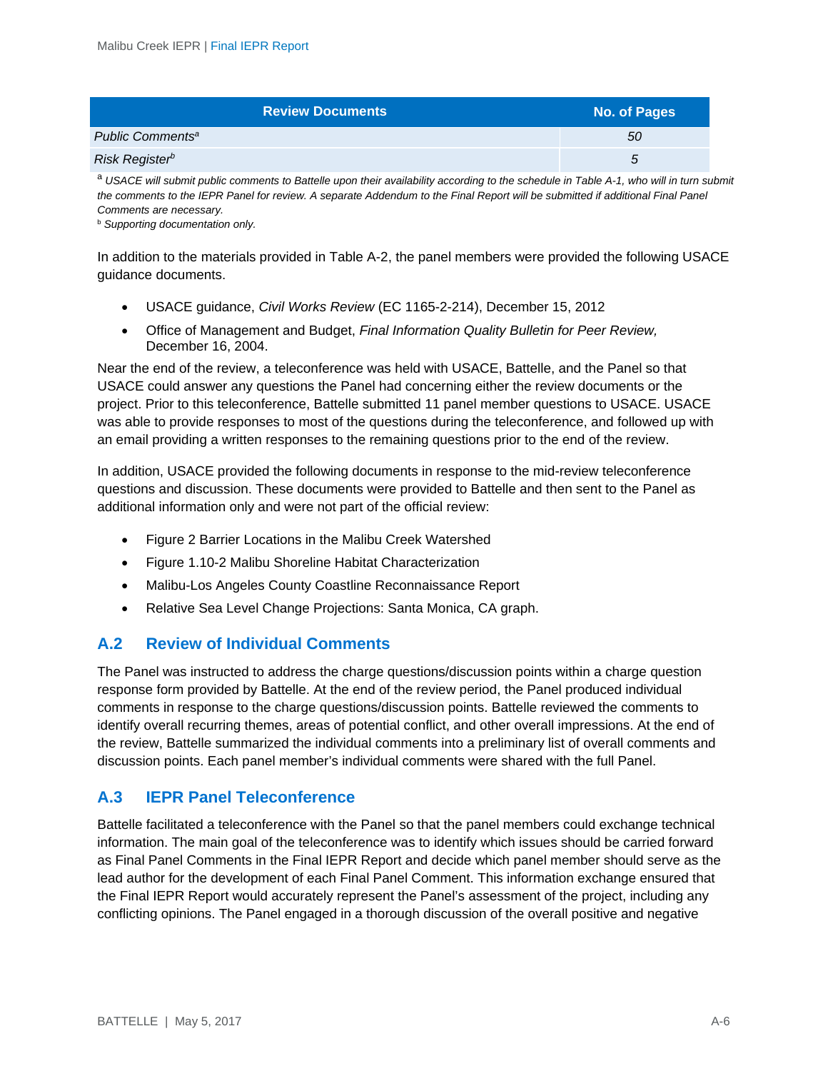| Review Documents | No. of Pages |
| --- | --- |
| *Public Comments*[a] | *50* |
| *Risk Register*[b] | *5* |

[a] *USACE will submit public comments to Battelle upon their availability according to the schedule in Table A-1, who will in turn submit the comments to the IEPR Panel for review. A separate Addendum to the Final Report will be submitted if additional Final Panel Comments are necessary.*
[b] *Supporting documentation only.*

In addition to the materials provided in Table A-2, the panel members were provided the following USACE guidance documents.

- USACE guidance, *Civil Works Review* (EC 1165-2-214), December 15, 2012
- Office of Management and Budget, *Final Information Quality Bulletin for Peer Review,* December 16, 2004.

Near the end of the review, a teleconference was held with USACE, Battelle, and the Panel so that USACE could answer any questions the Panel had concerning either the review documents or the project. Prior to this teleconference, Battelle submitted 11 panel member questions to USACE. USACE was able to provide responses to most of the questions during the teleconference, and followed up with an email providing a written responses to the remaining questions prior to the end of the review.

In addition, USACE provided the following documents in response to the mid-review teleconference questions and discussion. These documents were provided to Battelle and then sent to the Panel as additional information only and were not part of the official review:

- Figure 2 Barrier Locations in the Malibu Creek Watershed
- Figure 1.10-2 Malibu Shoreline Habitat Characterization
- Malibu-Los Angeles County Coastline Reconnaissance Report
- Relative Sea Level Change Projections: Santa Monica, CA graph.

## A.2 Review of Individual Comments

The Panel was instructed to address the charge questions/discussion points within a charge question response form provided by Battelle. At the end of the review period, the Panel produced individual comments in response to the charge questions/discussion points. Battelle reviewed the comments to identify overall recurring themes, areas of potential conflict, and other overall impressions. At the end of the review, Battelle summarized the individual comments into a preliminary list of overall comments and discussion points. Each panel member's individual comments were shared with the full Panel.

## A.3 IEPR Panel Teleconference

Battelle facilitated a teleconference with the Panel so that the panel members could exchange technical information. The main goal of the teleconference was to identify which issues should be carried forward as Final Panel Comments in the Final IEPR Report and decide which panel member should serve as the lead author for the development of each Final Panel Comment. This information exchange ensured that the Final IEPR Report would accurately represent the Panel's assessment of the project, including any conflicting opinions. The Panel engaged in a thorough discussion of the overall positive and negative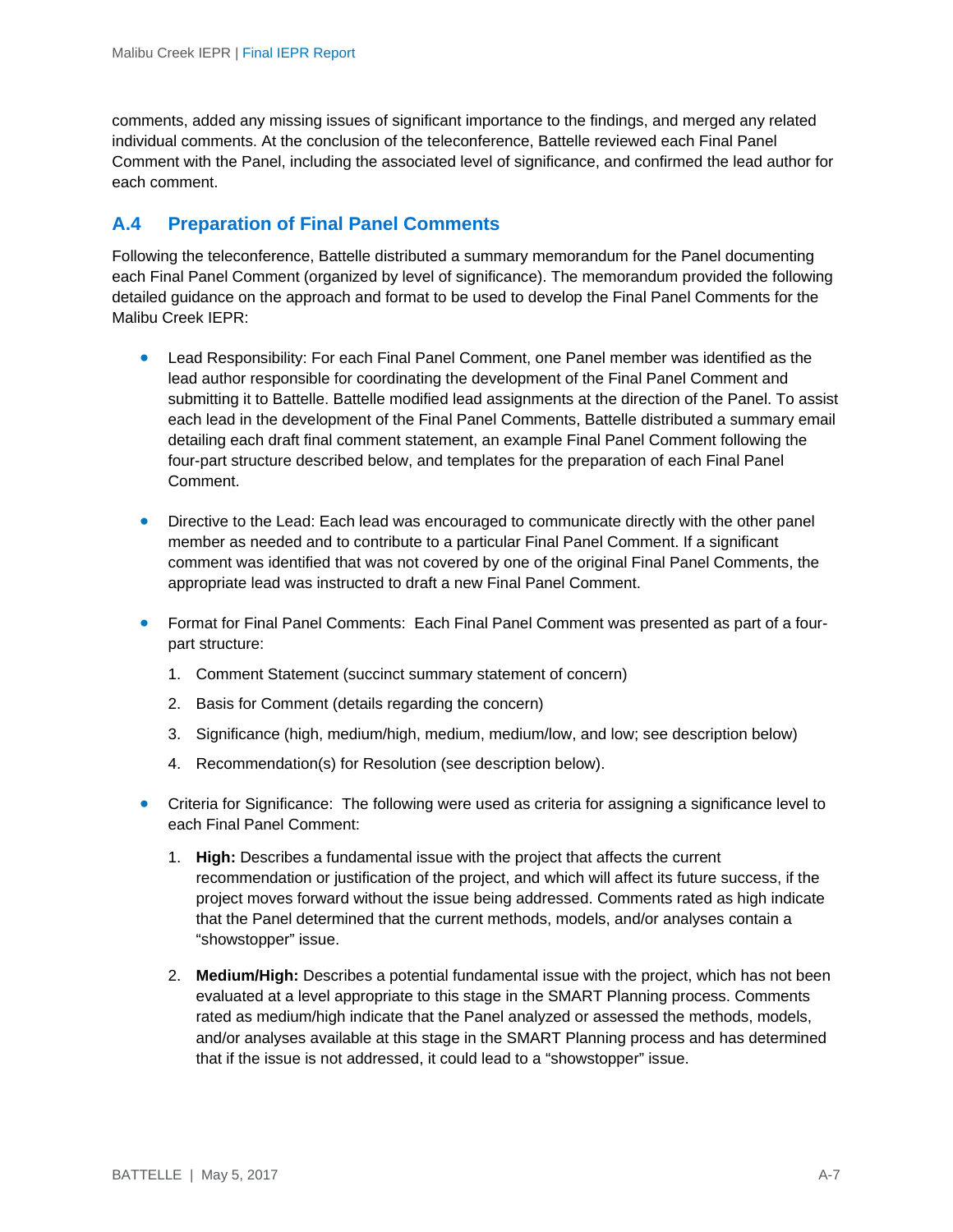comments, added any missing issues of significant importance to the findings, and merged any related individual comments. At the conclusion of the teleconference, Battelle reviewed each Final Panel Comment with the Panel, including the associated level of significance, and confirmed the lead author for each comment.

## A.4 Preparation of Final Panel Comments

Following the teleconference, Battelle distributed a summary memorandum for the Panel documenting each Final Panel Comment (organized by level of significance). The memorandum provided the following detailed guidance on the approach and format to be used to develop the Final Panel Comments for the Malibu Creek IEPR:

- Lead Responsibility: For each Final Panel Comment, one Panel member was identified as the lead author responsible for coordinating the development of the Final Panel Comment and submitting it to Battelle. Battelle modified lead assignments at the direction of the Panel. To assist each lead in the development of the Final Panel Comments, Battelle distributed a summary email detailing each draft final comment statement, an example Final Panel Comment following the four-part structure described below, and templates for the preparation of each Final Panel Comment.

- Directive to the Lead: Each lead was encouraged to communicate directly with the other panel member as needed and to contribute to a particular Final Panel Comment. If a significant comment was identified that was not covered by one of the original Final Panel Comments, the appropriate lead was instructed to draft a new Final Panel Comment.

- Format for Final Panel Comments: Each Final Panel Comment was presented as part of a four-part structure:
  1. Comment Statement (succinct summary statement of concern)
  2. Basis for Comment (details regarding the concern)
  3. Significance (high, medium/high, medium, medium/low, and low; see description below)
  4. Recommendation(s) for Resolution (see description below).

- Criteria for Significance: The following were used as criteria for assigning a significance level to each Final Panel Comment:
  1. **High:** Describes a fundamental issue with the project that affects the current recommendation or justification of the project, and which will affect its future success, if the project moves forward without the issue being addressed. Comments rated as high indicate that the Panel determined that the current methods, models, and/or analyses contain a "showstopper" issue.
  2. **Medium/High:** Describes a potential fundamental issue with the project, which has not been evaluated at a level appropriate to this stage in the SMART Planning process. Comments rated as medium/high indicate that the Panel analyzed or assessed the methods, models, and/or analyses available at this stage in the SMART Planning process and has determined that if the issue is not addressed, it could lead to a "showstopper" issue.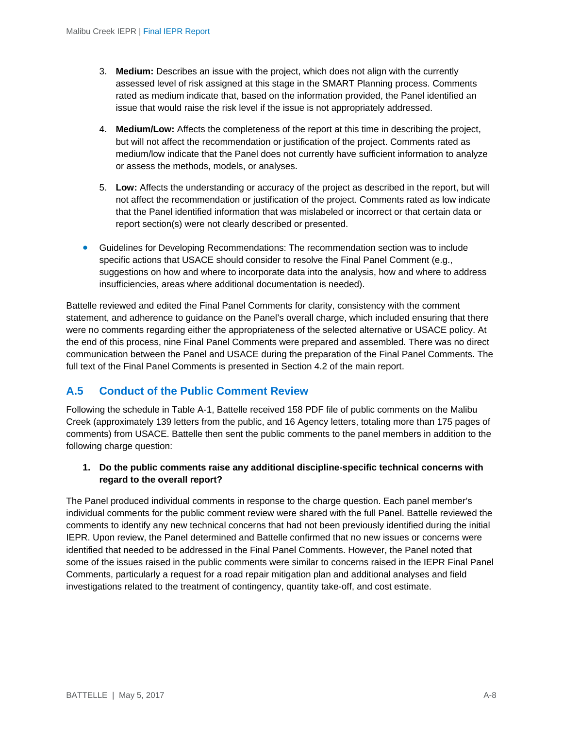3. **Medium:** Describes an issue with the project, which does not align with the currently assessed level of risk assigned at this stage in the SMART Planning process. Comments rated as medium indicate that, based on the information provided, the Panel identified an issue that would raise the risk level if the issue is not appropriately addressed.

4. **Medium/Low:** Affects the completeness of the report at this time in describing the project, but will not affect the recommendation or justification of the project. Comments rated as medium/low indicate that the Panel does not currently have sufficient information to analyze or assess the methods, models, or analyses.

5. **Low:** Affects the understanding or accuracy of the project as described in the report, but will not affect the recommendation or justification of the project. Comments rated as low indicate that the Panel identified information that was mislabeled or incorrect or that certain data or report section(s) were not clearly described or presented.

- Guidelines for Developing Recommendations: The recommendation section was to include specific actions that USACE should consider to resolve the Final Panel Comment (e.g., suggestions on how and where to incorporate data into the analysis, how and where to address insufficiencies, areas where additional documentation is needed).

Battelle reviewed and edited the Final Panel Comments for clarity, consistency with the comment statement, and adherence to guidance on the Panel's overall charge, which included ensuring that there were no comments regarding either the appropriateness of the selected alternative or USACE policy. At the end of this process, nine Final Panel Comments were prepared and assembled. There was no direct communication between the Panel and USACE during the preparation of the Final Panel Comments. The full text of the Final Panel Comments is presented in Section 4.2 of the main report.

## A.5 Conduct of the Public Comment Review

Following the schedule in Table A-1, Battelle received 158 PDF file of public comments on the Malibu Creek (approximately 139 letters from the public, and 16 Agency letters, totaling more than 175 pages of comments) from USACE. Battelle then sent the public comments to the panel members in addition to the following charge question:

1. **Do the public comments raise any additional discipline-specific technical concerns with regard to the overall report?**

The Panel produced individual comments in response to the charge question. Each panel member's individual comments for the public comment review were shared with the full Panel. Battelle reviewed the comments to identify any new technical concerns that had not been previously identified during the initial IEPR. Upon review, the Panel determined and Battelle confirmed that no new issues or concerns were identified that needed to be addressed in the Final Panel Comments. However, the Panel noted that some of the issues raised in the public comments were similar to concerns raised in the IEPR Final Panel Comments, particularly a request for a road repair mitigation plan and additional analyses and field investigations related to the treatment of contingency, quantity take-off, and cost estimate.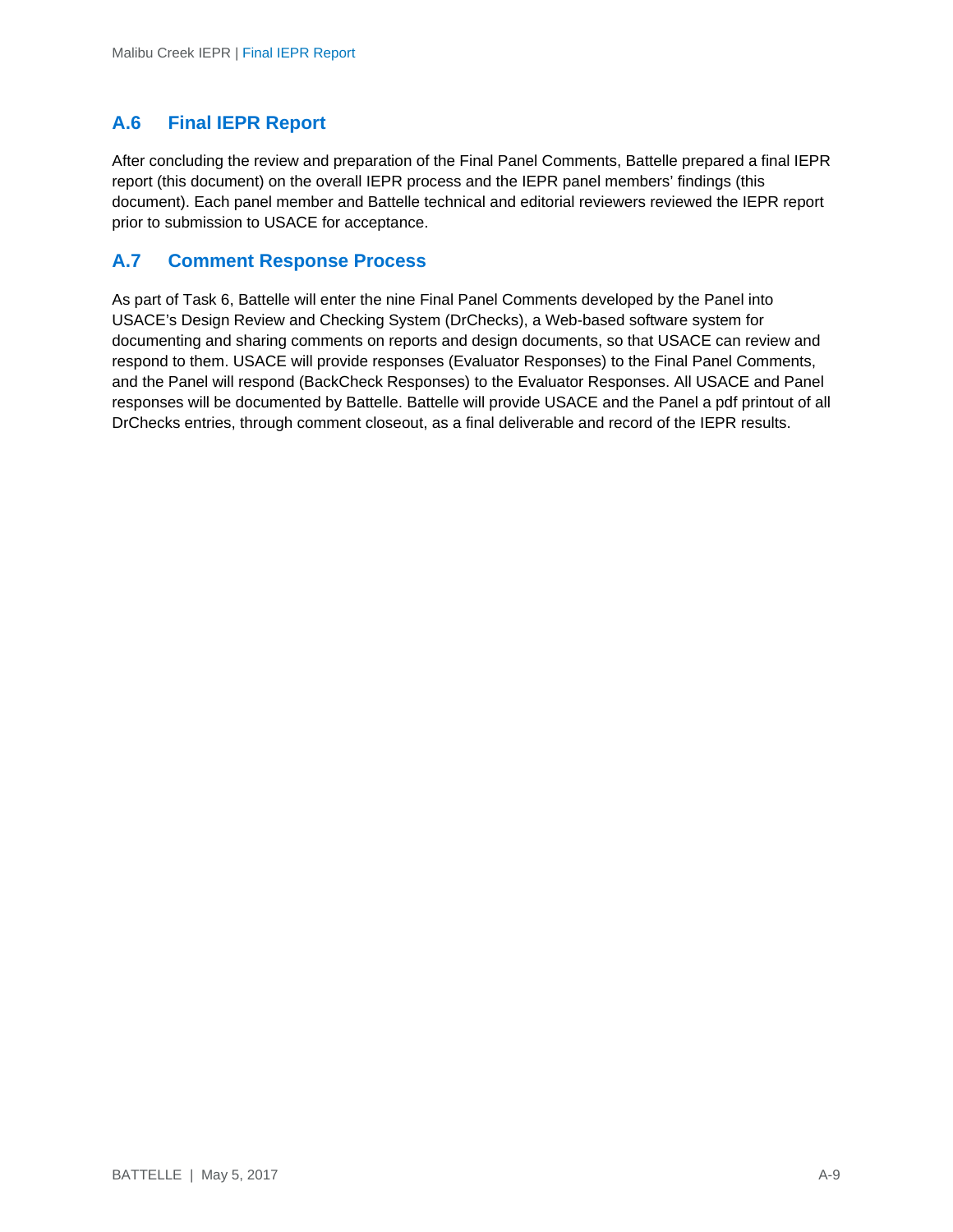## A.6 Final IEPR Report

After concluding the review and preparation of the Final Panel Comments, Battelle prepared a final IEPR report (this document) on the overall IEPR process and the IEPR panel members' findings (this document). Each panel member and Battelle technical and editorial reviewers reviewed the IEPR report prior to submission to USACE for acceptance.

## A.7 Comment Response Process

As part of Task 6, Battelle will enter the nine Final Panel Comments developed by the Panel into USACE's Design Review and Checking System (DrChecks), a Web-based software system for documenting and sharing comments on reports and design documents, so that USACE can review and respond to them. USACE will provide responses (Evaluator Responses) to the Final Panel Comments, and the Panel will respond (BackCheck Responses) to the Evaluator Responses. All USACE and Panel responses will be documented by Battelle. Battelle will provide USACE and the Panel a pdf printout of all DrChecks entries, through comment closeout, as a final deliverable and record of the IEPR results.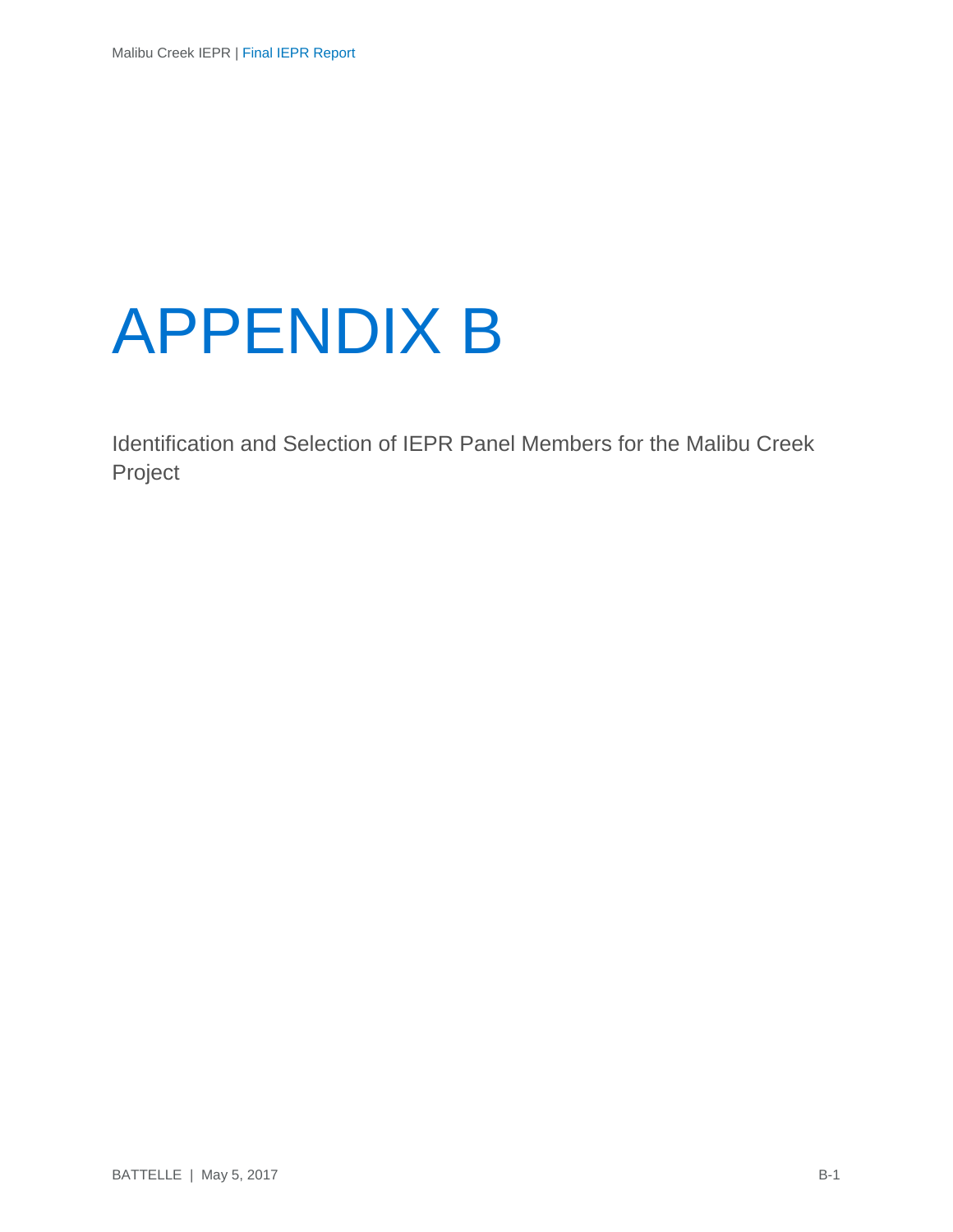# APPENDIX B

Identification and Selection of IEPR Panel Members for the Malibu Creek Project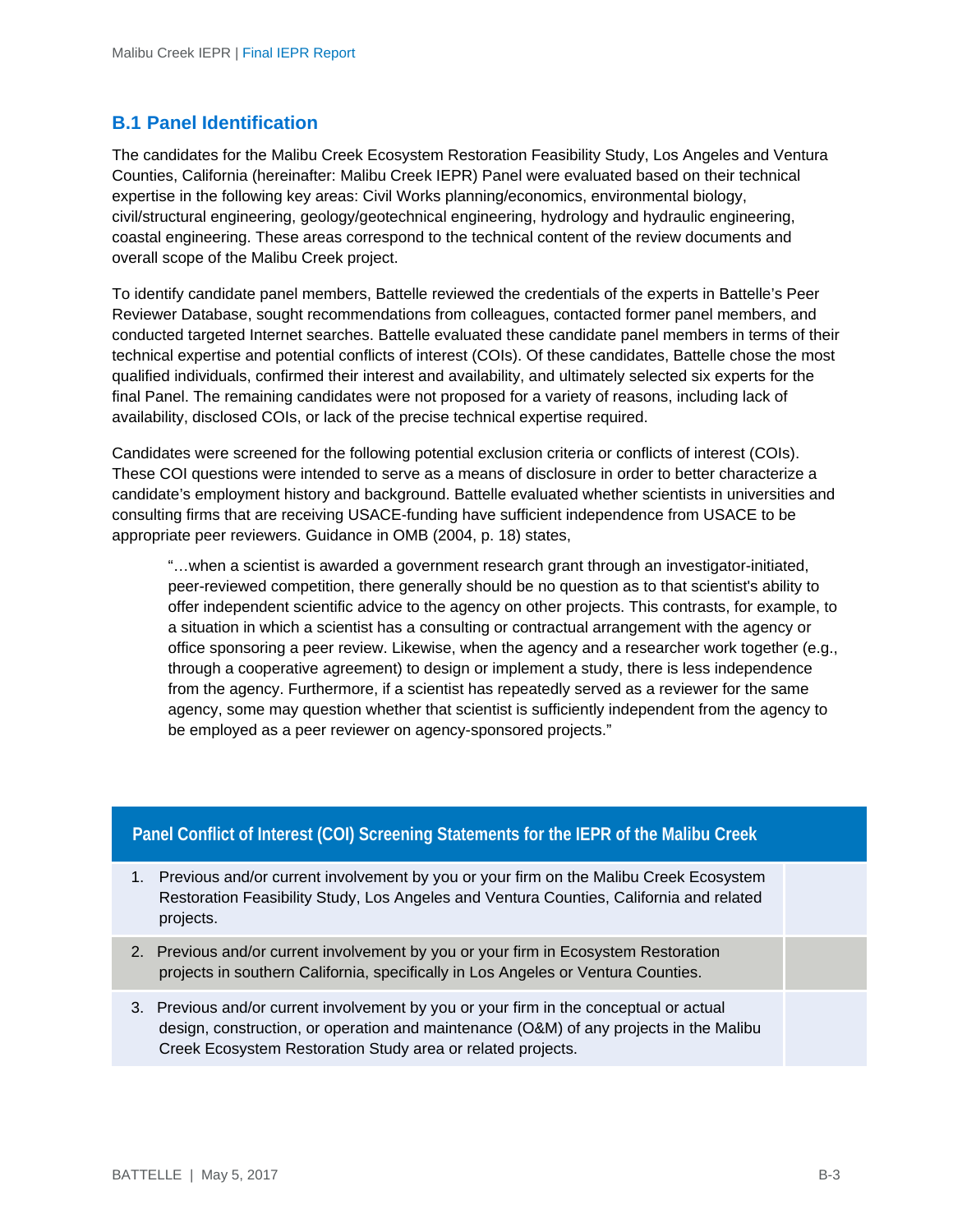## B.1 Panel Identification

The candidates for the Malibu Creek Ecosystem Restoration Feasibility Study, Los Angeles and Ventura Counties, California (hereinafter: Malibu Creek IEPR) Panel were evaluated based on their technical expertise in the following key areas: Civil Works planning/economics, environmental biology, civil/structural engineering, geology/geotechnical engineering, hydrology and hydraulic engineering, coastal engineering. These areas correspond to the technical content of the review documents and overall scope of the Malibu Creek project.

To identify candidate panel members, Battelle reviewed the credentials of the experts in Battelle's Peer Reviewer Database, sought recommendations from colleagues, contacted former panel members, and conducted targeted Internet searches. Battelle evaluated these candidate panel members in terms of their technical expertise and potential conflicts of interest (COIs). Of these candidates, Battelle chose the most qualified individuals, confirmed their interest and availability, and ultimately selected six experts for the final Panel. The remaining candidates were not proposed for a variety of reasons, including lack of availability, disclosed COIs, or lack of the precise technical expertise required.

Candidates were screened for the following potential exclusion criteria or conflicts of interest (COIs). These COI questions were intended to serve as a means of disclosure in order to better characterize a candidate's employment history and background. Battelle evaluated whether scientists in universities and consulting firms that are receiving USACE-funding have sufficient independence from USACE to be appropriate peer reviewers. Guidance in OMB (2004, p. 18) states,

> "…when a scientist is awarded a government research grant through an investigator-initiated, peer-reviewed competition, there generally should be no question as to that scientist's ability to offer independent scientific advice to the agency on other projects. This contrasts, for example, to a situation in which a scientist has a consulting or contractual arrangement with the agency or office sponsoring a peer review. Likewise, when the agency and a researcher work together (e.g., through a cooperative agreement) to design or implement a study, there is less independence from the agency. Furthermore, if a scientist has repeatedly served as a reviewer for the same agency, some may question whether that scientist is sufficiently independent from the agency to be employed as a peer reviewer on agency-sponsored projects."

| Panel Conflict of Interest (COI) Screening Statements for the IEPR of the Malibu Creek | |
|---|---|
| 1. Previous and/or current involvement by you or your firm on the Malibu Creek Ecosystem Restoration Feasibility Study, Los Angeles and Ventura Counties, California and related projects. | |
| 2. Previous and/or current involvement by you or your firm in Ecosystem Restoration projects in southern California, specifically in Los Angeles or Ventura Counties. | |
| 3. Previous and/or current involvement by you or your firm in the conceptual or actual design, construction, or operation and maintenance (O&M) of any projects in the Malibu Creek Ecosystem Restoration Study area or related projects. | |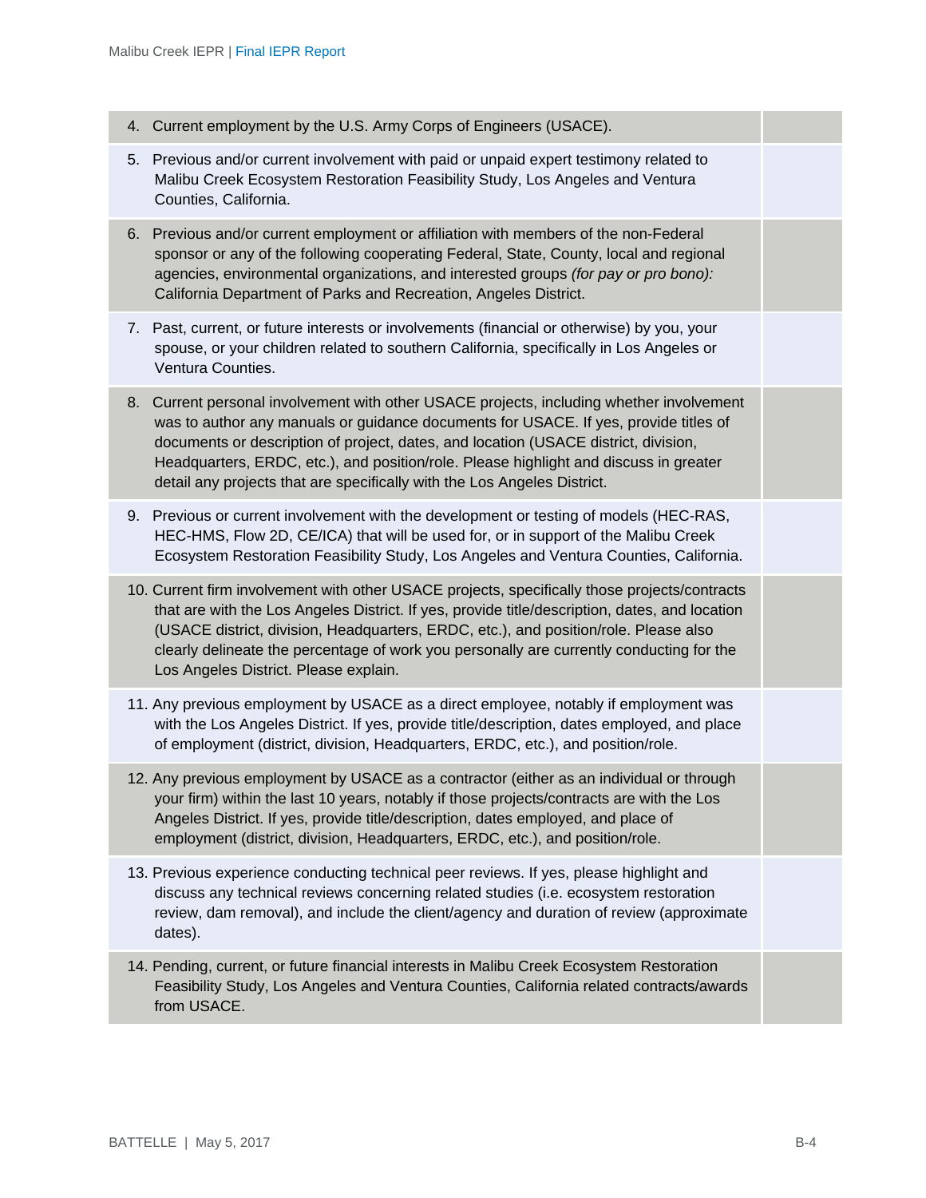| | |
|---|---|
| 4. Current employment by the U.S. Army Corps of Engineers (USACE). | |
| 5. Previous and/or current involvement with paid or unpaid expert testimony related to Malibu Creek Ecosystem Restoration Feasibility Study, Los Angeles and Ventura Counties, California. | |
| 6. Previous and/or current employment or affiliation with members of the non-Federal sponsor or any of the following cooperating Federal, State, County, local and regional agencies, environmental organizations, and interested groups *(for pay or pro bono):* California Department of Parks and Recreation, Angeles District. | |
| 7. Past, current, or future interests or involvements (financial or otherwise) by you, your spouse, or your children related to southern California, specifically in Los Angeles or Ventura Counties. | |
| 8. Current personal involvement with other USACE projects, including whether involvement was to author any manuals or guidance documents for USACE. If yes, provide titles of documents or description of project, dates, and location (USACE district, division, Headquarters, ERDC, etc.), and position/role. Please highlight and discuss in greater detail any projects that are specifically with the Los Angeles District. | |
| 9. Previous or current involvement with the development or testing of models (HEC-RAS, HEC-HMS, Flow 2D, CE/ICA) that will be used for, or in support of the Malibu Creek Ecosystem Restoration Feasibility Study, Los Angeles and Ventura Counties, California. | |
| 10. Current firm involvement with other USACE projects, specifically those projects/contracts that are with the Los Angeles District. If yes, provide title/description, dates, and location (USACE district, division, Headquarters, ERDC, etc.), and position/role. Please also clearly delineate the percentage of work you personally are currently conducting for the Los Angeles District. Please explain. | |
| 11. Any previous employment by USACE as a direct employee, notably if employment was with the Los Angeles District. If yes, provide title/description, dates employed, and place of employment (district, division, Headquarters, ERDC, etc.), and position/role. | |
| 12. Any previous employment by USACE as a contractor (either as an individual or through your firm) within the last 10 years, notably if those projects/contracts are with the Los Angeles District. If yes, provide title/description, dates employed, and place of employment (district, division, Headquarters, ERDC, etc.), and position/role. | |
| 13. Previous experience conducting technical peer reviews. If yes, please highlight and discuss any technical reviews concerning related studies (i.e. ecosystem restoration review, dam removal), and include the client/agency and duration of review (approximate dates). | |
| 14. Pending, current, or future financial interests in Malibu Creek Ecosystem Restoration Feasibility Study, Los Angeles and Ventura Counties, California related contracts/awards from USACE. | |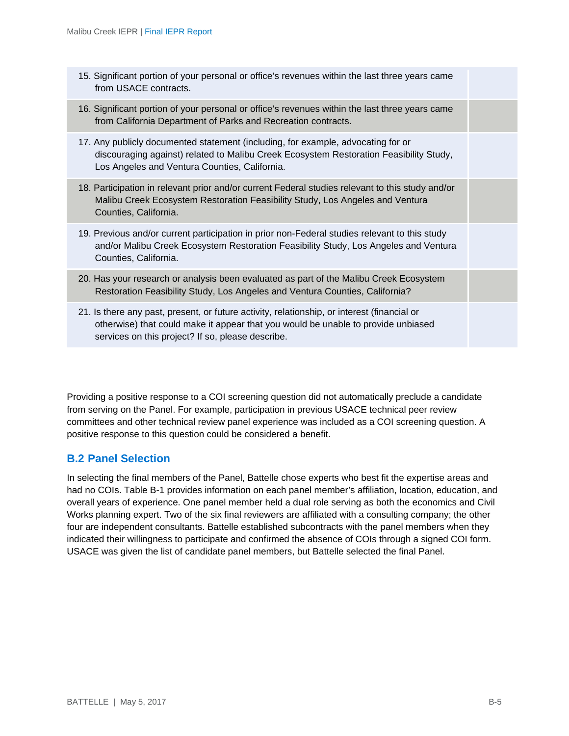| | |
|---|---|
| 15. Significant portion of your personal or office's revenues within the last three years came from USACE contracts. | |
| 16. Significant portion of your personal or office's revenues within the last three years came from California Department of Parks and Recreation contracts. | |
| 17. Any publicly documented statement (including, for example, advocating for or discouraging against) related to Malibu Creek Ecosystem Restoration Feasibility Study, Los Angeles and Ventura Counties, California. | |
| 18. Participation in relevant prior and/or current Federal studies relevant to this study and/or Malibu Creek Ecosystem Restoration Feasibility Study, Los Angeles and Ventura Counties, California. | |
| 19. Previous and/or current participation in prior non-Federal studies relevant to this study and/or Malibu Creek Ecosystem Restoration Feasibility Study, Los Angeles and Ventura Counties, California. | |
| 20. Has your research or analysis been evaluated as part of the Malibu Creek Ecosystem Restoration Feasibility Study, Los Angeles and Ventura Counties, California? | |
| 21. Is there any past, present, or future activity, relationship, or interest (financial or otherwise) that could make it appear that you would be unable to provide unbiased services on this project? If so, please describe. | |

Providing a positive response to a COI screening question did not automatically preclude a candidate from serving on the Panel. For example, participation in previous USACE technical peer review committees and other technical review panel experience was included as a COI screening question. A positive response to this question could be considered a benefit.

## B.2 Panel Selection

In selecting the final members of the Panel, Battelle chose experts who best fit the expertise areas and had no COIs. Table B-1 provides information on each panel member's affiliation, location, education, and overall years of experience. One panel member held a dual role serving as both the economics and Civil Works planning expert. Two of the six final reviewers are affiliated with a consulting company; the other four are independent consultants. Battelle established subcontracts with the panel members when they indicated their willingness to participate and confirmed the absence of COIs through a signed COI form. USACE was given the list of candidate panel members, but Battelle selected the final Panel.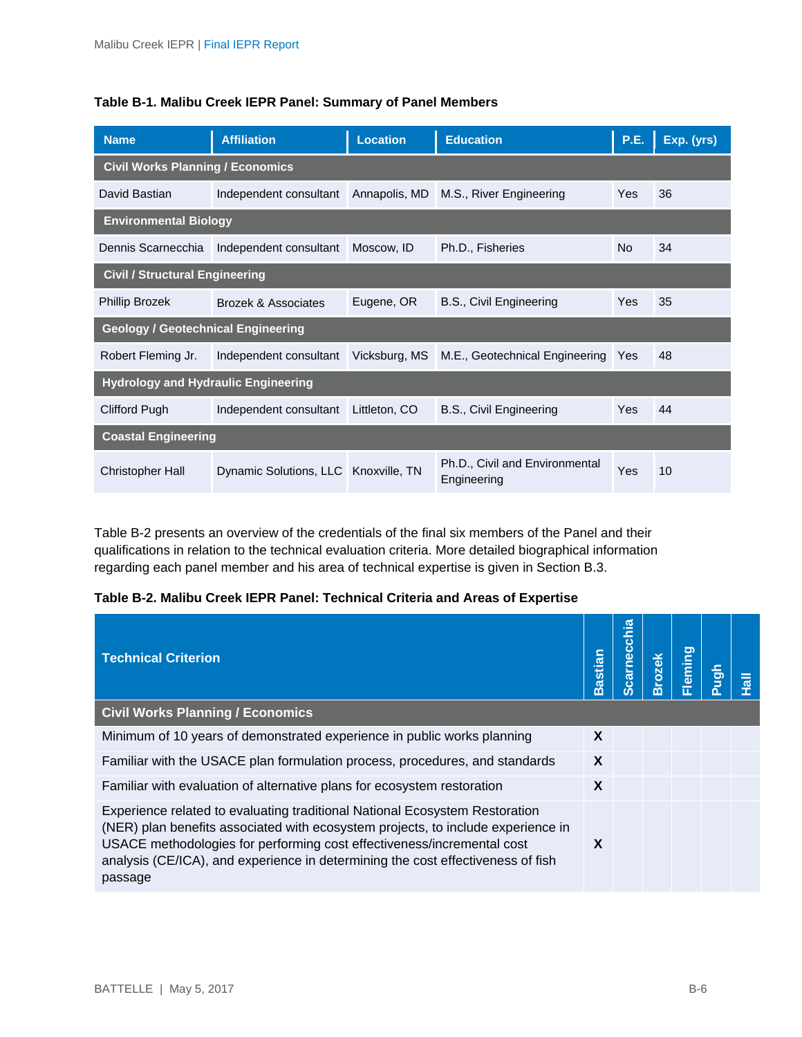**Table B-1. Malibu Creek IEPR Panel: Summary of Panel Members**

| Name | Affiliation | Location | Education | P.E. | Exp. (yrs) |
|---|---|---|---|---|---|
| **Civil Works Planning / Economics** | | | | | |
| David Bastian | Independent consultant | Annapolis, MD | M.S., River Engineering | Yes | 36 |
| **Environmental Biology** | | | | | |
| Dennis Scarnecchia | Independent consultant | Moscow, ID | Ph.D., Fisheries | No | 34 |
| **Civil / Structural Engineering** | | | | | |
| Phillip Brozek | Brozek & Associates | Eugene, OR | B.S., Civil Engineering | Yes | 35 |
| **Geology / Geotechnical Engineering** | | | | | |
| Robert Fleming Jr. | Independent consultant | Vicksburg, MS | M.E., Geotechnical Engineering | Yes | 48 |
| **Hydrology and Hydraulic Engineering** | | | | | |
| Clifford Pugh | Independent consultant | Littleton, CO | B.S., Civil Engineering | Yes | 44 |
| **Coastal Engineering** | | | | | |
| Christopher Hall | Dynamic Solutions, LLC | Knoxville, TN | Ph.D., Civil and Environmental Engineering | Yes | 10 |

Table B-2 presents an overview of the credentials of the final six members of the Panel and their qualifications in relation to the technical evaluation criteria. More detailed biographical information regarding each panel member and his area of technical expertise is given in Section B.3.

**Table B-2. Malibu Creek IEPR Panel: Technical Criteria and Areas of Expertise**

| Technical Criterion | Bastian | Scarnecchia | Brozek | Fleming | Pugh | Hall |
|---|---|---|---|---|---|---|
| **Civil Works Planning / Economics** | | | | | | |
| Minimum of 10 years of demonstrated experience in public works planning | X | | | | | |
| Familiar with the USACE plan formulation process, procedures, and standards | X | | | | | |
| Familiar with evaluation of alternative plans for ecosystem restoration | X | | | | | |
| Experience related to evaluating traditional National Ecosystem Restoration (NER) plan benefits associated with ecosystem projects, to include experience in USACE methodologies for performing cost effectiveness/incremental cost analysis (CE/ICA), and experience in determining the cost effectiveness of fish passage | X | | | | | |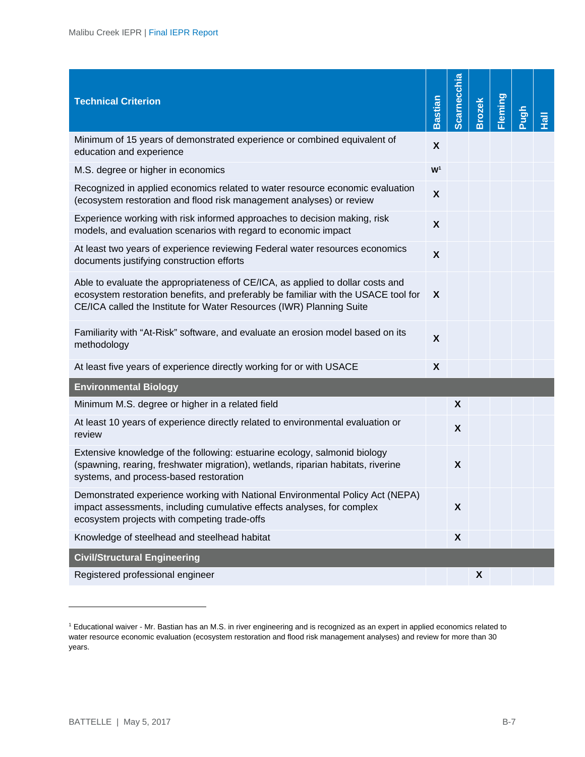| Technical Criterion | Bastian | Scarnecchia | Brozek | Fleming | Pugh | Hall |
|---|---|---|---|---|---|---|
| Minimum of 15 years of demonstrated experience or combined equivalent of education and experience | X | | | | | |
| M.S. degree or higher in economics | W[1] | | | | | |
| Recognized in applied economics related to water resource economic evaluation (ecosystem restoration and flood risk management analyses) or review | X | | | | | |
| Experience working with risk informed approaches to decision making, risk models, and evaluation scenarios with regard to economic impact | X | | | | | |
| At least two years of experience reviewing Federal water resources economics documents justifying construction efforts | X | | | | | |
| Able to evaluate the appropriateness of CE/ICA, as applied to dollar costs and ecosystem restoration benefits, and preferably be familiar with the USACE tool for CE/ICA called the Institute for Water Resources (IWR) Planning Suite | X | | | | | |
| Familiarity with "At-Risk" software, and evaluate an erosion model based on its methodology | X | | | | | |
| At least five years of experience directly working for or with USACE | X | | | | | |
| **Environmental Biology** | | | | | | |
| Minimum M.S. degree or higher in a related field | | X | | | | |
| At least 10 years of experience directly related to environmental evaluation or review | | X | | | | |
| Extensive knowledge of the following: estuarine ecology, salmonid biology (spawning, rearing, freshwater migration), wetlands, riparian habitats, riverine systems, and process-based restoration | | X | | | | |
| Demonstrated experience working with National Environmental Policy Act (NEPA) impact assessments, including cumulative effects analyses, for complex ecosystem projects with competing trade-offs | | X | | | | |
| Knowledge of steelhead and steelhead habitat | | X | | | | |
| **Civil/Structural Engineering** | | | | | | |
| Registered professional engineer | | | X | | | |

[1] Educational waiver - Mr. Bastian has an M.S. in river engineering and is recognized as an expert in applied economics related to water resource economic evaluation (ecosystem restoration and flood risk management analyses) and review for more than 30 years.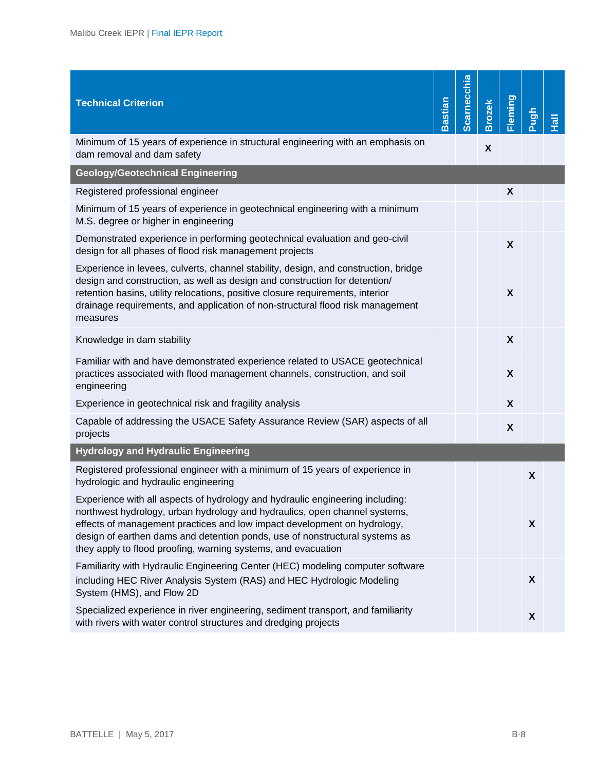| Technical Criterion | Bastian | Scarnecchia | Brozek | Fleming | Pugh | Hall |
|---|---|---|---|---|---|---|
| Minimum of 15 years of experience in structural engineering with an emphasis on dam removal and dam safety | | | X | | | |
| **Geology/Geotechnical Engineering** | | | | | | |
| Registered professional engineer | | | | X | | |
| Minimum of 15 years of experience in geotechnical engineering with a minimum M.S. degree or higher in engineering | | | | | | |
| Demonstrated experience in performing geotechnical evaluation and geo-civil design for all phases of flood risk management projects | | | | X | | |
| Experience in levees, culverts, channel stability, design, and construction, bridge design and construction, as well as design and construction for detention/ retention basins, utility relocations, positive closure requirements, interior drainage requirements, and application of non-structural flood risk management measures | | | | X | | |
| Knowledge in dam stability | | | | X | | |
| Familiar with and have demonstrated experience related to USACE geotechnical practices associated with flood management channels, construction, and soil engineering | | | | X | | |
| Experience in geotechnical risk and fragility analysis | | | | X | | |
| Capable of addressing the USACE Safety Assurance Review (SAR) aspects of all projects | | | | X | | |
| **Hydrology and Hydraulic Engineering** | | | | | | |
| Registered professional engineer with a minimum of 15 years of experience in hydrologic and hydraulic engineering | | | | | X | |
| Experience with all aspects of hydrology and hydraulic engineering including: northwest hydrology, urban hydrology and hydraulics, open channel systems, effects of management practices and low impact development on hydrology, design of earthen dams and detention ponds, use of nonstructural systems as they apply to flood proofing, warning systems, and evacuation | | | | | X | |
| Familiarity with Hydraulic Engineering Center (HEC) modeling computer software including HEC River Analysis System (RAS) and HEC Hydrologic Modeling System (HMS), and Flow 2D | | | | | X | |
| Specialized experience in river engineering, sediment transport, and familiarity with rivers with water control structures and dredging projects | | | | | X | |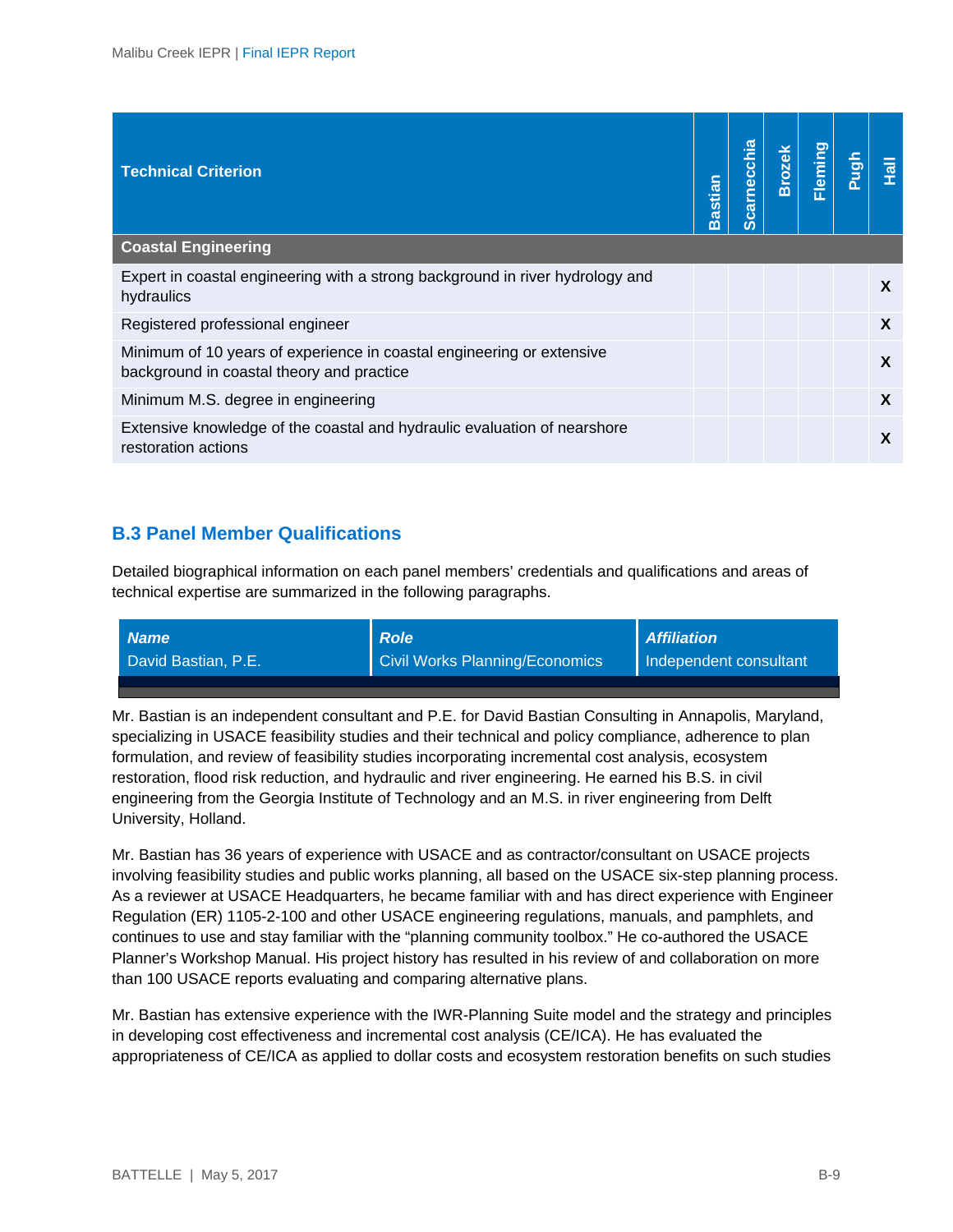| Technical Criterion | Bastian | Scarnecchia | Brozek | Fleming | Pugh | Hall |
|---|---|---|---|---|---|---|
| **Coastal Engineering** | | | | | | |
| Expert in coastal engineering with a strong background in river hydrology and hydraulics | | | | | | X |
| Registered professional engineer | | | | | | X |
| Minimum of 10 years of experience in coastal engineering or extensive background in coastal theory and practice | | | | | | X |
| Minimum M.S. degree in engineering | | | | | | X |
| Extensive knowledge of the coastal and hydraulic evaluation of nearshore restoration actions | | | | | | X |

## B.3 Panel Member Qualifications

Detailed biographical information on each panel members' credentials and qualifications and areas of technical expertise are summarized in the following paragraphs.

| *Name* | *Role* | *Affiliation* |
|---|---|---|
| David Bastian, P.E. | Civil Works Planning/Economics | Independent consultant |

Mr. Bastian is an independent consultant and P.E. for David Bastian Consulting in Annapolis, Maryland, specializing in USACE feasibility studies and their technical and policy compliance, adherence to plan formulation, and review of feasibility studies incorporating incremental cost analysis, ecosystem restoration, flood risk reduction, and hydraulic and river engineering. He earned his B.S. in civil engineering from the Georgia Institute of Technology and an M.S. in river engineering from Delft University, Holland.

Mr. Bastian has 36 years of experience with USACE and as contractor/consultant on USACE projects involving feasibility studies and public works planning, all based on the USACE six-step planning process. As a reviewer at USACE Headquarters, he became familiar with and has direct experience with Engineer Regulation (ER) 1105-2-100 and other USACE engineering regulations, manuals, and pamphlets, and continues to use and stay familiar with the "planning community toolbox." He co-authored the USACE Planner's Workshop Manual. His project history has resulted in his review of and collaboration on more than 100 USACE reports evaluating and comparing alternative plans.

Mr. Bastian has extensive experience with the IWR-Planning Suite model and the strategy and principles in developing cost effectiveness and incremental cost analysis (CE/ICA). He has evaluated the appropriateness of CE/ICA as applied to dollar costs and ecosystem restoration benefits on such studies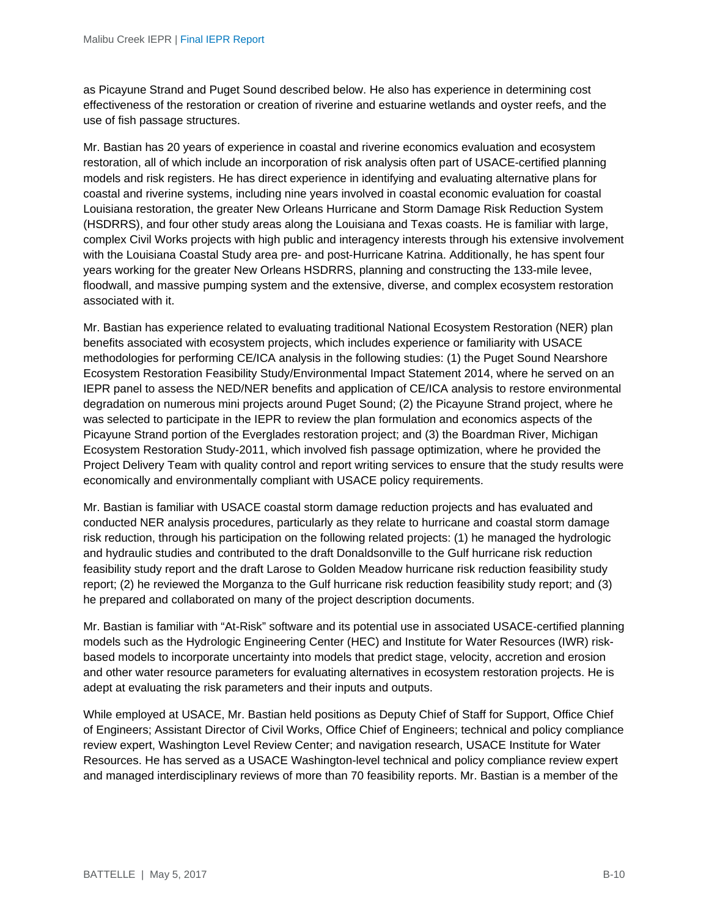as Picayune Strand and Puget Sound described below. He also has experience in determining cost effectiveness of the restoration or creation of riverine and estuarine wetlands and oyster reefs, and the use of fish passage structures.

Mr. Bastian has 20 years of experience in coastal and riverine economics evaluation and ecosystem restoration, all of which include an incorporation of risk analysis often part of USACE-certified planning models and risk registers. He has direct experience in identifying and evaluating alternative plans for coastal and riverine systems, including nine years involved in coastal economic evaluation for coastal Louisiana restoration, the greater New Orleans Hurricane and Storm Damage Risk Reduction System (HSDRRS), and four other study areas along the Louisiana and Texas coasts. He is familiar with large, complex Civil Works projects with high public and interagency interests through his extensive involvement with the Louisiana Coastal Study area pre- and post-Hurricane Katrina. Additionally, he has spent four years working for the greater New Orleans HSDRRS, planning and constructing the 133-mile levee, floodwall, and massive pumping system and the extensive, diverse, and complex ecosystem restoration associated with it.

Mr. Bastian has experience related to evaluating traditional National Ecosystem Restoration (NER) plan benefits associated with ecosystem projects, which includes experience or familiarity with USACE methodologies for performing CE/ICA analysis in the following studies: (1) the Puget Sound Nearshore Ecosystem Restoration Feasibility Study/Environmental Impact Statement 2014, where he served on an IEPR panel to assess the NED/NER benefits and application of CE/ICA analysis to restore environmental degradation on numerous mini projects around Puget Sound; (2) the Picayune Strand project, where he was selected to participate in the IEPR to review the plan formulation and economics aspects of the Picayune Strand portion of the Everglades restoration project; and (3) the Boardman River, Michigan Ecosystem Restoration Study-2011, which involved fish passage optimization, where he provided the Project Delivery Team with quality control and report writing services to ensure that the study results were economically and environmentally compliant with USACE policy requirements.

Mr. Bastian is familiar with USACE coastal storm damage reduction projects and has evaluated and conducted NER analysis procedures, particularly as they relate to hurricane and coastal storm damage risk reduction, through his participation on the following related projects: (1) he managed the hydrologic and hydraulic studies and contributed to the draft Donaldsonville to the Gulf hurricane risk reduction feasibility study report and the draft Larose to Golden Meadow hurricane risk reduction feasibility study report; (2) he reviewed the Morganza to the Gulf hurricane risk reduction feasibility study report; and (3) he prepared and collaborated on many of the project description documents.

Mr. Bastian is familiar with "At-Risk" software and its potential use in associated USACE-certified planning models such as the Hydrologic Engineering Center (HEC) and Institute for Water Resources (IWR) risk-based models to incorporate uncertainty into models that predict stage, velocity, accretion and erosion and other water resource parameters for evaluating alternatives in ecosystem restoration projects. He is adept at evaluating the risk parameters and their inputs and outputs.

While employed at USACE, Mr. Bastian held positions as Deputy Chief of Staff for Support, Office Chief of Engineers; Assistant Director of Civil Works, Office Chief of Engineers; technical and policy compliance review expert, Washington Level Review Center; and navigation research, USACE Institute for Water Resources. He has served as a USACE Washington-level technical and policy compliance review expert and managed interdisciplinary reviews of more than 70 feasibility reports. Mr. Bastian is a member of the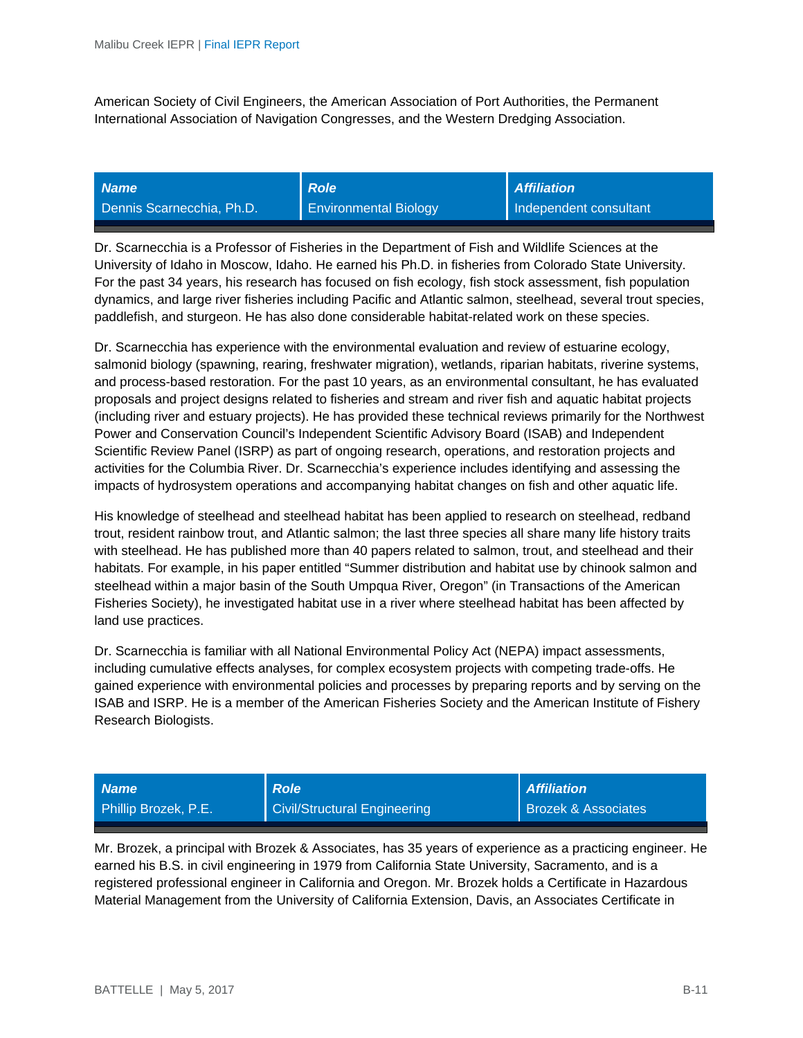American Society of Civil Engineers, the American Association of Port Authorities, the Permanent International Association of Navigation Congresses, and the Western Dredging Association.

| *Name* | *Role* | *Affiliation* |
|---|---|---|
| Dennis Scarnecchia, Ph.D. | Environmental Biology | Independent consultant |

Dr. Scarnecchia is a Professor of Fisheries in the Department of Fish and Wildlife Sciences at the University of Idaho in Moscow, Idaho. He earned his Ph.D. in fisheries from Colorado State University. For the past 34 years, his research has focused on fish ecology, fish stock assessment, fish population dynamics, and large river fisheries including Pacific and Atlantic salmon, steelhead, several trout species, paddlefish, and sturgeon. He has also done considerable habitat-related work on these species.

Dr. Scarnecchia has experience with the environmental evaluation and review of estuarine ecology, salmonid biology (spawning, rearing, freshwater migration), wetlands, riparian habitats, riverine systems, and process-based restoration. For the past 10 years, as an environmental consultant, he has evaluated proposals and project designs related to fisheries and stream and river fish and aquatic habitat projects (including river and estuary projects). He has provided these technical reviews primarily for the Northwest Power and Conservation Council's Independent Scientific Advisory Board (ISAB) and Independent Scientific Review Panel (ISRP) as part of ongoing research, operations, and restoration projects and activities for the Columbia River. Dr. Scarnecchia's experience includes identifying and assessing the impacts of hydrosystem operations and accompanying habitat changes on fish and other aquatic life.

His knowledge of steelhead and steelhead habitat has been applied to research on steelhead, redband trout, resident rainbow trout, and Atlantic salmon; the last three species all share many life history traits with steelhead. He has published more than 40 papers related to salmon, trout, and steelhead and their habitats. For example, in his paper entitled "Summer distribution and habitat use by chinook salmon and steelhead within a major basin of the South Umpqua River, Oregon" (in Transactions of the American Fisheries Society), he investigated habitat use in a river where steelhead habitat has been affected by land use practices.

Dr. Scarnecchia is familiar with all National Environmental Policy Act (NEPA) impact assessments, including cumulative effects analyses, for complex ecosystem projects with competing trade-offs. He gained experience with environmental policies and processes by preparing reports and by serving on the ISAB and ISRP. He is a member of the American Fisheries Society and the American Institute of Fishery Research Biologists.

| *Name* | *Role* | *Affiliation* |
|---|---|---|
| Phillip Brozek, P.E. | Civil/Structural Engineering | Brozek & Associates |

Mr. Brozek, a principal with Brozek & Associates, has 35 years of experience as a practicing engineer. He earned his B.S. in civil engineering in 1979 from California State University, Sacramento, and is a registered professional engineer in California and Oregon. Mr. Brozek holds a Certificate in Hazardous Material Management from the University of California Extension, Davis, an Associates Certificate in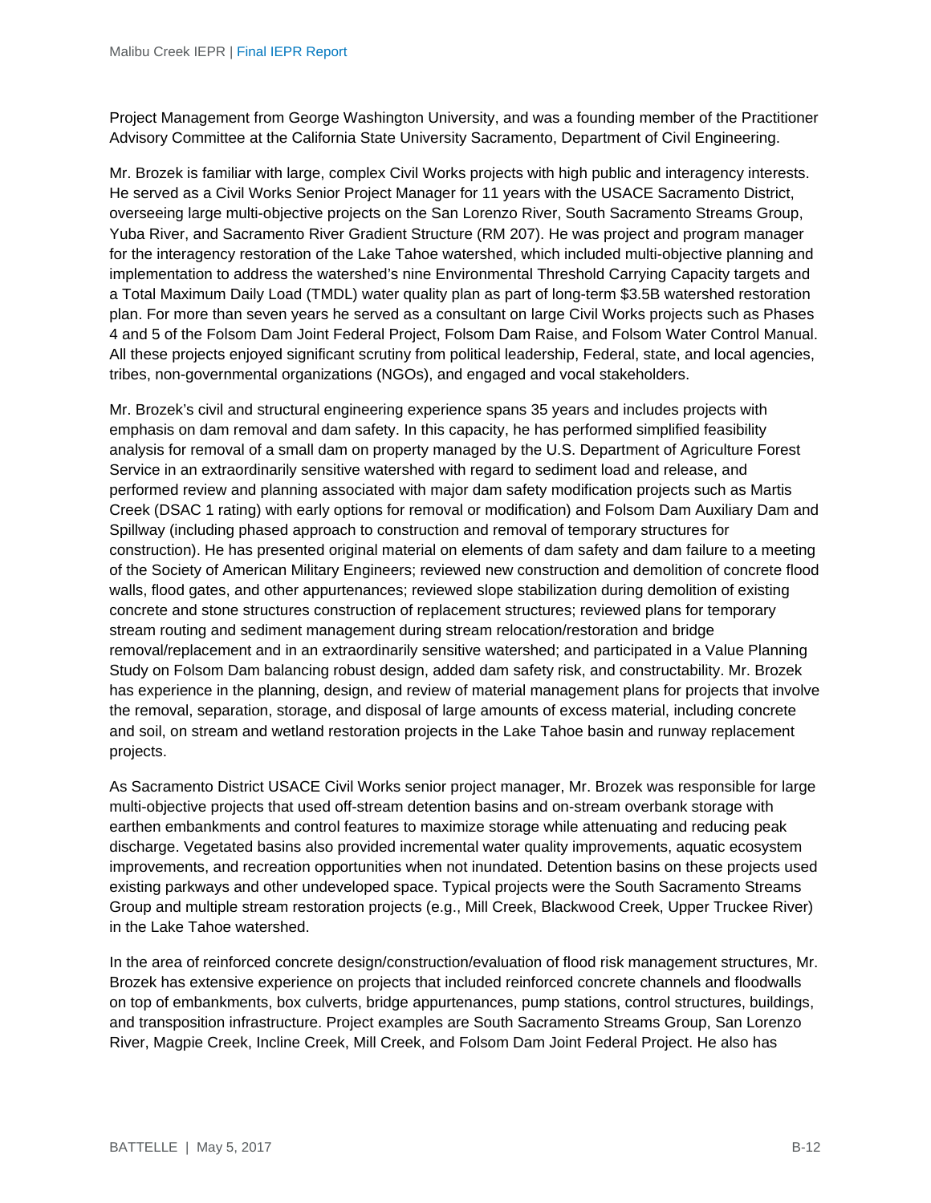Project Management from George Washington University, and was a founding member of the Practitioner Advisory Committee at the California State University Sacramento, Department of Civil Engineering.

Mr. Brozek is familiar with large, complex Civil Works projects with high public and interagency interests. He served as a Civil Works Senior Project Manager for 11 years with the USACE Sacramento District, overseeing large multi-objective projects on the San Lorenzo River, South Sacramento Streams Group, Yuba River, and Sacramento River Gradient Structure (RM 207). He was project and program manager for the interagency restoration of the Lake Tahoe watershed, which included multi-objective planning and implementation to address the watershed's nine Environmental Threshold Carrying Capacity targets and a Total Maximum Daily Load (TMDL) water quality plan as part of long-term $3.5B watershed restoration plan. For more than seven years he served as a consultant on large Civil Works projects such as Phases 4 and 5 of the Folsom Dam Joint Federal Project, Folsom Dam Raise, and Folsom Water Control Manual. All these projects enjoyed significant scrutiny from political leadership, Federal, state, and local agencies, tribes, non-governmental organizations (NGOs), and engaged and vocal stakeholders.

Mr. Brozek's civil and structural engineering experience spans 35 years and includes projects with emphasis on dam removal and dam safety. In this capacity, he has performed simplified feasibility analysis for removal of a small dam on property managed by the U.S. Department of Agriculture Forest Service in an extraordinarily sensitive watershed with regard to sediment load and release, and performed review and planning associated with major dam safety modification projects such as Martis Creek (DSAC 1 rating) with early options for removal or modification) and Folsom Dam Auxiliary Dam and Spillway (including phased approach to construction and removal of temporary structures for construction). He has presented original material on elements of dam safety and dam failure to a meeting of the Society of American Military Engineers; reviewed new construction and demolition of concrete flood walls, flood gates, and other appurtenances; reviewed slope stabilization during demolition of existing concrete and stone structures construction of replacement structures; reviewed plans for temporary stream routing and sediment management during stream relocation/restoration and bridge removal/replacement and in an extraordinarily sensitive watershed; and participated in a Value Planning Study on Folsom Dam balancing robust design, added dam safety risk, and constructability. Mr. Brozek has experience in the planning, design, and review of material management plans for projects that involve the removal, separation, storage, and disposal of large amounts of excess material, including concrete and soil, on stream and wetland restoration projects in the Lake Tahoe basin and runway replacement projects.

As Sacramento District USACE Civil Works senior project manager, Mr. Brozek was responsible for large multi-objective projects that used off-stream detention basins and on-stream overbank storage with earthen embankments and control features to maximize storage while attenuating and reducing peak discharge. Vegetated basins also provided incremental water quality improvements, aquatic ecosystem improvements, and recreation opportunities when not inundated. Detention basins on these projects used existing parkways and other undeveloped space. Typical projects were the South Sacramento Streams Group and multiple stream restoration projects (e.g., Mill Creek, Blackwood Creek, Upper Truckee River) in the Lake Tahoe watershed.

In the area of reinforced concrete design/construction/evaluation of flood risk management structures, Mr. Brozek has extensive experience on projects that included reinforced concrete channels and floodwalls on top of embankments, box culverts, bridge appurtenances, pump stations, control structures, buildings, and transposition infrastructure. Project examples are South Sacramento Streams Group, San Lorenzo River, Magpie Creek, Incline Creek, Mill Creek, and Folsom Dam Joint Federal Project. He also has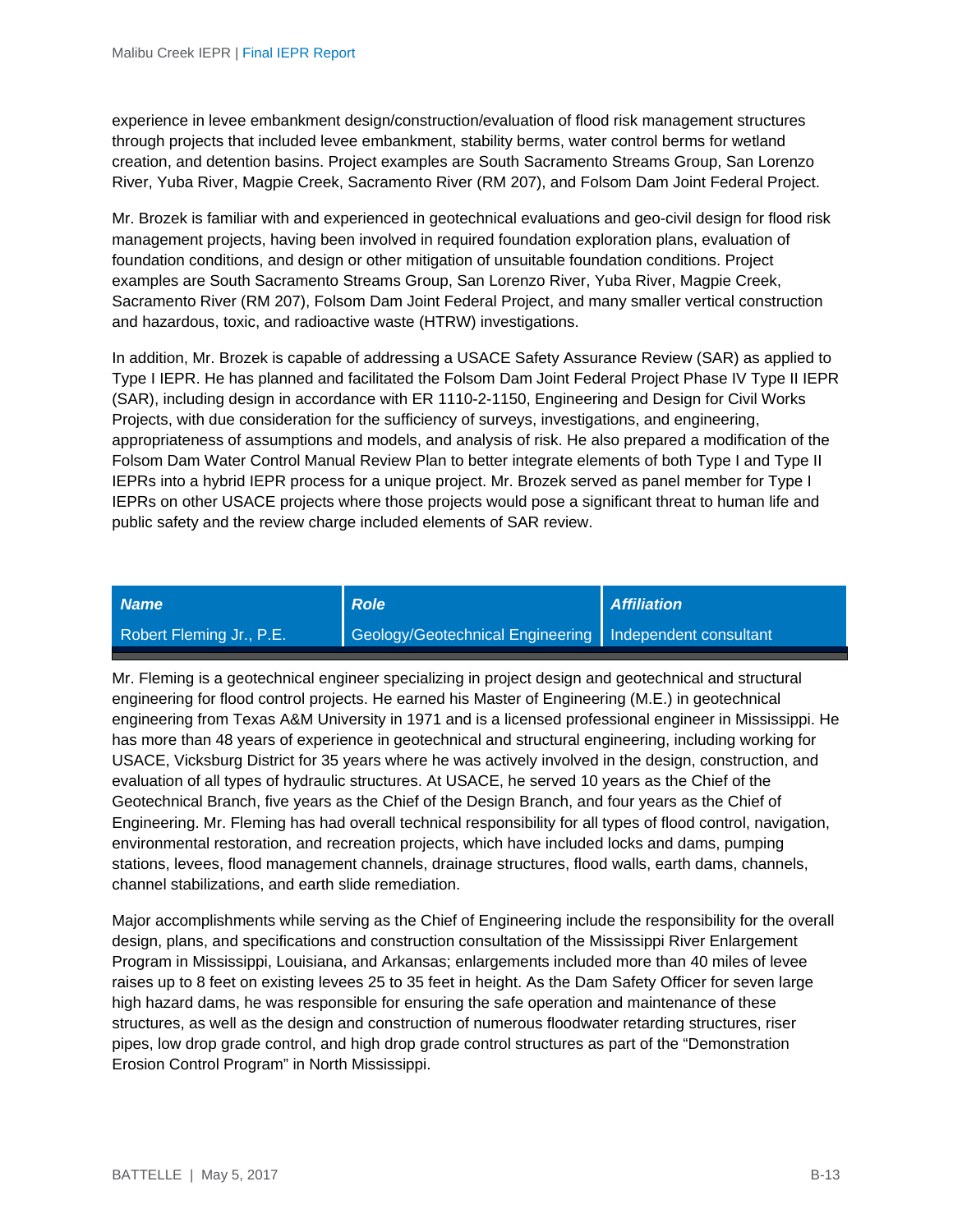experience in levee embankment design/construction/evaluation of flood risk management structures through projects that included levee embankment, stability berms, water control berms for wetland creation, and detention basins. Project examples are South Sacramento Streams Group, San Lorenzo River, Yuba River, Magpie Creek, Sacramento River (RM 207), and Folsom Dam Joint Federal Project.

Mr. Brozek is familiar with and experienced in geotechnical evaluations and geo-civil design for flood risk management projects, having been involved in required foundation exploration plans, evaluation of foundation conditions, and design or other mitigation of unsuitable foundation conditions. Project examples are South Sacramento Streams Group, San Lorenzo River, Yuba River, Magpie Creek, Sacramento River (RM 207), Folsom Dam Joint Federal Project, and many smaller vertical construction and hazardous, toxic, and radioactive waste (HTRW) investigations.

In addition, Mr. Brozek is capable of addressing a USACE Safety Assurance Review (SAR) as applied to Type I IEPR. He has planned and facilitated the Folsom Dam Joint Federal Project Phase IV Type II IEPR (SAR), including design in accordance with ER 1110-2-1150, Engineering and Design for Civil Works Projects, with due consideration for the sufficiency of surveys, investigations, and engineering, appropriateness of assumptions and models, and analysis of risk. He also prepared a modification of the Folsom Dam Water Control Manual Review Plan to better integrate elements of both Type I and Type II IEPRs into a hybrid IEPR process for a unique project. Mr. Brozek served as panel member for Type I IEPRs on other USACE projects where those projects would pose a significant threat to human life and public safety and the review charge included elements of SAR review.

| ***Name*** | ***Role*** | ***Affiliation*** |
|---|---|---|
| Robert Fleming Jr., P.E. | Geology/Geotechnical Engineering | Independent consultant |

Mr. Fleming is a geotechnical engineer specializing in project design and geotechnical and structural engineering for flood control projects. He earned his Master of Engineering (M.E.) in geotechnical engineering from Texas A&M University in 1971 and is a licensed professional engineer in Mississippi. He has more than 48 years of experience in geotechnical and structural engineering, including working for USACE, Vicksburg District for 35 years where he was actively involved in the design, construction, and evaluation of all types of hydraulic structures. At USACE, he served 10 years as the Chief of the Geotechnical Branch, five years as the Chief of the Design Branch, and four years as the Chief of Engineering. Mr. Fleming has had overall technical responsibility for all types of flood control, navigation, environmental restoration, and recreation projects, which have included locks and dams, pumping stations, levees, flood management channels, drainage structures, flood walls, earth dams, channels, channel stabilizations, and earth slide remediation.

Major accomplishments while serving as the Chief of Engineering include the responsibility for the overall design, plans, and specifications and construction consultation of the Mississippi River Enlargement Program in Mississippi, Louisiana, and Arkansas; enlargements included more than 40 miles of levee raises up to 8 feet on existing levees 25 to 35 feet in height. As the Dam Safety Officer for seven large high hazard dams, he was responsible for ensuring the safe operation and maintenance of these structures, as well as the design and construction of numerous floodwater retarding structures, riser pipes, low drop grade control, and high drop grade control structures as part of the "Demonstration Erosion Control Program" in North Mississippi.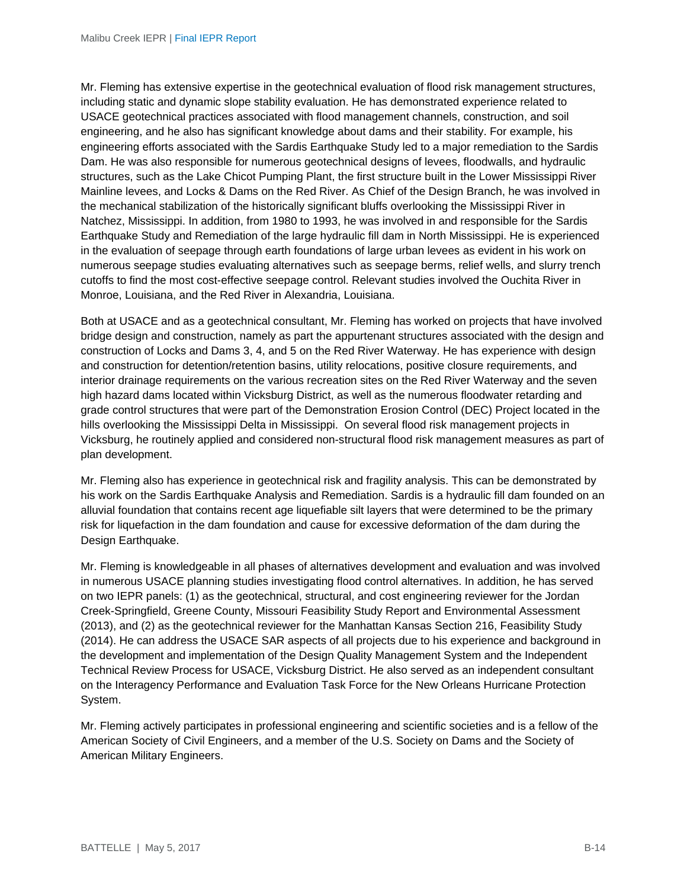Mr. Fleming has extensive expertise in the geotechnical evaluation of flood risk management structures, including static and dynamic slope stability evaluation. He has demonstrated experience related to USACE geotechnical practices associated with flood management channels, construction, and soil engineering, and he also has significant knowledge about dams and their stability. For example, his engineering efforts associated with the Sardis Earthquake Study led to a major remediation to the Sardis Dam. He was also responsible for numerous geotechnical designs of levees, floodwalls, and hydraulic structures, such as the Lake Chicot Pumping Plant, the first structure built in the Lower Mississippi River Mainline levees, and Locks & Dams on the Red River. As Chief of the Design Branch, he was involved in the mechanical stabilization of the historically significant bluffs overlooking the Mississippi River in Natchez, Mississippi. In addition, from 1980 to 1993, he was involved in and responsible for the Sardis Earthquake Study and Remediation of the large hydraulic fill dam in North Mississippi. He is experienced in the evaluation of seepage through earth foundations of large urban levees as evident in his work on numerous seepage studies evaluating alternatives such as seepage berms, relief wells, and slurry trench cutoffs to find the most cost-effective seepage control. Relevant studies involved the Ouchita River in Monroe, Louisiana, and the Red River in Alexandria, Louisiana.

Both at USACE and as a geotechnical consultant, Mr. Fleming has worked on projects that have involved bridge design and construction, namely as part the appurtenant structures associated with the design and construction of Locks and Dams 3, 4, and 5 on the Red River Waterway. He has experience with design and construction for detention/retention basins, utility relocations, positive closure requirements, and interior drainage requirements on the various recreation sites on the Red River Waterway and the seven high hazard dams located within Vicksburg District, as well as the numerous floodwater retarding and grade control structures that were part of the Demonstration Erosion Control (DEC) Project located in the hills overlooking the Mississippi Delta in Mississippi. On several flood risk management projects in Vicksburg, he routinely applied and considered non-structural flood risk management measures as part of plan development.

Mr. Fleming also has experience in geotechnical risk and fragility analysis. This can be demonstrated by his work on the Sardis Earthquake Analysis and Remediation. Sardis is a hydraulic fill dam founded on an alluvial foundation that contains recent age liquefiable silt layers that were determined to be the primary risk for liquefaction in the dam foundation and cause for excessive deformation of the dam during the Design Earthquake.

Mr. Fleming is knowledgeable in all phases of alternatives development and evaluation and was involved in numerous USACE planning studies investigating flood control alternatives. In addition, he has served on two IEPR panels: (1) as the geotechnical, structural, and cost engineering reviewer for the Jordan Creek-Springfield, Greene County, Missouri Feasibility Study Report and Environmental Assessment (2013), and (2) as the geotechnical reviewer for the Manhattan Kansas Section 216, Feasibility Study (2014). He can address the USACE SAR aspects of all projects due to his experience and background in the development and implementation of the Design Quality Management System and the Independent Technical Review Process for USACE, Vicksburg District. He also served as an independent consultant on the Interagency Performance and Evaluation Task Force for the New Orleans Hurricane Protection System.

Mr. Fleming actively participates in professional engineering and scientific societies and is a fellow of the American Society of Civil Engineers, and a member of the U.S. Society on Dams and the Society of American Military Engineers.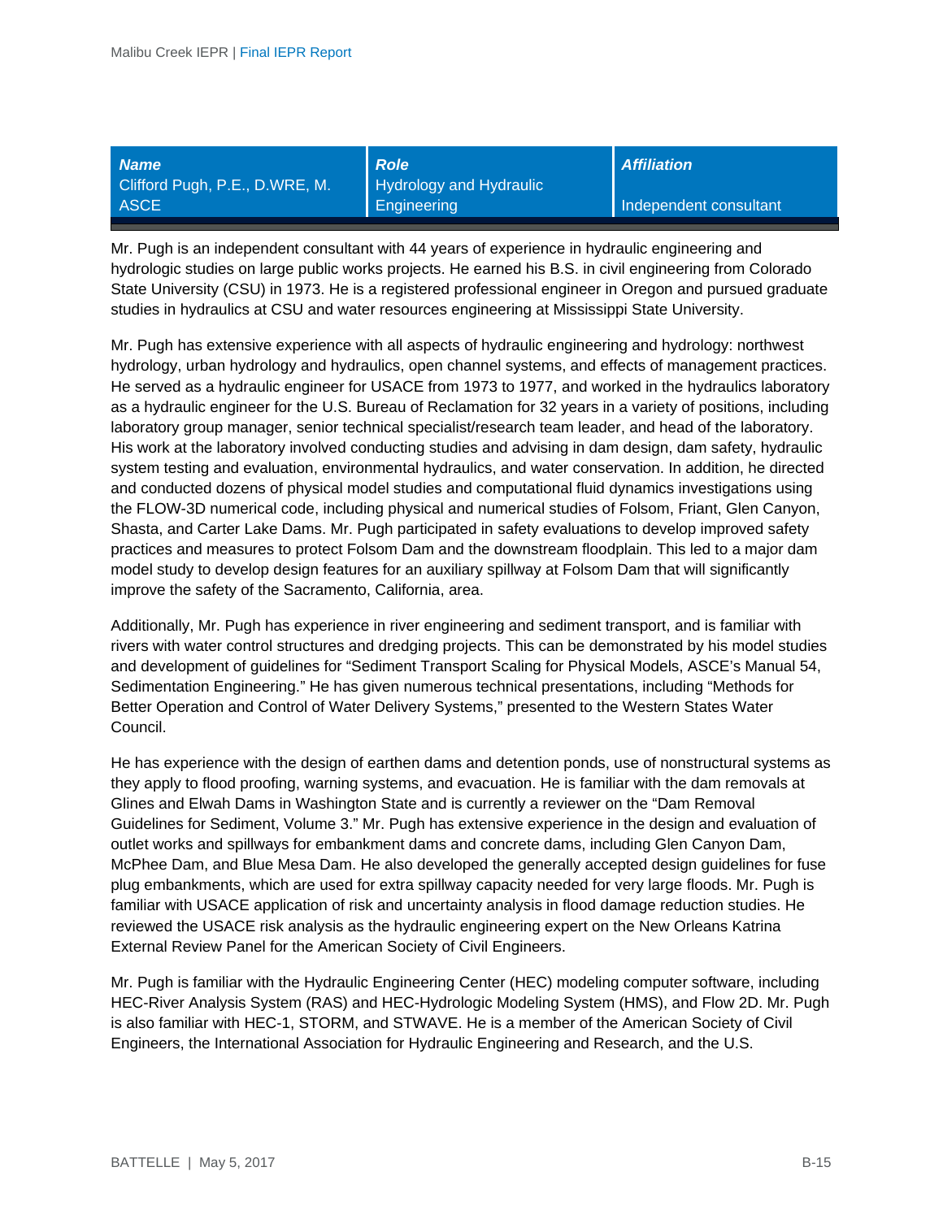| *Name* | *Role* | *Affiliation* |
|---|---|---|
| Clifford Pugh, P.E., D.WRE, M. ASCE | Hydrology and Hydraulic Engineering | Independent consultant |

Mr. Pugh is an independent consultant with 44 years of experience in hydraulic engineering and hydrologic studies on large public works projects. He earned his B.S. in civil engineering from Colorado State University (CSU) in 1973. He is a registered professional engineer in Oregon and pursued graduate studies in hydraulics at CSU and water resources engineering at Mississippi State University.

Mr. Pugh has extensive experience with all aspects of hydraulic engineering and hydrology: northwest hydrology, urban hydrology and hydraulics, open channel systems, and effects of management practices. He served as a hydraulic engineer for USACE from 1973 to 1977, and worked in the hydraulics laboratory as a hydraulic engineer for the U.S. Bureau of Reclamation for 32 years in a variety of positions, including laboratory group manager, senior technical specialist/research team leader, and head of the laboratory. His work at the laboratory involved conducting studies and advising in dam design, dam safety, hydraulic system testing and evaluation, environmental hydraulics, and water conservation. In addition, he directed and conducted dozens of physical model studies and computational fluid dynamics investigations using the FLOW-3D numerical code, including physical and numerical studies of Folsom, Friant, Glen Canyon, Shasta, and Carter Lake Dams. Mr. Pugh participated in safety evaluations to develop improved safety practices and measures to protect Folsom Dam and the downstream floodplain. This led to a major dam model study to develop design features for an auxiliary spillway at Folsom Dam that will significantly improve the safety of the Sacramento, California, area.

Additionally, Mr. Pugh has experience in river engineering and sediment transport, and is familiar with rivers with water control structures and dredging projects. This can be demonstrated by his model studies and development of guidelines for "Sediment Transport Scaling for Physical Models, ASCE's Manual 54, Sedimentation Engineering." He has given numerous technical presentations, including "Methods for Better Operation and Control of Water Delivery Systems," presented to the Western States Water Council.

He has experience with the design of earthen dams and detention ponds, use of nonstructural systems as they apply to flood proofing, warning systems, and evacuation. He is familiar with the dam removals at Glines and Elwah Dams in Washington State and is currently a reviewer on the "Dam Removal Guidelines for Sediment, Volume 3." Mr. Pugh has extensive experience in the design and evaluation of outlet works and spillways for embankment dams and concrete dams, including Glen Canyon Dam, McPhee Dam, and Blue Mesa Dam. He also developed the generally accepted design guidelines for fuse plug embankments, which are used for extra spillway capacity needed for very large floods. Mr. Pugh is familiar with USACE application of risk and uncertainty analysis in flood damage reduction studies. He reviewed the USACE risk analysis as the hydraulic engineering expert on the New Orleans Katrina External Review Panel for the American Society of Civil Engineers.

Mr. Pugh is familiar with the Hydraulic Engineering Center (HEC) modeling computer software, including HEC-River Analysis System (RAS) and HEC-Hydrologic Modeling System (HMS), and Flow 2D. Mr. Pugh is also familiar with HEC-1, STORM, and STWAVE. He is a member of the American Society of Civil Engineers, the International Association for Hydraulic Engineering and Research, and the U.S.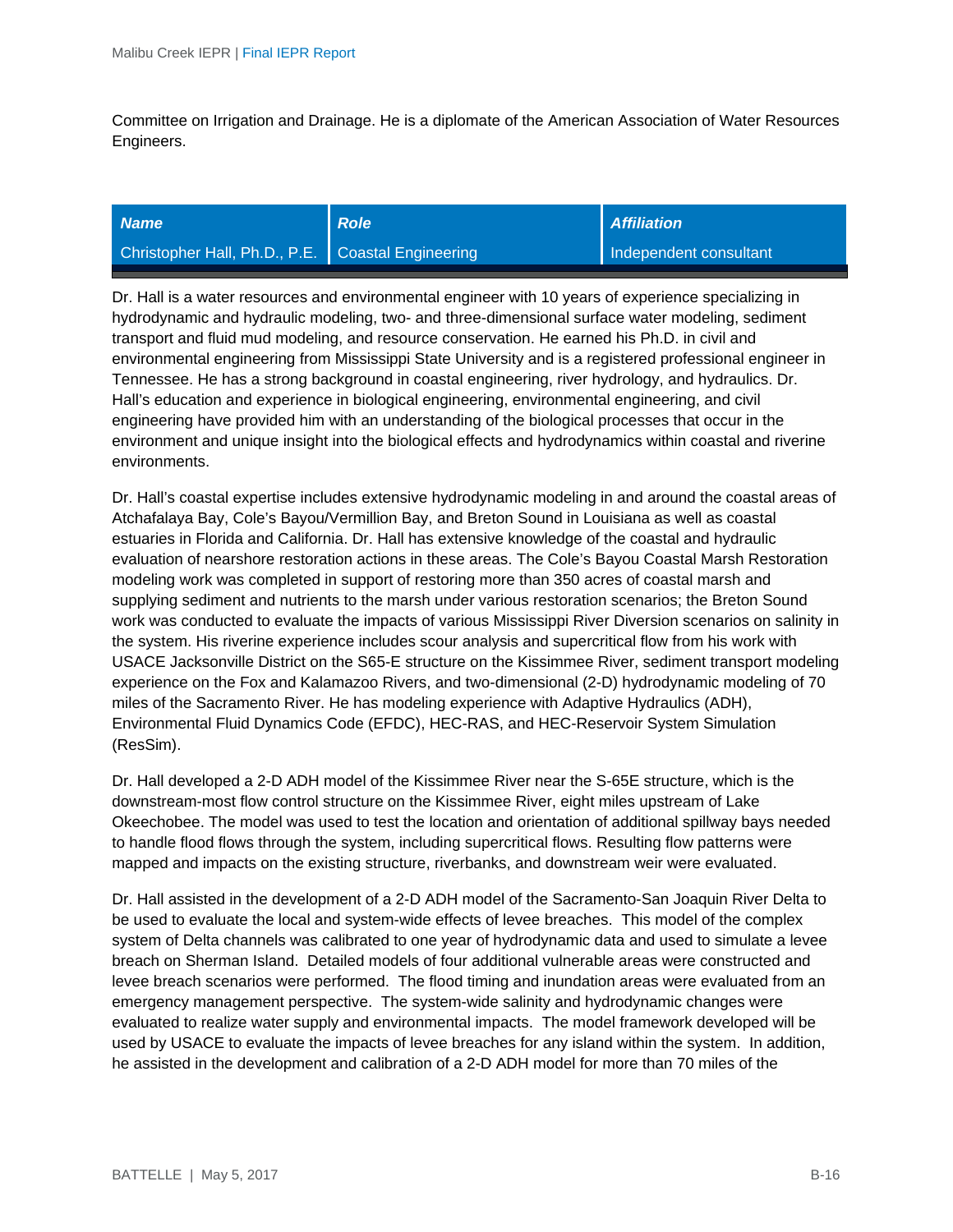Committee on Irrigation and Drainage. He is a diplomate of the American Association of Water Resources Engineers.

| Name | Role | Affiliation |
|---|---|---|
| Christopher Hall, Ph.D., P.E. | Coastal Engineering | Independent consultant |

Dr. Hall is a water resources and environmental engineer with 10 years of experience specializing in hydrodynamic and hydraulic modeling, two- and three-dimensional surface water modeling, sediment transport and fluid mud modeling, and resource conservation. He earned his Ph.D. in civil and environmental engineering from Mississippi State University and is a registered professional engineer in Tennessee. He has a strong background in coastal engineering, river hydrology, and hydraulics. Dr. Hall's education and experience in biological engineering, environmental engineering, and civil engineering have provided him with an understanding of the biological processes that occur in the environment and unique insight into the biological effects and hydrodynamics within coastal and riverine environments.

Dr. Hall's coastal expertise includes extensive hydrodynamic modeling in and around the coastal areas of Atchafalaya Bay, Cole's Bayou/Vermillion Bay, and Breton Sound in Louisiana as well as coastal estuaries in Florida and California. Dr. Hall has extensive knowledge of the coastal and hydraulic evaluation of nearshore restoration actions in these areas. The Cole's Bayou Coastal Marsh Restoration modeling work was completed in support of restoring more than 350 acres of coastal marsh and supplying sediment and nutrients to the marsh under various restoration scenarios; the Breton Sound work was conducted to evaluate the impacts of various Mississippi River Diversion scenarios on salinity in the system. His riverine experience includes scour analysis and supercritical flow from his work with USACE Jacksonville District on the S65-E structure on the Kissimmee River, sediment transport modeling experience on the Fox and Kalamazoo Rivers, and two-dimensional (2-D) hydrodynamic modeling of 70 miles of the Sacramento River. He has modeling experience with Adaptive Hydraulics (ADH), Environmental Fluid Dynamics Code (EFDC), HEC-RAS, and HEC-Reservoir System Simulation (ResSim).

Dr. Hall developed a 2-D ADH model of the Kissimmee River near the S-65E structure, which is the downstream-most flow control structure on the Kissimmee River, eight miles upstream of Lake Okeechobee. The model was used to test the location and orientation of additional spillway bays needed to handle flood flows through the system, including supercritical flows. Resulting flow patterns were mapped and impacts on the existing structure, riverbanks, and downstream weir were evaluated.

Dr. Hall assisted in the development of a 2-D ADH model of the Sacramento-San Joaquin River Delta to be used to evaluate the local and system-wide effects of levee breaches. This model of the complex system of Delta channels was calibrated to one year of hydrodynamic data and used to simulate a levee breach on Sherman Island. Detailed models of four additional vulnerable areas were constructed and levee breach scenarios were performed. The flood timing and inundation areas were evaluated from an emergency management perspective. The system-wide salinity and hydrodynamic changes were evaluated to realize water supply and environmental impacts. The model framework developed will be used by USACE to evaluate the impacts of levee breaches for any island within the system. In addition, he assisted in the development and calibration of a 2-D ADH model for more than 70 miles of the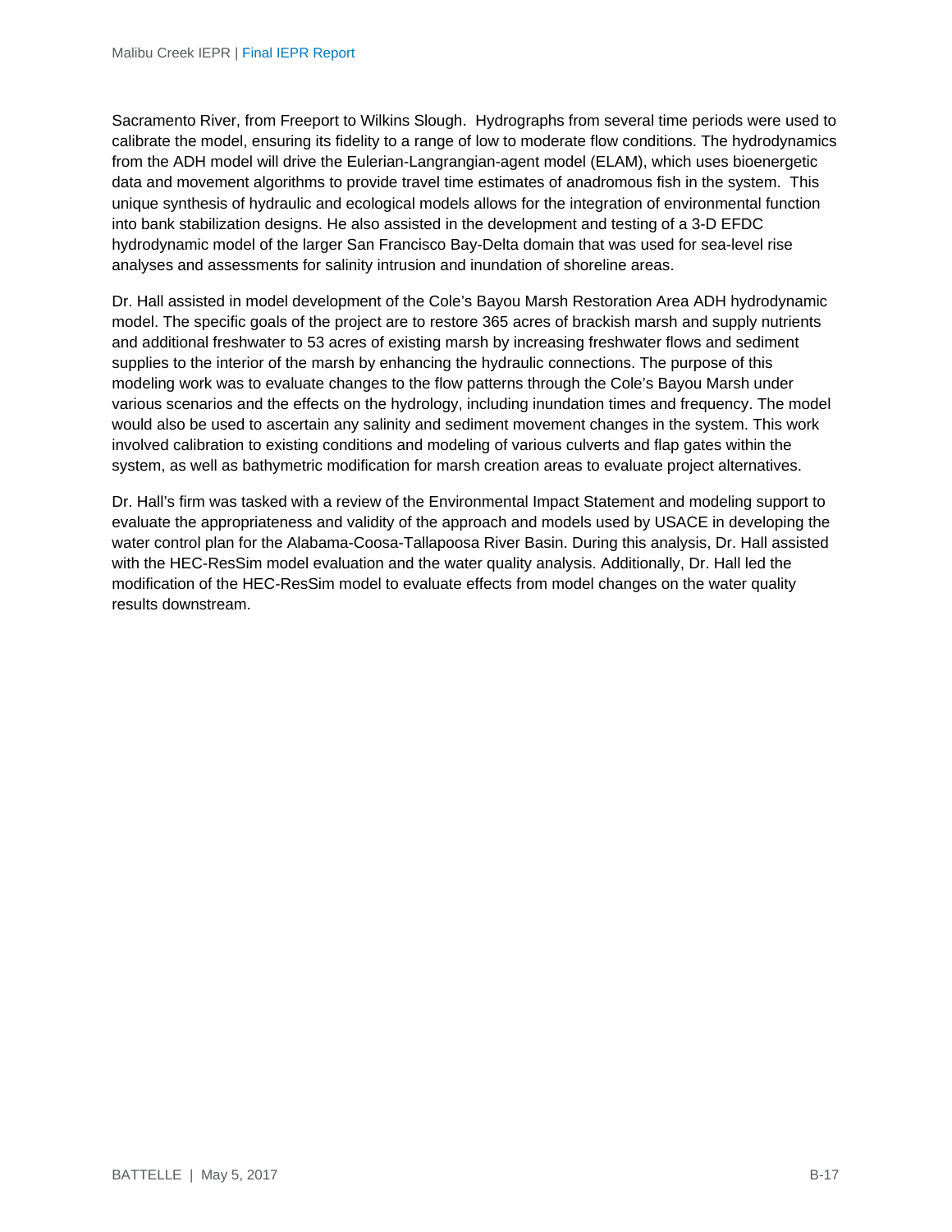Sacramento River, from Freeport to Wilkins Slough. Hydrographs from several time periods were used to calibrate the model, ensuring its fidelity to a range of low to moderate flow conditions. The hydrodynamics from the ADH model will drive the Eulerian-Langrangian-agent model (ELAM), which uses bioenergetic data and movement algorithms to provide travel time estimates of anadromous fish in the system. This unique synthesis of hydraulic and ecological models allows for the integration of environmental function into bank stabilization designs. He also assisted in the development and testing of a 3-D EFDC hydrodynamic model of the larger San Francisco Bay-Delta domain that was used for sea-level rise analyses and assessments for salinity intrusion and inundation of shoreline areas.

Dr. Hall assisted in model development of the Cole's Bayou Marsh Restoration Area ADH hydrodynamic model. The specific goals of the project are to restore 365 acres of brackish marsh and supply nutrients and additional freshwater to 53 acres of existing marsh by increasing freshwater flows and sediment supplies to the interior of the marsh by enhancing the hydraulic connections. The purpose of this modeling work was to evaluate changes to the flow patterns through the Cole's Bayou Marsh under various scenarios and the effects on the hydrology, including inundation times and frequency. The model would also be used to ascertain any salinity and sediment movement changes in the system. This work involved calibration to existing conditions and modeling of various culverts and flap gates within the system, as well as bathymetric modification for marsh creation areas to evaluate project alternatives.

Dr. Hall's firm was tasked with a review of the Environmental Impact Statement and modeling support to evaluate the appropriateness and validity of the approach and models used by USACE in developing the water control plan for the Alabama-Coosa-Tallapoosa River Basin. During this analysis, Dr. Hall assisted with the HEC-ResSim model evaluation and the water quality analysis. Additionally, Dr. Hall led the modification of the HEC-ResSim model to evaluate effects from model changes on the water quality results downstream.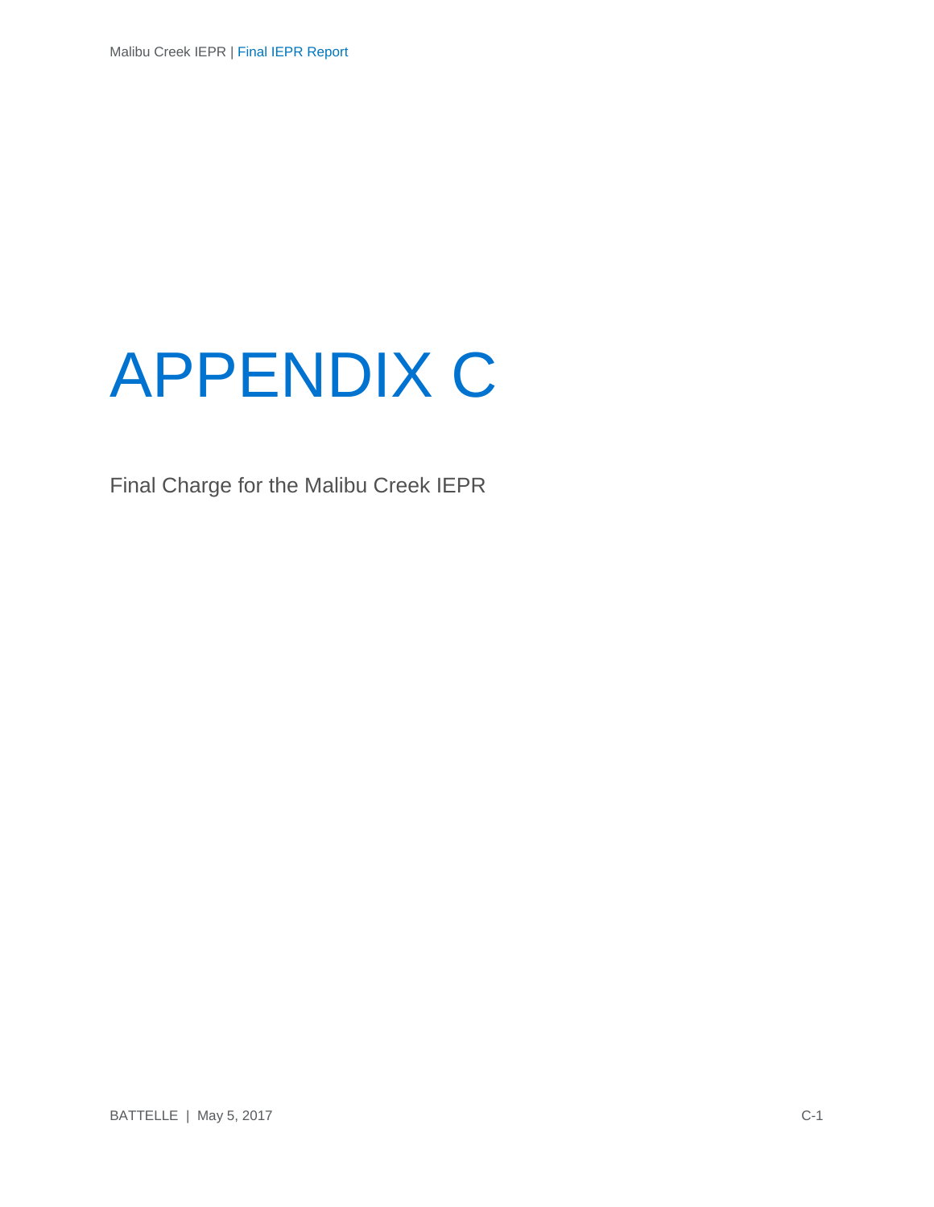# APPENDIX C

Final Charge for the Malibu Creek IEPR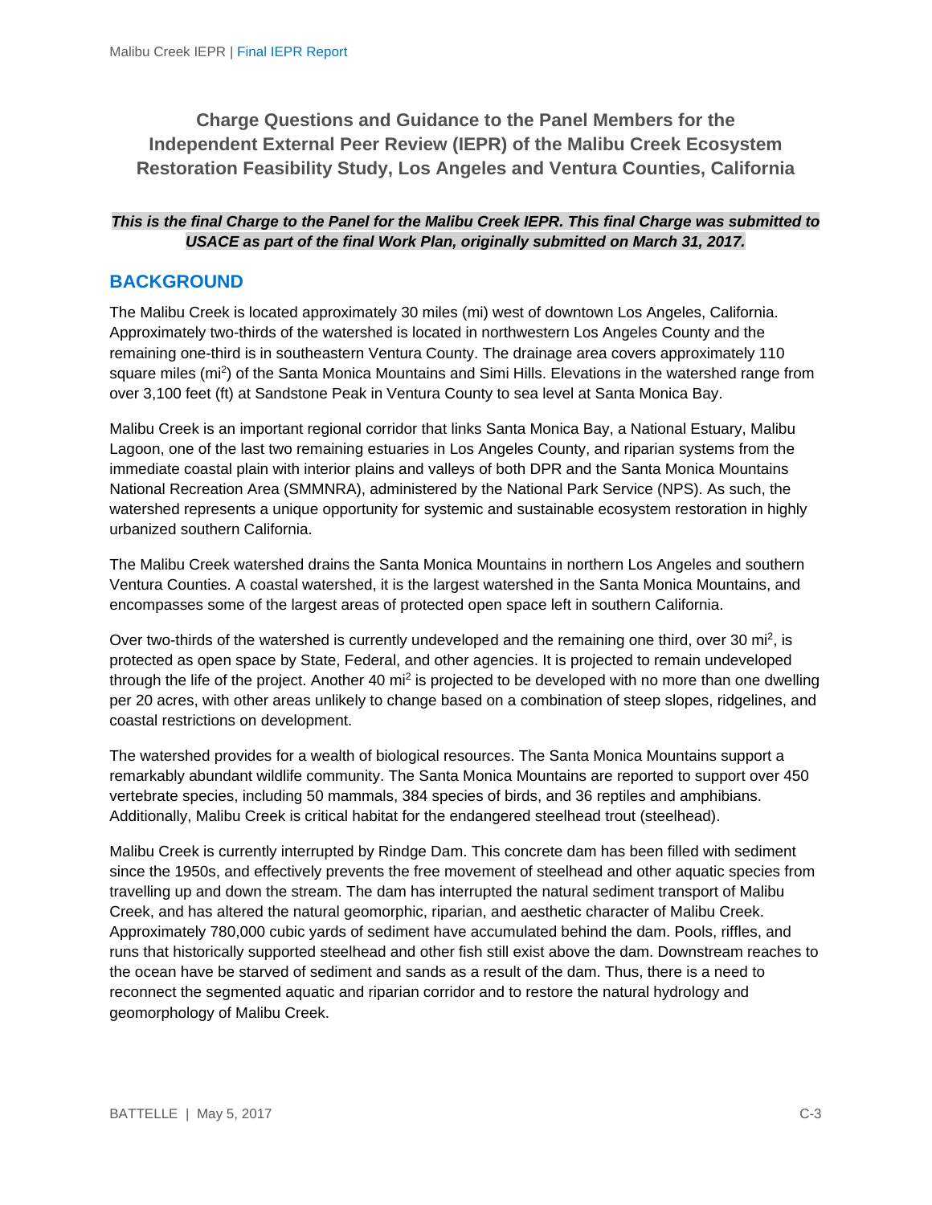**Charge Questions and Guidance to the Panel Members for the Independent External Peer Review (IEPR) of the Malibu Creek Ecosystem Restoration Feasibility Study, Los Angeles and Ventura Counties, California**

***This is the final Charge to the Panel for the Malibu Creek IEPR. This final Charge was submitted to USACE as part of the final Work Plan, originally submitted on March 31, 2017.***

## BACKGROUND

The Malibu Creek is located approximately 30 miles (mi) west of downtown Los Angeles, California. Approximately two-thirds of the watershed is located in northwestern Los Angeles County and the remaining one-third is in southeastern Ventura County. The drainage area covers approximately 110 square miles ($mi^2$) of the Santa Monica Mountains and Simi Hills. Elevations in the watershed range from over 3,100 feet (ft) at Sandstone Peak in Ventura County to sea level at Santa Monica Bay.

Malibu Creek is an important regional corridor that links Santa Monica Bay, a National Estuary, Malibu Lagoon, one of the last two remaining estuaries in Los Angeles County, and riparian systems from the immediate coastal plain with interior plains and valleys of both DPR and the Santa Monica Mountains National Recreation Area (SMMNRA), administered by the National Park Service (NPS). As such, the watershed represents a unique opportunity for systemic and sustainable ecosystem restoration in highly urbanized southern California.

The Malibu Creek watershed drains the Santa Monica Mountains in northern Los Angeles and southern Ventura Counties. A coastal watershed, it is the largest watershed in the Santa Monica Mountains, and encompasses some of the largest areas of protected open space left in southern California.

Over two-thirds of the watershed is currently undeveloped and the remaining one third, over 30 $mi^2$, is protected as open space by State, Federal, and other agencies. It is projected to remain undeveloped through the life of the project. Another 40 $mi^2$ is projected to be developed with no more than one dwelling per 20 acres, with other areas unlikely to change based on a combination of steep slopes, ridgelines, and coastal restrictions on development.

The watershed provides for a wealth of biological resources. The Santa Monica Mountains support a remarkably abundant wildlife community. The Santa Monica Mountains are reported to support over 450 vertebrate species, including 50 mammals, 384 species of birds, and 36 reptiles and amphibians. Additionally, Malibu Creek is critical habitat for the endangered steelhead trout (steelhead).

Malibu Creek is currently interrupted by Rindge Dam. This concrete dam has been filled with sediment since the 1950s, and effectively prevents the free movement of steelhead and other aquatic species from travelling up and down the stream. The dam has interrupted the natural sediment transport of Malibu Creek, and has altered the natural geomorphic, riparian, and aesthetic character of Malibu Creek. Approximately 780,000 cubic yards of sediment have accumulated behind the dam. Pools, riffles, and runs that historically supported steelhead and other fish still exist above the dam. Downstream reaches to the ocean have be starved of sediment and sands as a result of the dam. Thus, there is a need to reconnect the segmented aquatic and riparian corridor and to restore the natural hydrology and geomorphology of Malibu Creek.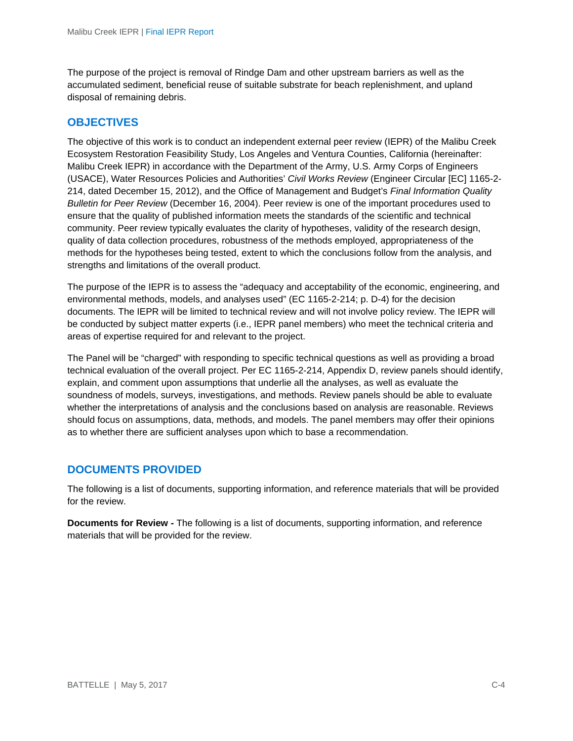The purpose of the project is removal of Rindge Dam and other upstream barriers as well as the accumulated sediment, beneficial reuse of suitable substrate for beach replenishment, and upland disposal of remaining debris.

## OBJECTIVES

The objective of this work is to conduct an independent external peer review (IEPR) of the Malibu Creek Ecosystem Restoration Feasibility Study, Los Angeles and Ventura Counties, California (hereinafter: Malibu Creek IEPR) in accordance with the Department of the Army, U.S. Army Corps of Engineers (USACE), Water Resources Policies and Authorities' *Civil Works Review* (Engineer Circular [EC] 1165-2-214, dated December 15, 2012), and the Office of Management and Budget's *Final Information Quality Bulletin for Peer Review* (December 16, 2004). Peer review is one of the important procedures used to ensure that the quality of published information meets the standards of the scientific and technical community. Peer review typically evaluates the clarity of hypotheses, validity of the research design, quality of data collection procedures, robustness of the methods employed, appropriateness of the methods for the hypotheses being tested, extent to which the conclusions follow from the analysis, and strengths and limitations of the overall product.

The purpose of the IEPR is to assess the "adequacy and acceptability of the economic, engineering, and environmental methods, models, and analyses used" (EC 1165-2-214; p. D-4) for the decision documents. The IEPR will be limited to technical review and will not involve policy review. The IEPR will be conducted by subject matter experts (i.e., IEPR panel members) who meet the technical criteria and areas of expertise required for and relevant to the project.

The Panel will be "charged" with responding to specific technical questions as well as providing a broad technical evaluation of the overall project. Per EC 1165-2-214, Appendix D, review panels should identify, explain, and comment upon assumptions that underlie all the analyses, as well as evaluate the soundness of models, surveys, investigations, and methods. Review panels should be able to evaluate whether the interpretations of analysis and the conclusions based on analysis are reasonable. Reviews should focus on assumptions, data, methods, and models. The panel members may offer their opinions as to whether there are sufficient analyses upon which to base a recommendation.

## DOCUMENTS PROVIDED

The following is a list of documents, supporting information, and reference materials that will be provided for the review.

**Documents for Review -** The following is a list of documents, supporting information, and reference materials that will be provided for the review.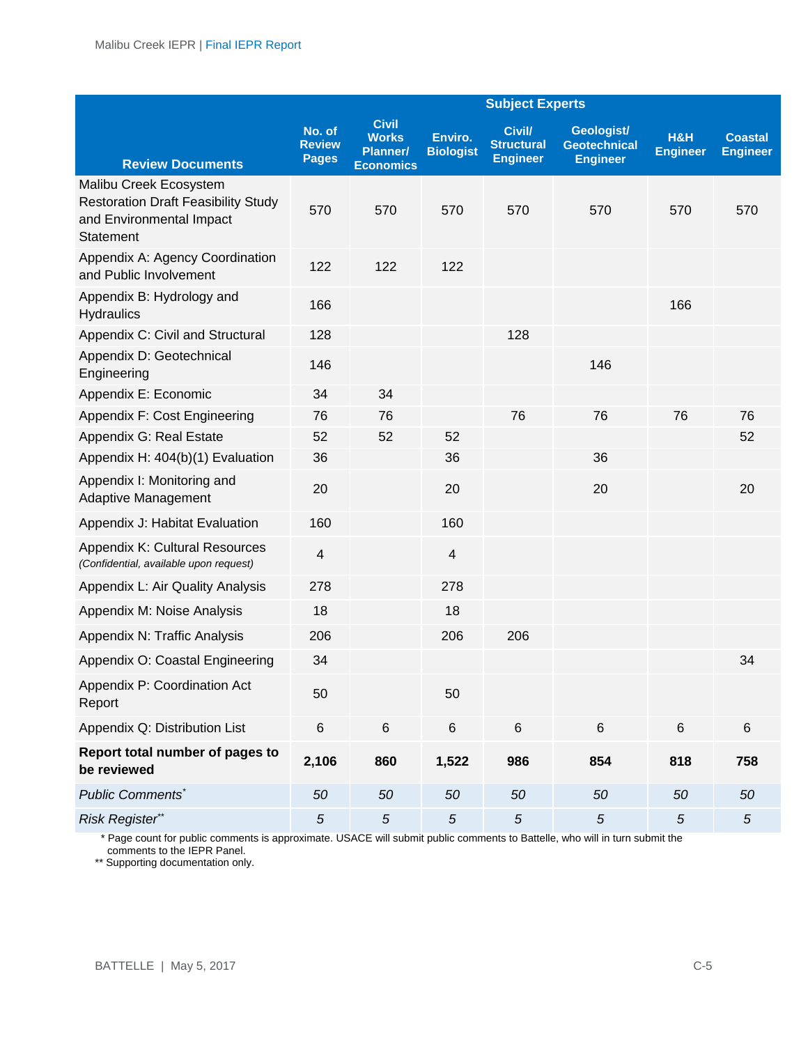| Review Documents | No. of Review Pages | Subject Experts | | | | | |
|---|---|---|---|---|---|---|---|
| | | Civil Works Planner/ Economics | Enviro. Biologist | Civil/ Structural Engineer | Geologist/ Geotechnical Engineer | H&H Engineer | Coastal Engineer |
| Malibu Creek Ecosystem Restoration Draft Feasibility Study and Environmental Impact Statement | 570 | 570 | 570 | 570 | 570 | 570 | 570 |
| Appendix A: Agency Coordination and Public Involvement | 122 | 122 | 122 | | | | |
| Appendix B: Hydrology and Hydraulics | 166 | | | | | 166 | |
| Appendix C: Civil and Structural | 128 | | | 128 | | | |
| Appendix D: Geotechnical Engineering | 146 | | | | 146 | | |
| Appendix E: Economic | 34 | 34 | | | | | |
| Appendix F: Cost Engineering | 76 | 76 | | 76 | 76 | 76 | 76 |
| Appendix G: Real Estate | 52 | 52 | 52 | | | | 52 |
| Appendix H: 404(b)(1) Evaluation | 36 | | 36 | | 36 | | |
| Appendix I: Monitoring and Adaptive Management | 20 | | 20 | | 20 | | 20 |
| Appendix J: Habitat Evaluation | 160 | | 160 | | | | |
| Appendix K: Cultural Resources *(Confidential, available upon request)* | 4 | | 4 | | | | |
| Appendix L: Air Quality Analysis | 278 | | 278 | | | | |
| Appendix M: Noise Analysis | 18 | | 18 | | | | |
| Appendix N: Traffic Analysis | 206 | | 206 | 206 | | | |
| Appendix O: Coastal Engineering | 34 | | | | | | 34 |
| Appendix P: Coordination Act Report | 50 | | 50 | | | | |
| Appendix Q: Distribution List | 6 | 6 | 6 | 6 | 6 | 6 | 6 |
| **Report total number of pages to be reviewed** | **2,106** | **860** | **1,522** | **986** | **854** | **818** | **758** |
| *Public Comments\** | *50* | *50* | *50* | *50* | *50* | *50* | *50* |
| *Risk Register\*\** | *5* | *5* | *5* | *5* | *5* | *5* | *5* |

\* Page count for public comments is approximate. USACE will submit public comments to Battelle, who will in turn submit the comments to the IEPR Panel.

\*\* Supporting documentation only.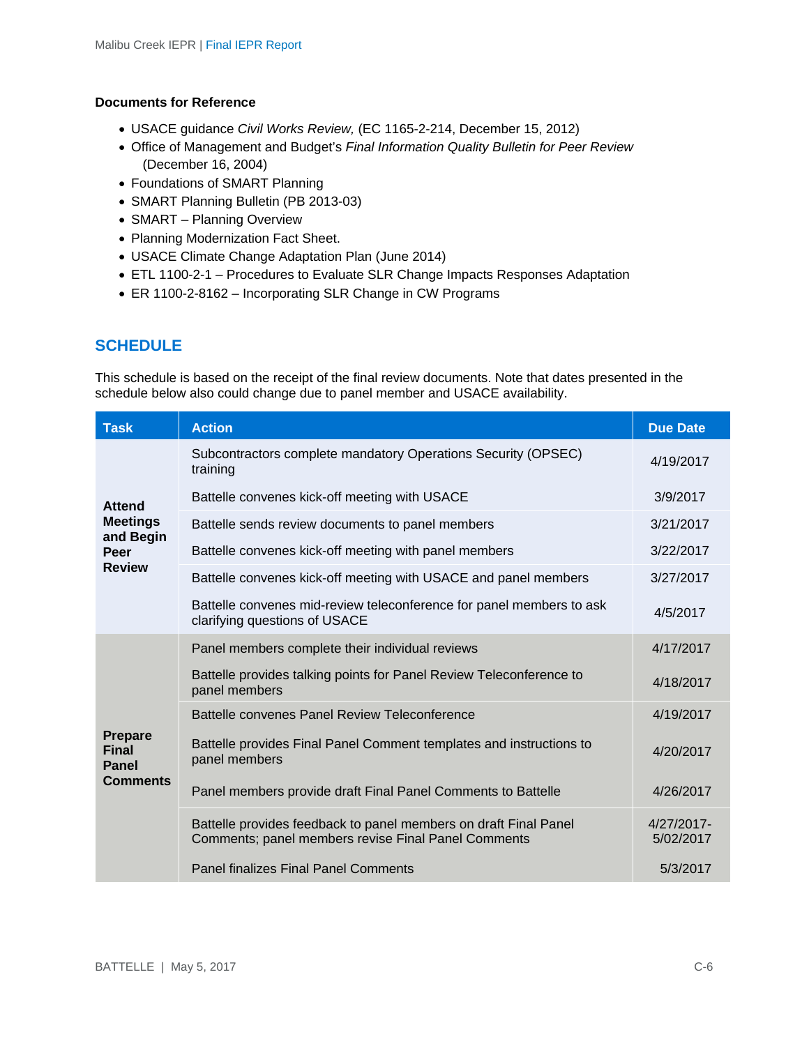**Documents for Reference**

- USACE guidance *Civil Works Review,* (EC 1165-2-214, December 15, 2012)
- Office of Management and Budget's *Final Information Quality Bulletin for Peer Review* (December 16, 2004)
- Foundations of SMART Planning
- SMART Planning Bulletin (PB 2013-03)
- SMART – Planning Overview
- Planning Modernization Fact Sheet.
- USACE Climate Change Adaptation Plan (June 2014)
- ETL 1100-2-1 – Procedures to Evaluate SLR Change Impacts Responses Adaptation
- ER 1100-2-8162 – Incorporating SLR Change in CW Programs

## SCHEDULE

This schedule is based on the receipt of the final review documents. Note that dates presented in the schedule below also could change due to panel member and USACE availability.

| Task | Action | Due Date |
|---|---|---|
| Attend Meetings and Begin Peer Review | Subcontractors complete mandatory Operations Security (OPSEC) training | 4/19/2017 |
| | Battelle convenes kick-off meeting with USACE | 3/9/2017 |
| | Battelle sends review documents to panel members | 3/21/2017 |
| | Battelle convenes kick-off meeting with panel members | 3/22/2017 |
| | Battelle convenes kick-off meeting with USACE and panel members | 3/27/2017 |
| | Battelle convenes mid-review teleconference for panel members to ask clarifying questions of USACE | 4/5/2017 |
| Prepare Final Panel Comments | Panel members complete their individual reviews | 4/17/2017 |
| | Battelle provides talking points for Panel Review Teleconference to panel members | 4/18/2017 |
| | Battelle convenes Panel Review Teleconference | 4/19/2017 |
| | Battelle provides Final Panel Comment templates and instructions to panel members | 4/20/2017 |
| | Panel members provide draft Final Panel Comments to Battelle | 4/26/2017 |
| | Battelle provides feedback to panel members on draft Final Panel Comments; panel members revise Final Panel Comments | 4/27/2017-5/02/2017 |
| | Panel finalizes Final Panel Comments | 5/3/2017 |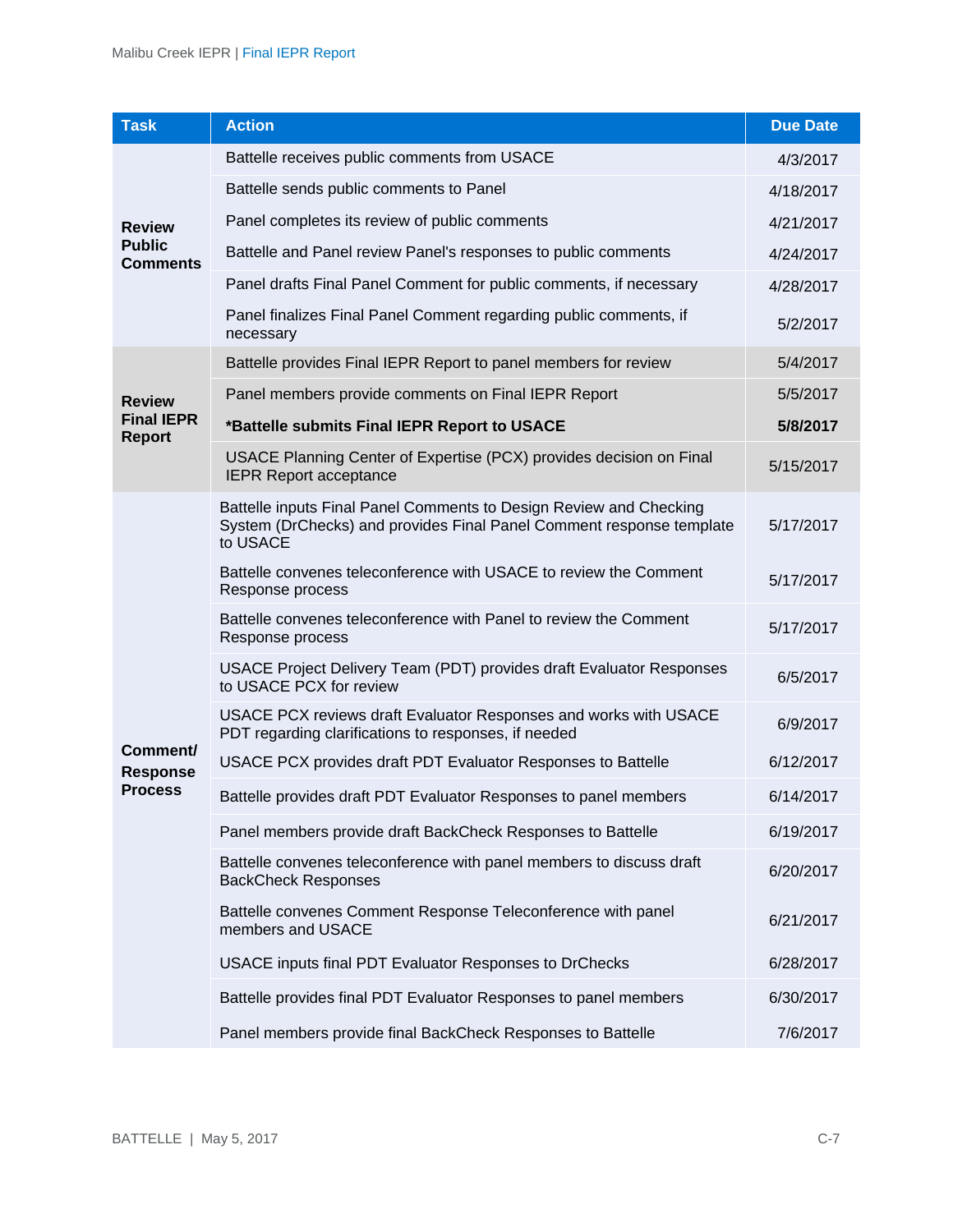| Task | Action | Due Date |
|---|---|---|
| Review Public Comments | Battelle receives public comments from USACE | 4/3/2017 |
| | Battelle sends public comments to Panel | 4/18/2017 |
| | Panel completes its review of public comments | 4/21/2017 |
| | Battelle and Panel review Panel's responses to public comments | 4/24/2017 |
| | Panel drafts Final Panel Comment for public comments, if necessary | 4/28/2017 |
| | Panel finalizes Final Panel Comment regarding public comments, if necessary | 5/2/2017 |
| Review Final IEPR Report | Battelle provides Final IEPR Report to panel members for review | 5/4/2017 |
| | Panel members provide comments on Final IEPR Report | 5/5/2017 |
| | ***Battelle submits Final IEPR Report to USACE** | **5/8/2017** |
| | USACE Planning Center of Expertise (PCX) provides decision on Final IEPR Report acceptance | 5/15/2017 |
| Comment/ Response Process | Battelle inputs Final Panel Comments to Design Review and Checking System (DrChecks) and provides Final Panel Comment response template to USACE | 5/17/2017 |
| | Battelle convenes teleconference with USACE to review the Comment Response process | 5/17/2017 |
| | Battelle convenes teleconference with Panel to review the Comment Response process | 5/17/2017 |
| | USACE Project Delivery Team (PDT) provides draft Evaluator Responses to USACE PCX for review | 6/5/2017 |
| | USACE PCX reviews draft Evaluator Responses and works with USACE PDT regarding clarifications to responses, if needed | 6/9/2017 |
| | USACE PCX provides draft PDT Evaluator Responses to Battelle | 6/12/2017 |
| | Battelle provides draft PDT Evaluator Responses to panel members | 6/14/2017 |
| | Panel members provide draft BackCheck Responses to Battelle | 6/19/2017 |
| | Battelle convenes teleconference with panel members to discuss draft BackCheck Responses | 6/20/2017 |
| | Battelle convenes Comment Response Teleconference with panel members and USACE | 6/21/2017 |
| | USACE inputs final PDT Evaluator Responses to DrChecks | 6/28/2017 |
| | Battelle provides final PDT Evaluator Responses to panel members | 6/30/2017 |
| | Panel members provide final BackCheck Responses to Battelle | 7/6/2017 |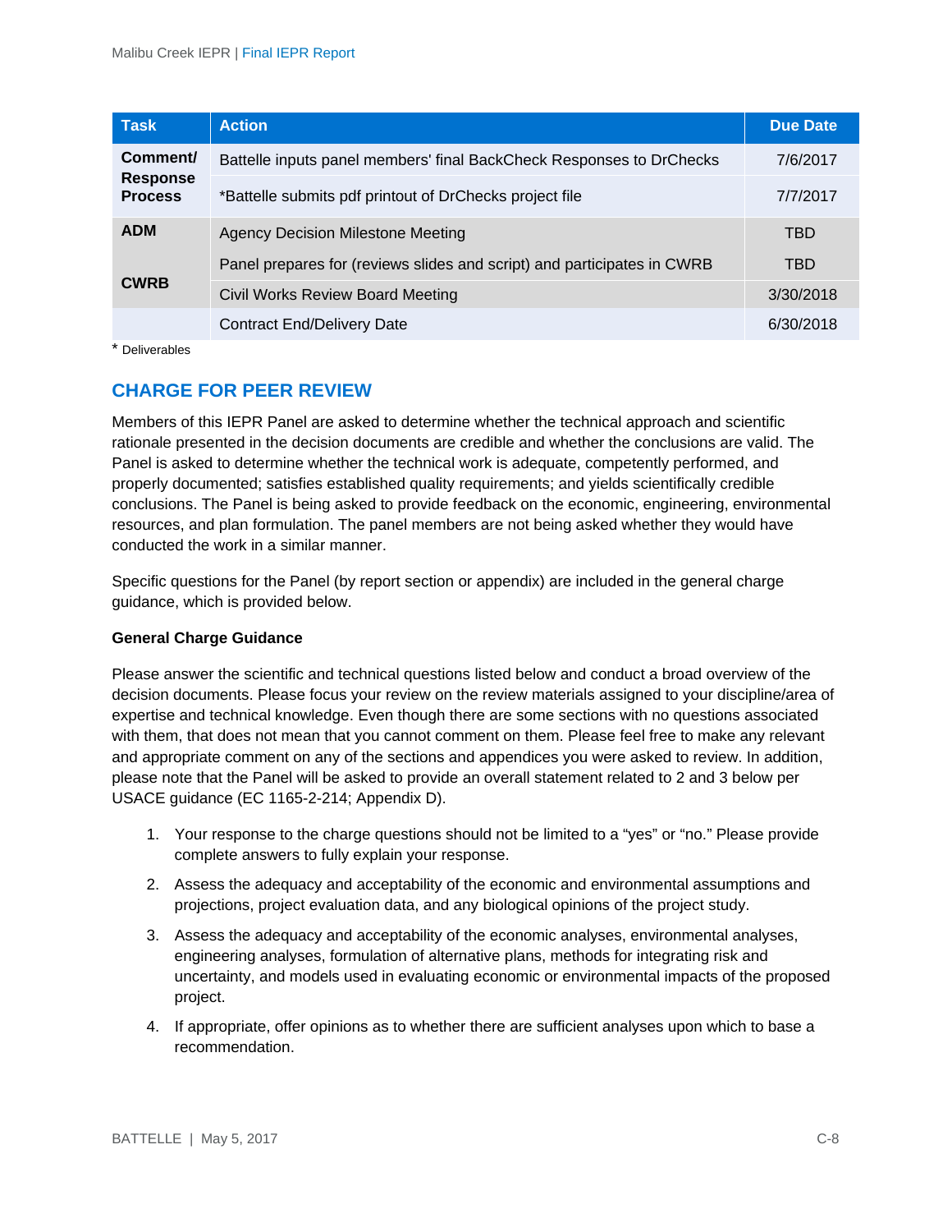| Task | Action | Due Date |
|---|---|---|
| Comment/ Response Process | Battelle inputs panel members' final BackCheck Responses to DrChecks | 7/6/2017 |
| | *Battelle submits pdf printout of DrChecks project file | 7/7/2017 |
| ADM | Agency Decision Milestone Meeting | TBD |
| CWRB | Panel prepares for (reviews slides and script) and participates in CWRB | TBD |
| | Civil Works Review Board Meeting | 3/30/2018 |
| | Contract End/Delivery Date | 6/30/2018 |

* Deliverables

## CHARGE FOR PEER REVIEW

Members of this IEPR Panel are asked to determine whether the technical approach and scientific rationale presented in the decision documents are credible and whether the conclusions are valid. The Panel is asked to determine whether the technical work is adequate, competently performed, and properly documented; satisfies established quality requirements; and yields scientifically credible conclusions. The Panel is being asked to provide feedback on the economic, engineering, environmental resources, and plan formulation. The panel members are not being asked whether they would have conducted the work in a similar manner.

Specific questions for the Panel (by report section or appendix) are included in the general charge guidance, which is provided below.

**General Charge Guidance**

Please answer the scientific and technical questions listed below and conduct a broad overview of the decision documents. Please focus your review on the review materials assigned to your discipline/area of expertise and technical knowledge. Even though there are some sections with no questions associated with them, that does not mean that you cannot comment on them. Please feel free to make any relevant and appropriate comment on any of the sections and appendices you were asked to review. In addition, please note that the Panel will be asked to provide an overall statement related to 2 and 3 below per USACE guidance (EC 1165-2-214; Appendix D).

1. Your response to the charge questions should not be limited to a "yes" or "no." Please provide complete answers to fully explain your response.
2. Assess the adequacy and acceptability of the economic and environmental assumptions and projections, project evaluation data, and any biological opinions of the project study.
3. Assess the adequacy and acceptability of the economic analyses, environmental analyses, engineering analyses, formulation of alternative plans, methods for integrating risk and uncertainty, and models used in evaluating economic or environmental impacts of the proposed project.
4. If appropriate, offer opinions as to whether there are sufficient analyses upon which to base a recommendation.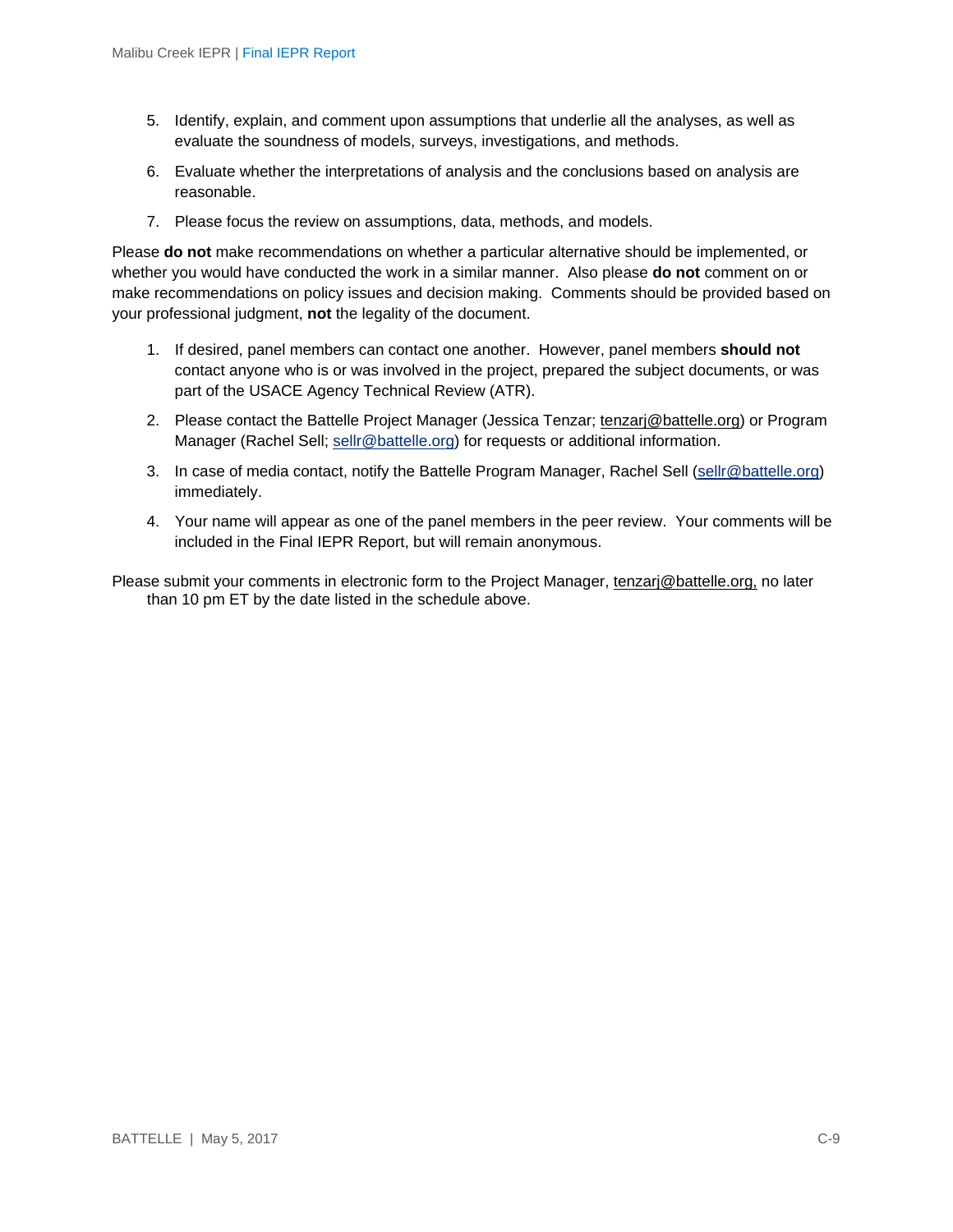5. Identify, explain, and comment upon assumptions that underlie all the analyses, as well as evaluate the soundness of models, surveys, investigations, and methods.

6. Evaluate whether the interpretations of analysis and the conclusions based on analysis are reasonable.

7. Please focus the review on assumptions, data, methods, and models.

Please **do not** make recommendations on whether a particular alternative should be implemented, or whether you would have conducted the work in a similar manner. Also please **do not** comment on or make recommendations on policy issues and decision making. Comments should be provided based on your professional judgment, **not** the legality of the document.

1. If desired, panel members can contact one another. However, panel members **should not** contact anyone who is or was involved in the project, prepared the subject documents, or was part of the USACE Agency Technical Review (ATR).

2. Please contact the Battelle Project Manager (Jessica Tenzar; tenzarj@battelle.org) or Program Manager (Rachel Sell; sellr@battelle.org) for requests or additional information.

3. In case of media contact, notify the Battelle Program Manager, Rachel Sell (sellr@battelle.org) immediately.

4. Your name will appear as one of the panel members in the peer review. Your comments will be included in the Final IEPR Report, but will remain anonymous.

Please submit your comments in electronic form to the Project Manager, tenzarj@battelle.org, no later than 10 pm ET by the date listed in the schedule above.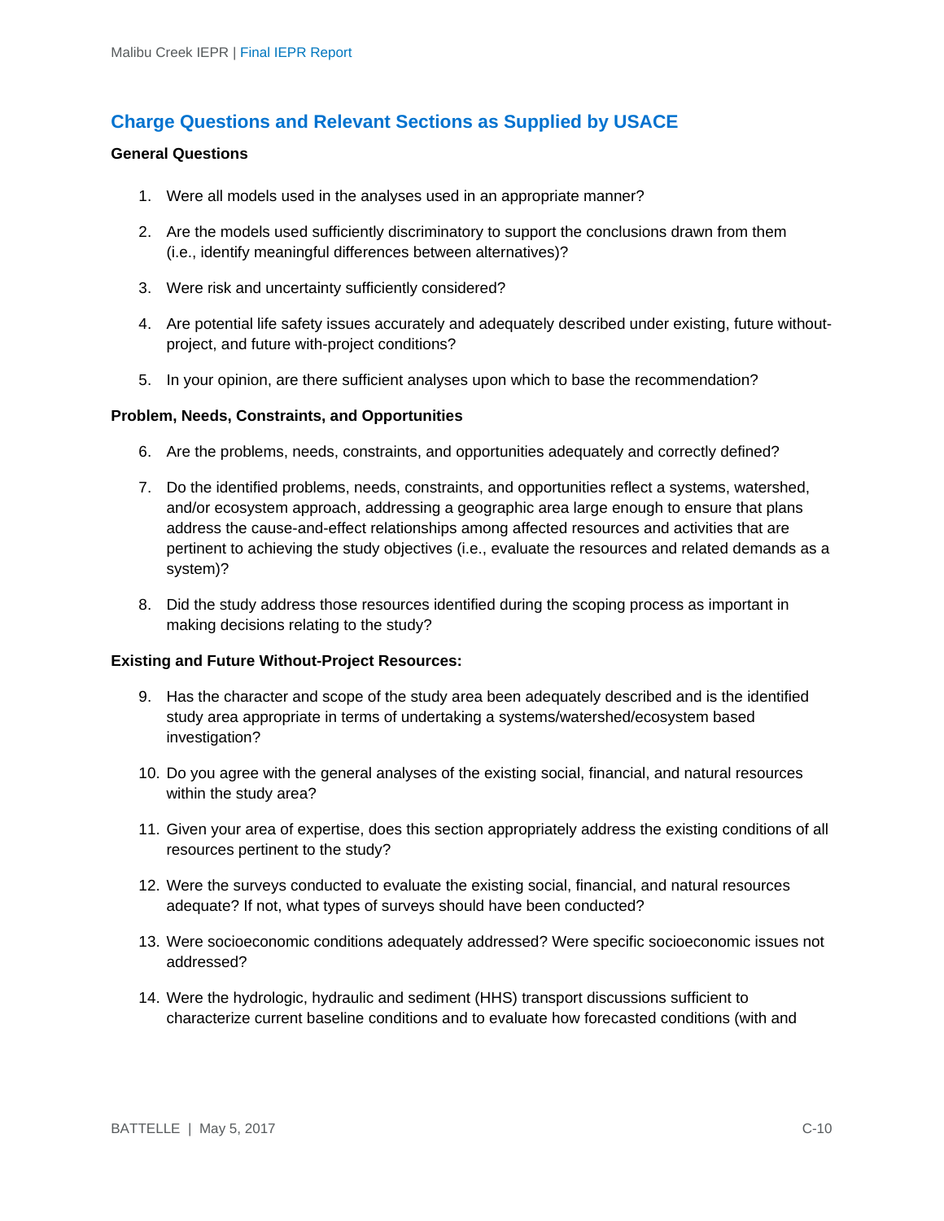## Charge Questions and Relevant Sections as Supplied by USACE

**General Questions**

1. Were all models used in the analyses used in an appropriate manner?

2. Are the models used sufficiently discriminatory to support the conclusions drawn from them (i.e., identify meaningful differences between alternatives)?

3. Were risk and uncertainty sufficiently considered?

4. Are potential life safety issues accurately and adequately described under existing, future without-project, and future with-project conditions?

5. In your opinion, are there sufficient analyses upon which to base the recommendation?

**Problem, Needs, Constraints, and Opportunities**

6. Are the problems, needs, constraints, and opportunities adequately and correctly defined?

7. Do the identified problems, needs, constraints, and opportunities reflect a systems, watershed, and/or ecosystem approach, addressing a geographic area large enough to ensure that plans address the cause-and-effect relationships among affected resources and activities that are pertinent to achieving the study objectives (i.e., evaluate the resources and related demands as a system)?

8. Did the study address those resources identified during the scoping process as important in making decisions relating to the study?

**Existing and Future Without-Project Resources:**

9. Has the character and scope of the study area been adequately described and is the identified study area appropriate in terms of undertaking a systems/watershed/ecosystem based investigation?

10. Do you agree with the general analyses of the existing social, financial, and natural resources within the study area?

11. Given your area of expertise, does this section appropriately address the existing conditions of all resources pertinent to the study?

12. Were the surveys conducted to evaluate the existing social, financial, and natural resources adequate? If not, what types of surveys should have been conducted?

13. Were socioeconomic conditions adequately addressed? Were specific socioeconomic issues not addressed?

14. Were the hydrologic, hydraulic and sediment (HHS) transport discussions sufficient to characterize current baseline conditions and to evaluate how forecasted conditions (with and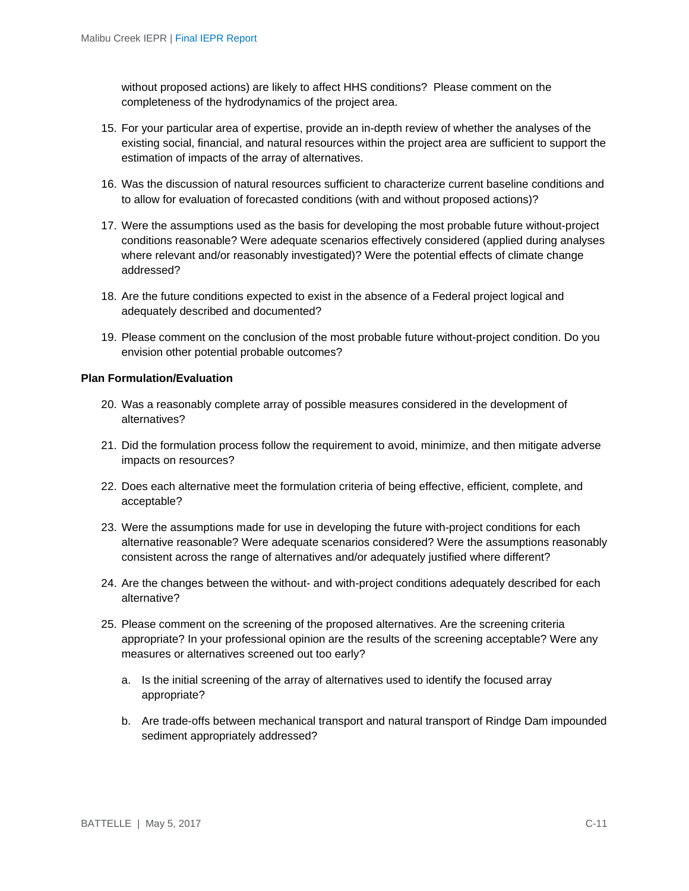without proposed actions) are likely to affect HHS conditions?  Please comment on the completeness of the hydrodynamics of the project area.

15. For your particular area of expertise, provide an in-depth review of whether the analyses of the existing social, financial, and natural resources within the project area are sufficient to support the estimation of impacts of the array of alternatives.

16. Was the discussion of natural resources sufficient to characterize current baseline conditions and to allow for evaluation of forecasted conditions (with and without proposed actions)?

17. Were the assumptions used as the basis for developing the most probable future without-project conditions reasonable? Were adequate scenarios effectively considered (applied during analyses where relevant and/or reasonably investigated)? Were the potential effects of climate change addressed?

18. Are the future conditions expected to exist in the absence of a Federal project logical and adequately described and documented?

19. Please comment on the conclusion of the most probable future without-project condition. Do you envision other potential probable outcomes?

**Plan Formulation/Evaluation**

20. Was a reasonably complete array of possible measures considered in the development of alternatives?

21. Did the formulation process follow the requirement to avoid, minimize, and then mitigate adverse impacts on resources?

22. Does each alternative meet the formulation criteria of being effective, efficient, complete, and acceptable?

23. Were the assumptions made for use in developing the future with-project conditions for each alternative reasonable? Were adequate scenarios considered? Were the assumptions reasonably consistent across the range of alternatives and/or adequately justified where different?

24. Are the changes between the without- and with-project conditions adequately described for each alternative?

25. Please comment on the screening of the proposed alternatives. Are the screening criteria appropriate? In your professional opinion are the results of the screening acceptable? Were any measures or alternatives screened out too early?

    a. Is the initial screening of the array of alternatives used to identify the focused array appropriate?

    b. Are trade-offs between mechanical transport and natural transport of Rindge Dam impounded sediment appropriately addressed?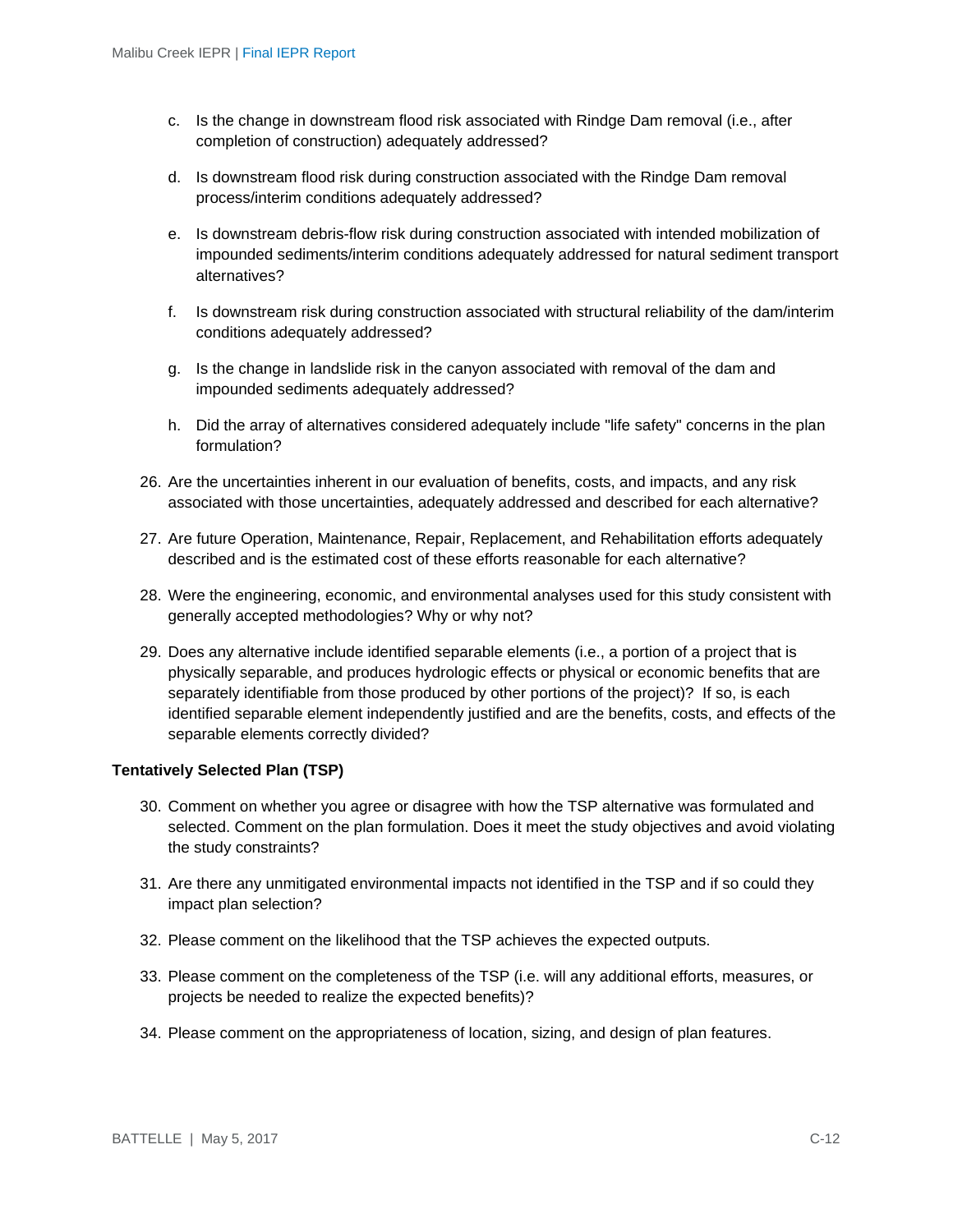c. Is the change in downstream flood risk associated with Rindge Dam removal (i.e., after completion of construction) adequately addressed?

d. Is downstream flood risk during construction associated with the Rindge Dam removal process/interim conditions adequately addressed?

e. Is downstream debris-flow risk during construction associated with intended mobilization of impounded sediments/interim conditions adequately addressed for natural sediment transport alternatives?

f. Is downstream risk during construction associated with structural reliability of the dam/interim conditions adequately addressed?

g. Is the change in landslide risk in the canyon associated with removal of the dam and impounded sediments adequately addressed?

h. Did the array of alternatives considered adequately include "life safety" concerns in the plan formulation?

26. Are the uncertainties inherent in our evaluation of benefits, costs, and impacts, and any risk associated with those uncertainties, adequately addressed and described for each alternative?

27. Are future Operation, Maintenance, Repair, Replacement, and Rehabilitation efforts adequately described and is the estimated cost of these efforts reasonable for each alternative?

28. Were the engineering, economic, and environmental analyses used for this study consistent with generally accepted methodologies? Why or why not?

29. Does any alternative include identified separable elements (i.e., a portion of a project that is physically separable, and produces hydrologic effects or physical or economic benefits that are separately identifiable from those produced by other portions of the project)? If so, is each identified separable element independently justified and are the benefits, costs, and effects of the separable elements correctly divided?

**Tentatively Selected Plan (TSP)**

30. Comment on whether you agree or disagree with how the TSP alternative was formulated and selected. Comment on the plan formulation. Does it meet the study objectives and avoid violating the study constraints?

31. Are there any unmitigated environmental impacts not identified in the TSP and if so could they impact plan selection?

32. Please comment on the likelihood that the TSP achieves the expected outputs.

33. Please comment on the completeness of the TSP (i.e. will any additional efforts, measures, or projects be needed to realize the expected benefits)?

34. Please comment on the appropriateness of location, sizing, and design of plan features.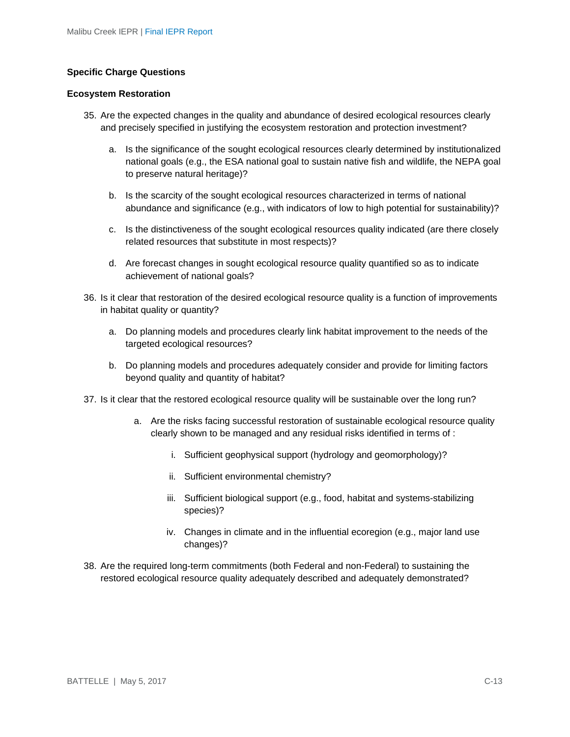**Specific Charge Questions**

**Ecosystem Restoration**

35. Are the expected changes in the quality and abundance of desired ecological resources clearly and precisely specified in justifying the ecosystem restoration and protection investment?

    a. Is the significance of the sought ecological resources clearly determined by institutionalized national goals (e.g., the ESA national goal to sustain native fish and wildlife, the NEPA goal to preserve natural heritage)?

    b. Is the scarcity of the sought ecological resources characterized in terms of national abundance and significance (e.g., with indicators of low to high potential for sustainability)?

    c. Is the distinctiveness of the sought ecological resources quality indicated (are there closely related resources that substitute in most respects)?

    d. Are forecast changes in sought ecological resource quality quantified so as to indicate achievement of national goals?

36. Is it clear that restoration of the desired ecological resource quality is a function of improvements in habitat quality or quantity?

    a. Do planning models and procedures clearly link habitat improvement to the needs of the targeted ecological resources?

    b. Do planning models and procedures adequately consider and provide for limiting factors beyond quality and quantity of habitat?

37. Is it clear that the restored ecological resource quality will be sustainable over the long run?

    a. Are the risks facing successful restoration of sustainable ecological resource quality clearly shown to be managed and any residual risks identified in terms of :

       i. Sufficient geophysical support (hydrology and geomorphology)?

       ii. Sufficient environmental chemistry?

       iii. Sufficient biological support (e.g., food, habitat and systems-stabilizing species)?

       iv. Changes in climate and in the influential ecoregion (e.g., major land use changes)?

38. Are the required long-term commitments (both Federal and non-Federal) to sustaining the restored ecological resource quality adequately described and adequately demonstrated?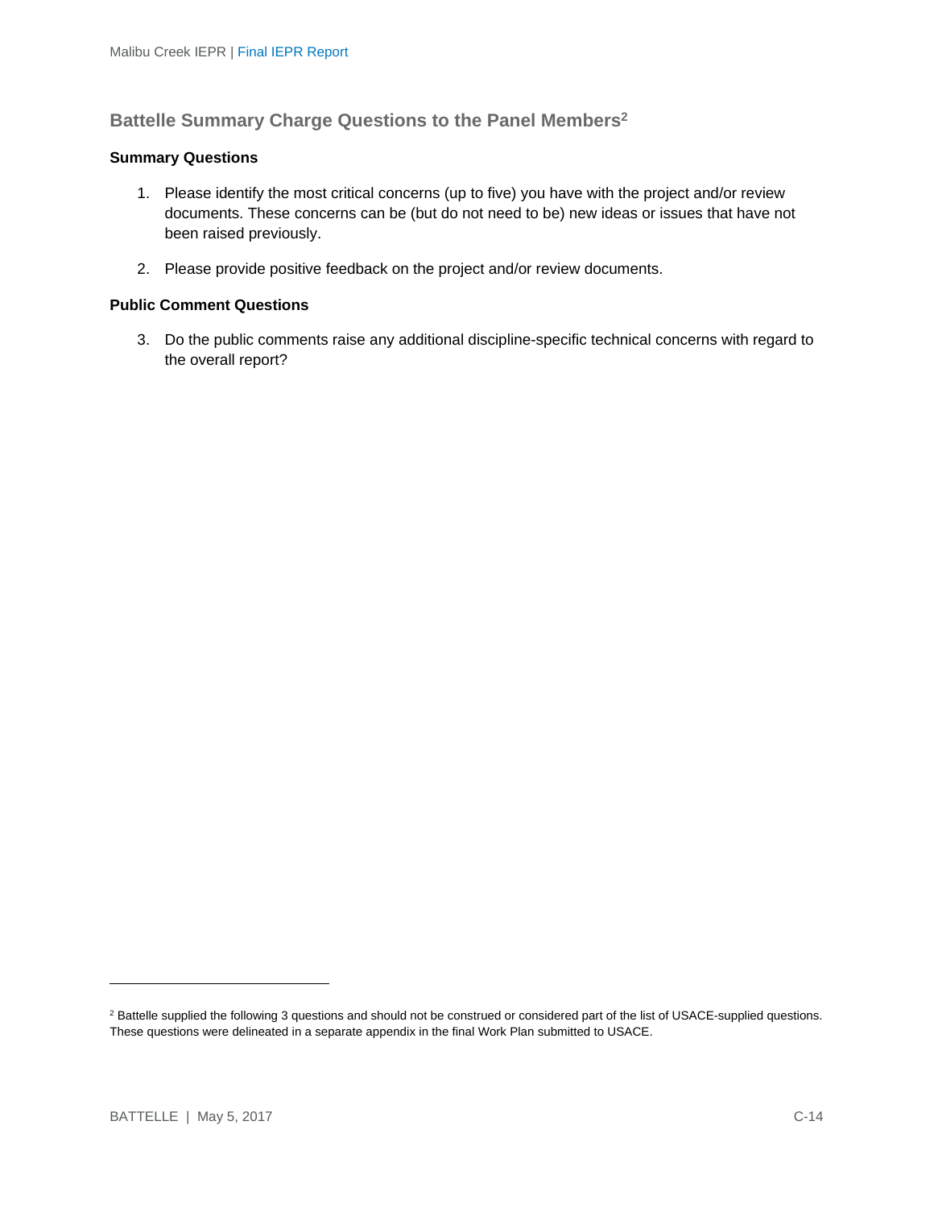## Battelle Summary Charge Questions to the Panel Members[2]

### Summary Questions

1. Please identify the most critical concerns (up to five) you have with the project and/or review documents. These concerns can be (but do not need to be) new ideas or issues that have not been raised previously.

2. Please provide positive feedback on the project and/or review documents.

### Public Comment Questions

3. Do the public comments raise any additional discipline-specific technical concerns with regard to the overall report?

[2] Battelle supplied the following 3 questions and should not be construed or considered part of the list of USACE-supplied questions. These questions were delineated in a separate appendix in the final Work Plan submitted to USACE.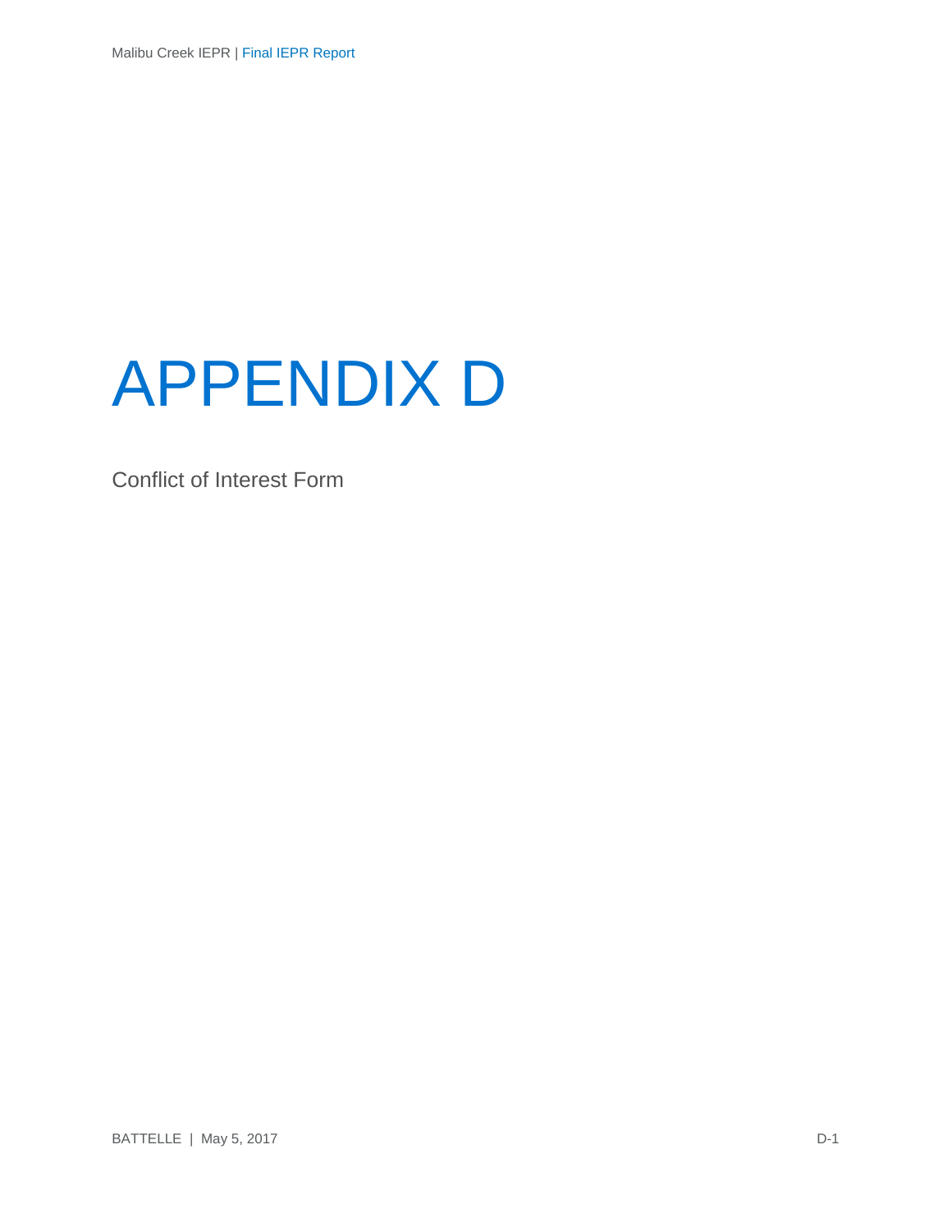# APPENDIX D

Conflict of Interest Form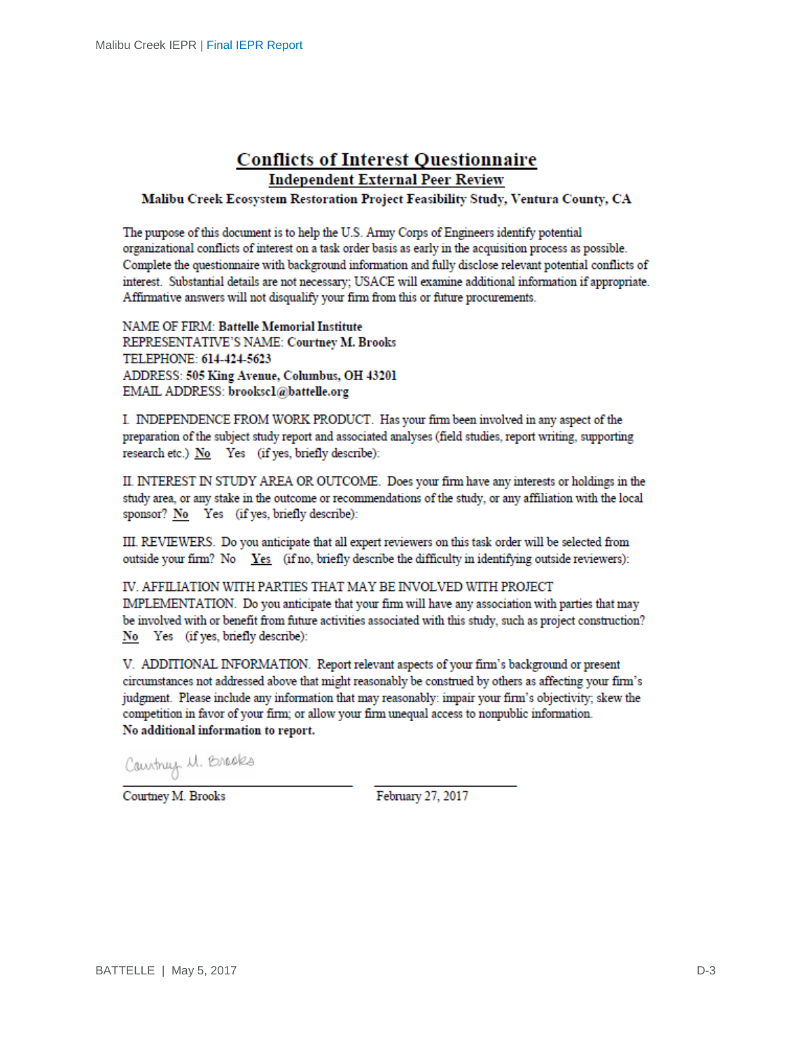# Conflicts of Interest Questionnaire

## Independent External Peer Review

### Malibu Creek Ecosystem Restoration Project Feasibility Study, Ventura County, CA

The purpose of this document is to help the U.S. Army Corps of Engineers identify potential organizational conflicts of interest on a task order basis as early in the acquisition process as possible. Complete the questionnaire with background information and fully disclose relevant potential conflicts of interest. Substantial details are not necessary; USACE will examine additional information if appropriate. Affirmative answers will not disqualify your firm from this or future procurements.

NAME OF FIRM: **Battelle Memorial Institute**
REPRESENTATIVE'S NAME: **Courtney M. Brooks**
TELEPHONE: **614-424-5623**
ADDRESS: **505 King Avenue, Columbus, OH 43201**
EMAIL ADDRESS: **brookscl@battelle.org**

I. INDEPENDENCE FROM WORK PRODUCT. Has your firm been involved in any aspect of the preparation of the subject study report and associated analyses (field studies, report writing, supporting research etc.) <u>No</u> Yes (if yes, briefly describe):

II. INTEREST IN STUDY AREA OR OUTCOME. Does your firm have any interests or holdings in the study area, or any stake in the outcome or recommendations of the study, or any affiliation with the local sponsor? <u>No</u> Yes (if yes, briefly describe):

III. REVIEWERS. Do you anticipate that all expert reviewers on this task order will be selected from outside your firm? No <u>Yes</u> (if no, briefly describe the difficulty in identifying outside reviewers):

IV. AFFILIATION WITH PARTIES THAT MAY BE INVOLVED WITH PROJECT IMPLEMENTATION. Do you anticipate that your firm will have any association with parties that may be involved with or benefit from future activities associated with this study, such as project construction? <u>No</u> Yes (if yes, briefly describe):

V. ADDITIONAL INFORMATION. Report relevant aspects of your firm's background or present circumstances not addressed above that might reasonably be construed by others as affecting your firm's judgment. Please include any information that may reasonably: impair your firm's objectivity; skew the competition in favor of your firm; or allow your firm unequal access to nonpublic information.
**No additional information to report.**

Courtney M. Brooks (signature)

Courtney M. Brooks — February 27, 2017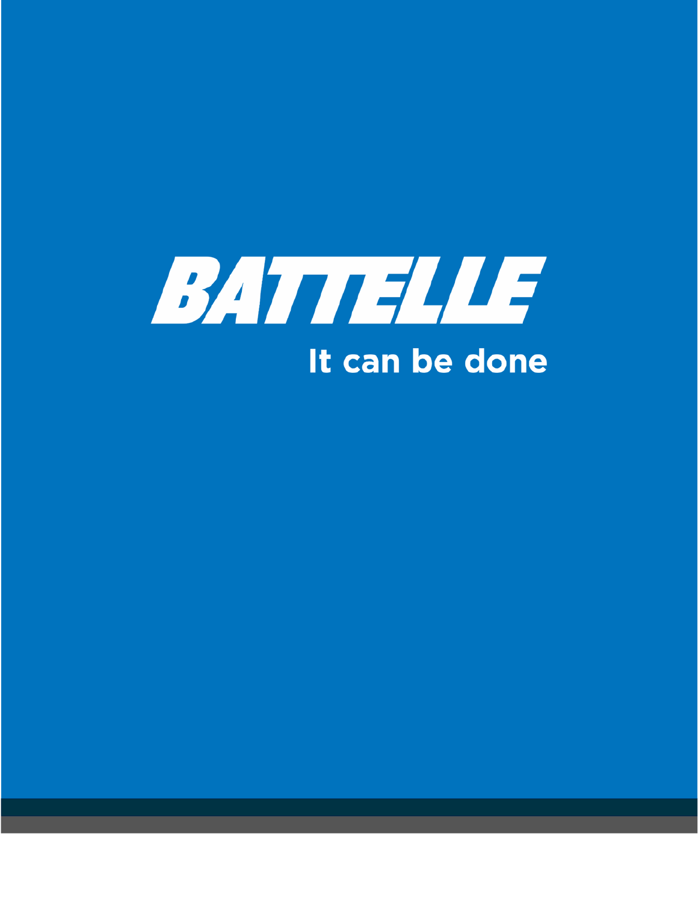BATTELLE

It can be done